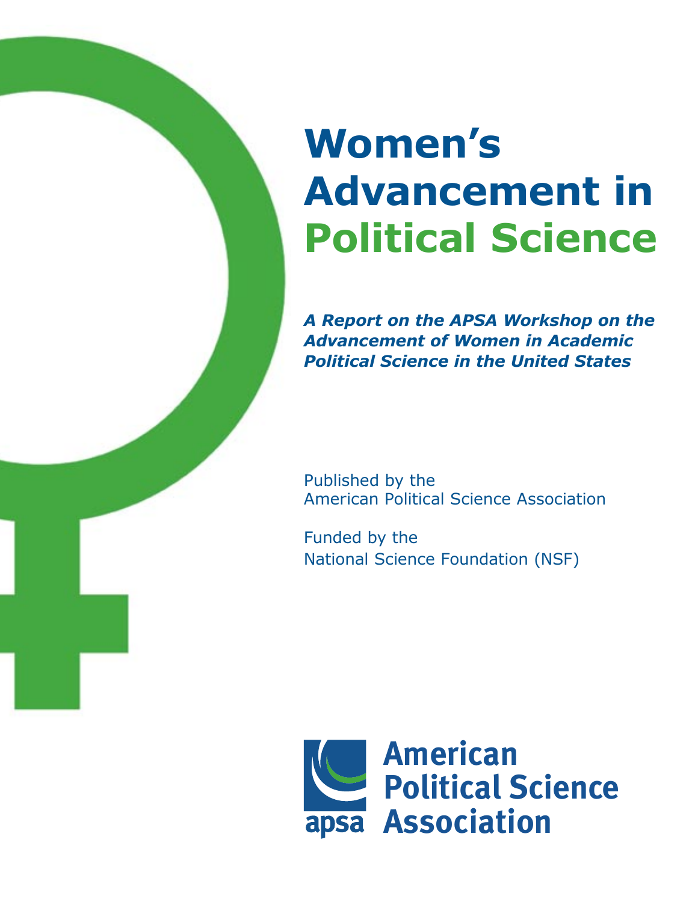# Women's Advancement in Political Science

***A Report on the APSA Workshop on the Advancement of Women in Academic Political Science in the United States***

Published by the
American Political Science Association

Funded by the
National Science Foundation (NSF)

apsa American Political Science Association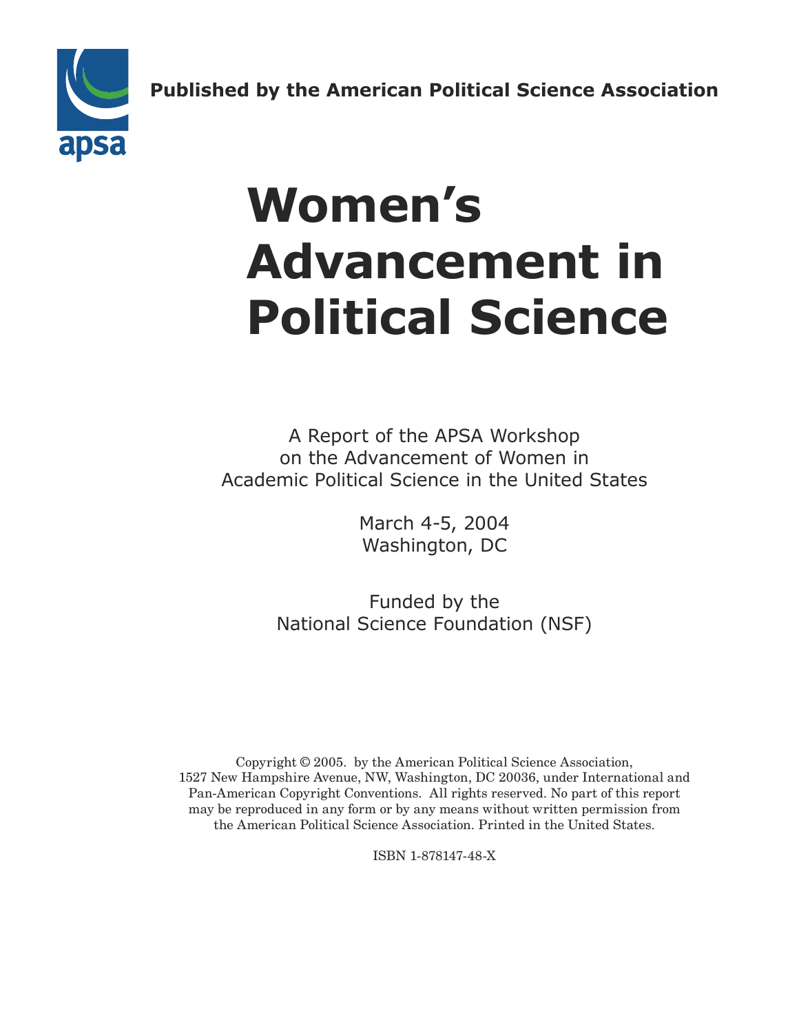**Published by the American Political Science Association**

# Women's Advancement in Political Science

A Report of the APSA Workshop
on the Advancement of Women in
Academic Political Science in the United States

March 4-5, 2004
Washington, DC

Funded by the
National Science Foundation (NSF)

Copyright © 2005. by the American Political Science Association,
1527 New Hampshire Avenue, NW, Washington, DC 20036, under International and
Pan-American Copyright Conventions. All rights reserved. No part of this report
may be reproduced in any form or by any means without written permission from
the American Political Science Association. Printed in the United States.

ISBN 1-878147-48-X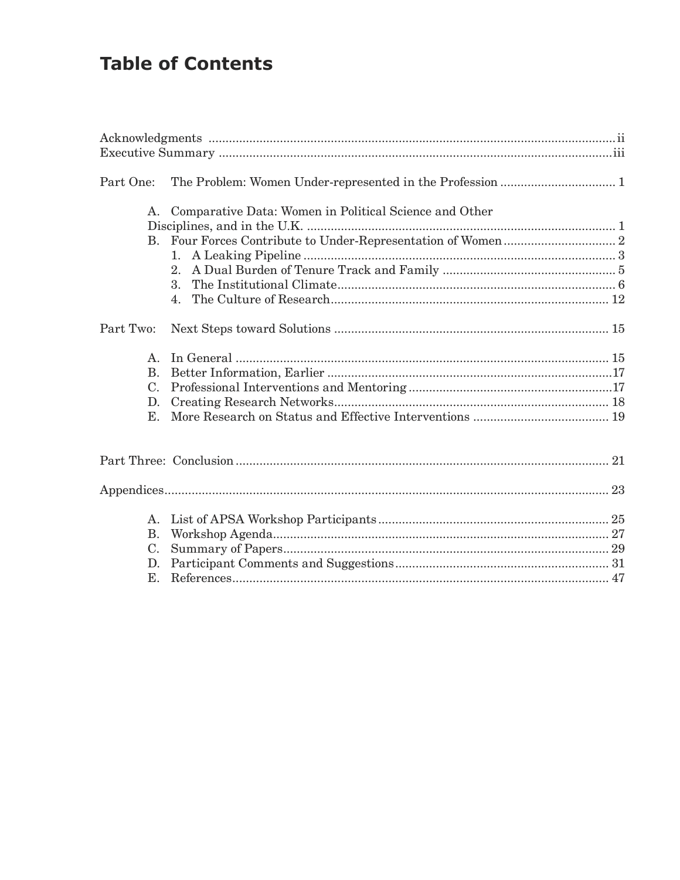# Table of Contents

Acknowledgments ........................................................................................................ ii
Executive Summary ..................................................................................................... iii

Part One: The Problem: Women Under-represented in the Profession .................................. 1

- A. Comparative Data: Women in Political Science and Other Disciplines, and in the U.K. .......................................................................................... 1
- B. Four Forces Contribute to Under-Representation of Women ................................. 2
  1. A Leaking Pipeline ........................................................................................... 3
  2. A Dual Burden of Tenure Track and Family .................................................. 5
  3. The Institutional Climate ................................................................................. 6
  4. The Culture of Research .................................................................................. 12

Part Two: Next Steps toward Solutions ................................................................................ 15

- A. In General ............................................................................................................. 15
- B. Better Information, Earlier ................................................................................... 17
- C. Professional Interventions and Mentoring ........................................................... 17
- D. Creating Research Networks ................................................................................ 18
- E. More Research on Status and Effective Interventions ........................................ 19

Part Three: Conclusion ........................................................................................................... 21

Appendices ............................................................................................................................... 23

- A. List of APSA Workshop Participants ................................................................... 25
- B. Workshop Agenda .................................................................................................. 27
- C. Summary of Papers ................................................................................................ 29
- D. Participant Comments and Suggestions ............................................................... 31
- E. References ............................................................................................................... 47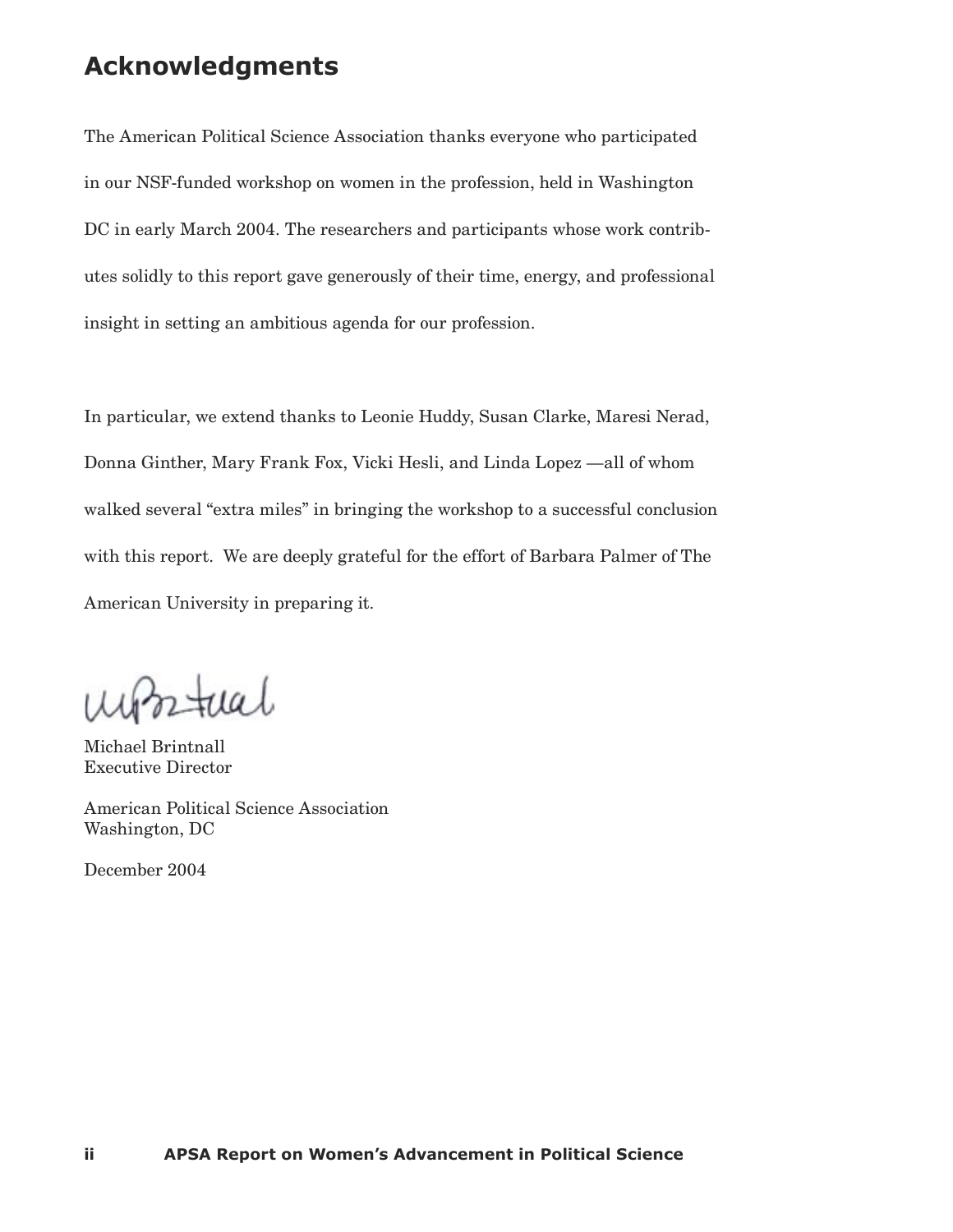## Acknowledgments

The American Political Science Association thanks everyone who participated in our NSF-funded workshop on women in the profession, held in Washington DC in early March 2004. The researchers and participants whose work contributes solidly to this report gave generously of their time, energy, and professional insight in setting an ambitious agenda for our profession.

In particular, we extend thanks to Leonie Huddy, Susan Clarke, Maresi Nerad, Donna Ginther, Mary Frank Fox, Vicki Hesli, and Linda Lopez —all of whom walked several "extra miles" in bringing the workshop to a successful conclusion with this report. We are deeply grateful for the effort of Barbara Palmer of The American University in preparing it.

Michael Brintnall
Executive Director

American Political Science Association
Washington, DC

December 2004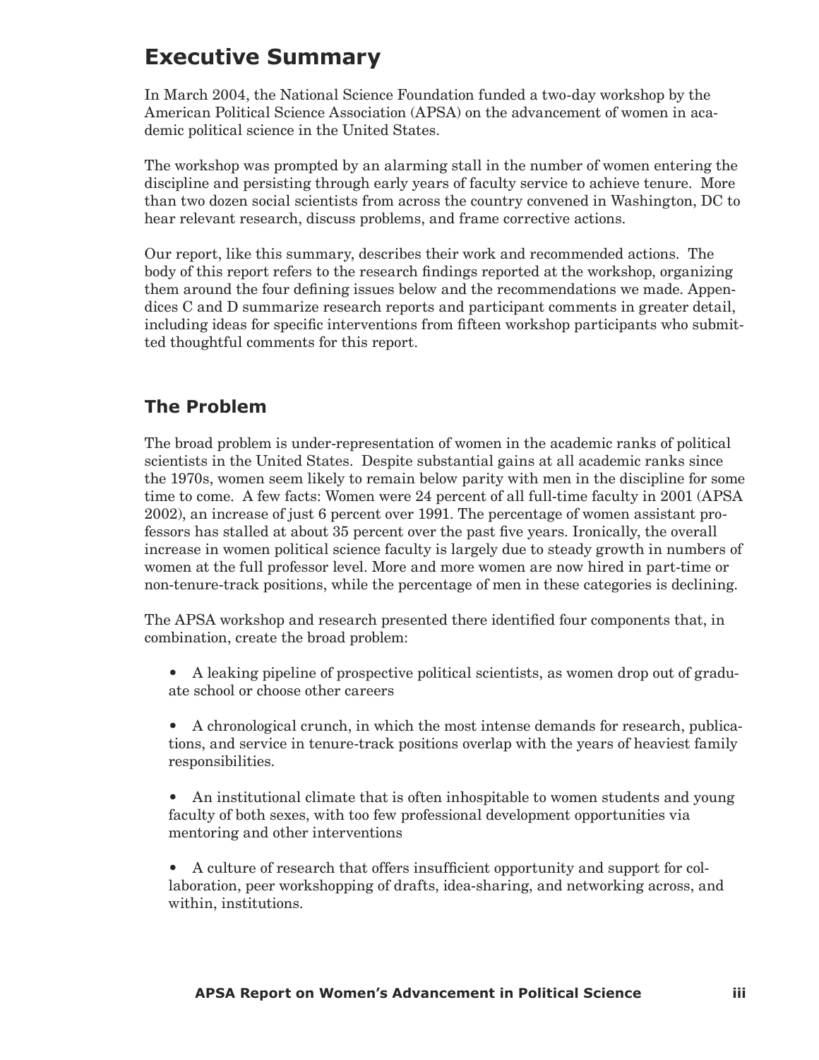# Executive Summary

In March 2004, the National Science Foundation funded a two-day workshop by the American Political Science Association (APSA) on the advancement of women in academic political science in the United States.

The workshop was prompted by an alarming stall in the number of women entering the discipline and persisting through early years of faculty service to achieve tenure. More than two dozen social scientists from across the country convened in Washington, DC to hear relevant research, discuss problems, and frame corrective actions.

Our report, like this summary, describes their work and recommended actions. The body of this report refers to the research findings reported at the workshop, organizing them around the four defining issues below and the recommendations we made. Appendices C and D summarize research reports and participant comments in greater detail, including ideas for specific interventions from fifteen workshop participants who submitted thoughtful comments for this report.

## The Problem

The broad problem is under-representation of women in the academic ranks of political scientists in the United States. Despite substantial gains at all academic ranks since the 1970s, women seem likely to remain below parity with men in the discipline for some time to come. A few facts: Women were 24 percent of all full-time faculty in 2001 (APSA 2002), an increase of just 6 percent over 1991. The percentage of women assistant professors has stalled at about 35 percent over the past five years. Ironically, the overall increase in women political science faculty is largely due to steady growth in numbers of women at the full professor level. More and more women are now hired in part-time or non-tenure-track positions, while the percentage of men in these categories is declining.

The APSA workshop and research presented there identified four components that, in combination, create the broad problem:

- A leaking pipeline of prospective political scientists, as women drop out of graduate school or choose other careers
- A chronological crunch, in which the most intense demands for research, publications, and service in tenure-track positions overlap with the years of heaviest family responsibilities.
- An institutional climate that is often inhospitable to women students and young faculty of both sexes, with too few professional development opportunities via mentoring and other interventions
- A culture of research that offers insufficient opportunity and support for collaboration, peer workshopping of drafts, idea-sharing, and networking across, and within, institutions.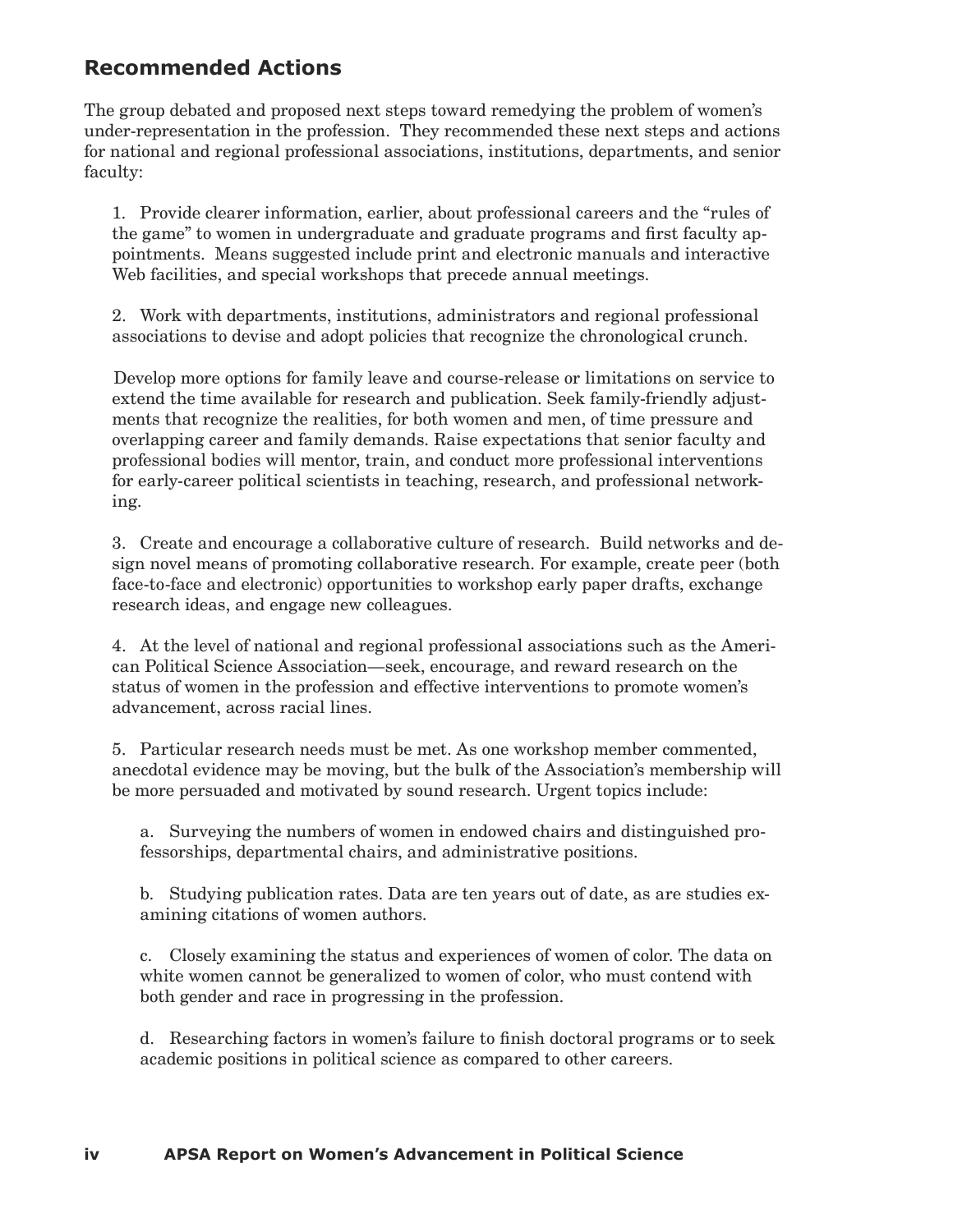## Recommended Actions

The group debated and proposed next steps toward remedying the problem of women's under-representation in the profession. They recommended these next steps and actions for national and regional professional associations, institutions, departments, and senior faculty:

1. Provide clearer information, earlier, about professional careers and the "rules of the game" to women in undergraduate and graduate programs and first faculty appointments. Means suggested include print and electronic manuals and interactive Web facilities, and special workshops that precede annual meetings.

2. Work with departments, institutions, administrators and regional professional associations to devise and adopt policies that recognize the chronological crunch.

   Develop more options for family leave and course-release or limitations on service to extend the time available for research and publication. Seek family-friendly adjustments that recognize the realities, for both women and men, of time pressure and overlapping career and family demands. Raise expectations that senior faculty and professional bodies will mentor, train, and conduct more professional interventions for early-career political scientists in teaching, research, and professional networking.

3. Create and encourage a collaborative culture of research. Build networks and design novel means of promoting collaborative research. For example, create peer (both face-to-face and electronic) opportunities to workshop early paper drafts, exchange research ideas, and engage new colleagues.

4. At the level of national and regional professional associations such as the American Political Science Association—seek, encourage, and reward research on the status of women in the profession and effective interventions to promote women's advancement, across racial lines.

5. Particular research needs must be met. As one workshop member commented, anecdotal evidence may be moving, but the bulk of the Association's membership will be more persuaded and motivated by sound research. Urgent topics include:

   a. Surveying the numbers of women in endowed chairs and distinguished professorships, departmental chairs, and administrative positions.

   b. Studying publication rates. Data are ten years out of date, as are studies examining citations of women authors.

   c. Closely examining the status and experiences of women of color. The data on white women cannot be generalized to women of color, who must contend with both gender and race in progressing in the profession.

   d. Researching factors in women's failure to finish doctoral programs or to seek academic positions in political science as compared to other careers.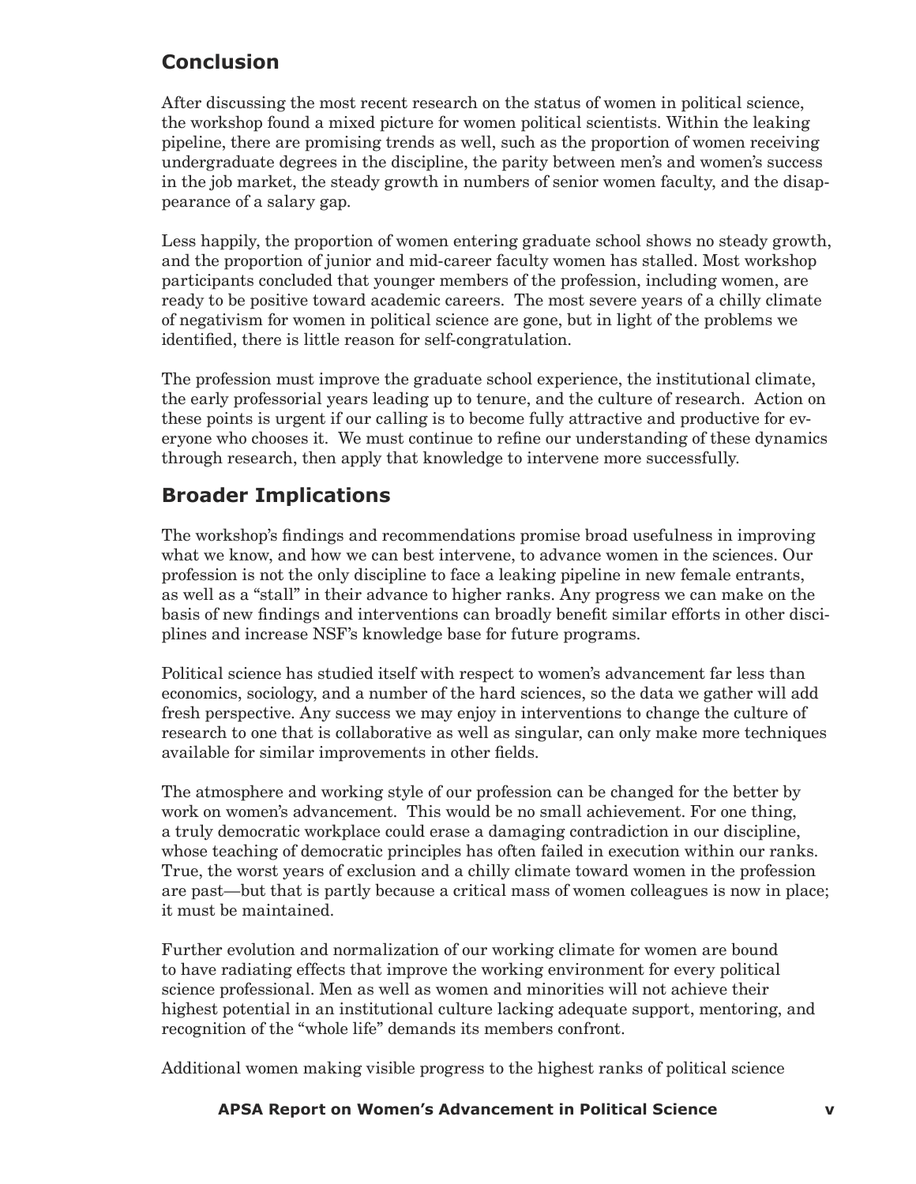## Conclusion

After discussing the most recent research on the status of women in political science, the workshop found a mixed picture for women political scientists. Within the leaking pipeline, there are promising trends as well, such as the proportion of women receiving undergraduate degrees in the discipline, the parity between men's and women's success in the job market, the steady growth in numbers of senior women faculty, and the disappearance of a salary gap.

Less happily, the proportion of women entering graduate school shows no steady growth, and the proportion of junior and mid-career faculty women has stalled. Most workshop participants concluded that younger members of the profession, including women, are ready to be positive toward academic careers. The most severe years of a chilly climate of negativism for women in political science are gone, but in light of the problems we identified, there is little reason for self-congratulation.

The profession must improve the graduate school experience, the institutional climate, the early professorial years leading up to tenure, and the culture of research. Action on these points is urgent if our calling is to become fully attractive and productive for everyone who chooses it. We must continue to refine our understanding of these dynamics through research, then apply that knowledge to intervene more successfully.

## Broader Implications

The workshop's findings and recommendations promise broad usefulness in improving what we know, and how we can best intervene, to advance women in the sciences. Our profession is not the only discipline to face a leaking pipeline in new female entrants, as well as a "stall" in their advance to higher ranks. Any progress we can make on the basis of new findings and interventions can broadly benefit similar efforts in other disciplines and increase NSF's knowledge base for future programs.

Political science has studied itself with respect to women's advancement far less than economics, sociology, and a number of the hard sciences, so the data we gather will add fresh perspective. Any success we may enjoy in interventions to change the culture of research to one that is collaborative as well as singular, can only make more techniques available for similar improvements in other fields.

The atmosphere and working style of our profession can be changed for the better by work on women's advancement. This would be no small achievement. For one thing, a truly democratic workplace could erase a damaging contradiction in our discipline, whose teaching of democratic principles has often failed in execution within our ranks. True, the worst years of exclusion and a chilly climate toward women in the profession are past—but that is partly because a critical mass of women colleagues is now in place; it must be maintained.

Further evolution and normalization of our working climate for women are bound to have radiating effects that improve the working environment for every political science professional. Men as well as women and minorities will not achieve their highest potential in an institutional culture lacking adequate support, mentoring, and recognition of the "whole life" demands its members confront.

Additional women making visible progress to the highest ranks of political science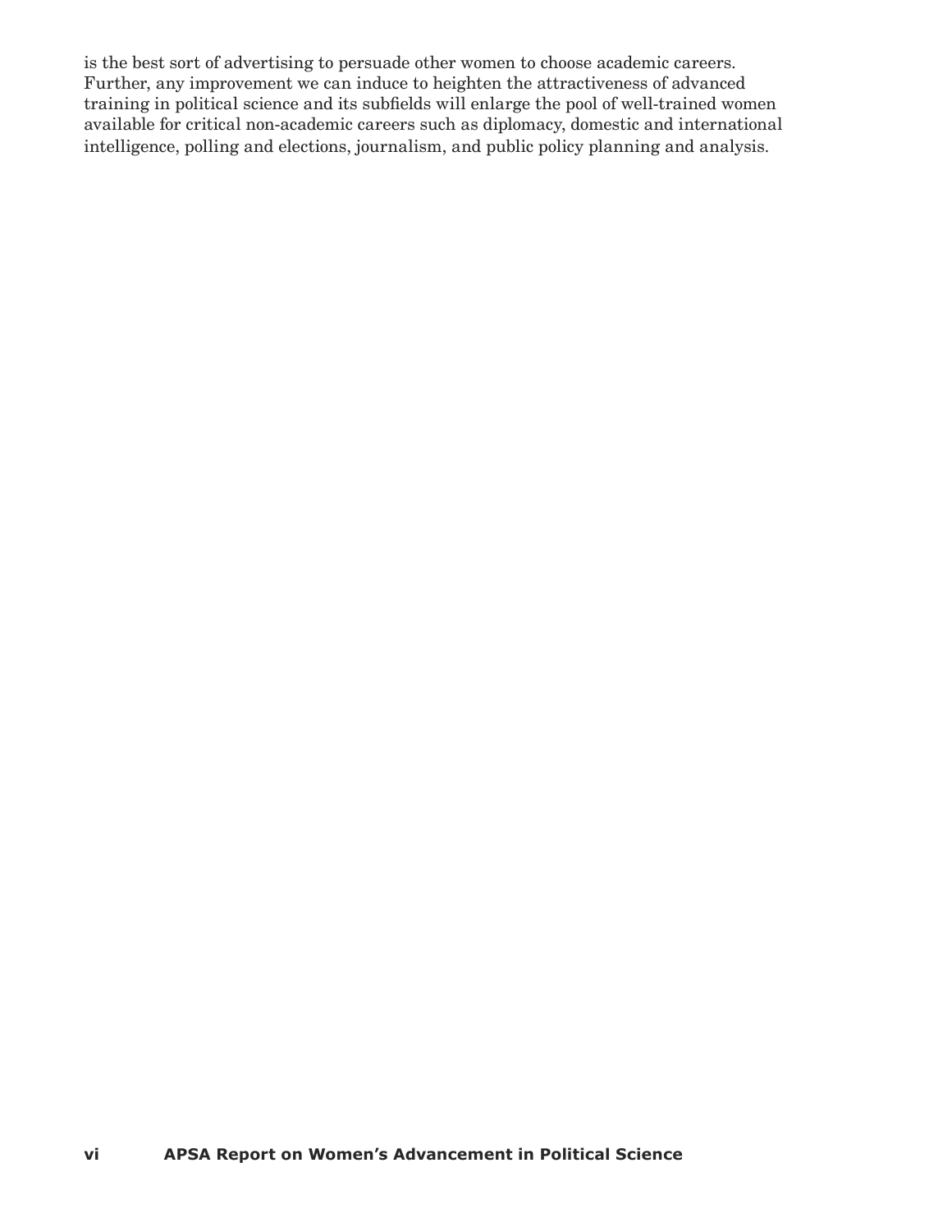is the best sort of advertising to persuade other women to choose academic careers. Further, any improvement we can induce to heighten the attractiveness of advanced training in political science and its subfields will enlarge the pool of well-trained women available for critical non-academic careers such as diplomacy, domestic and international intelligence, polling and elections, journalism, and public policy planning and analysis.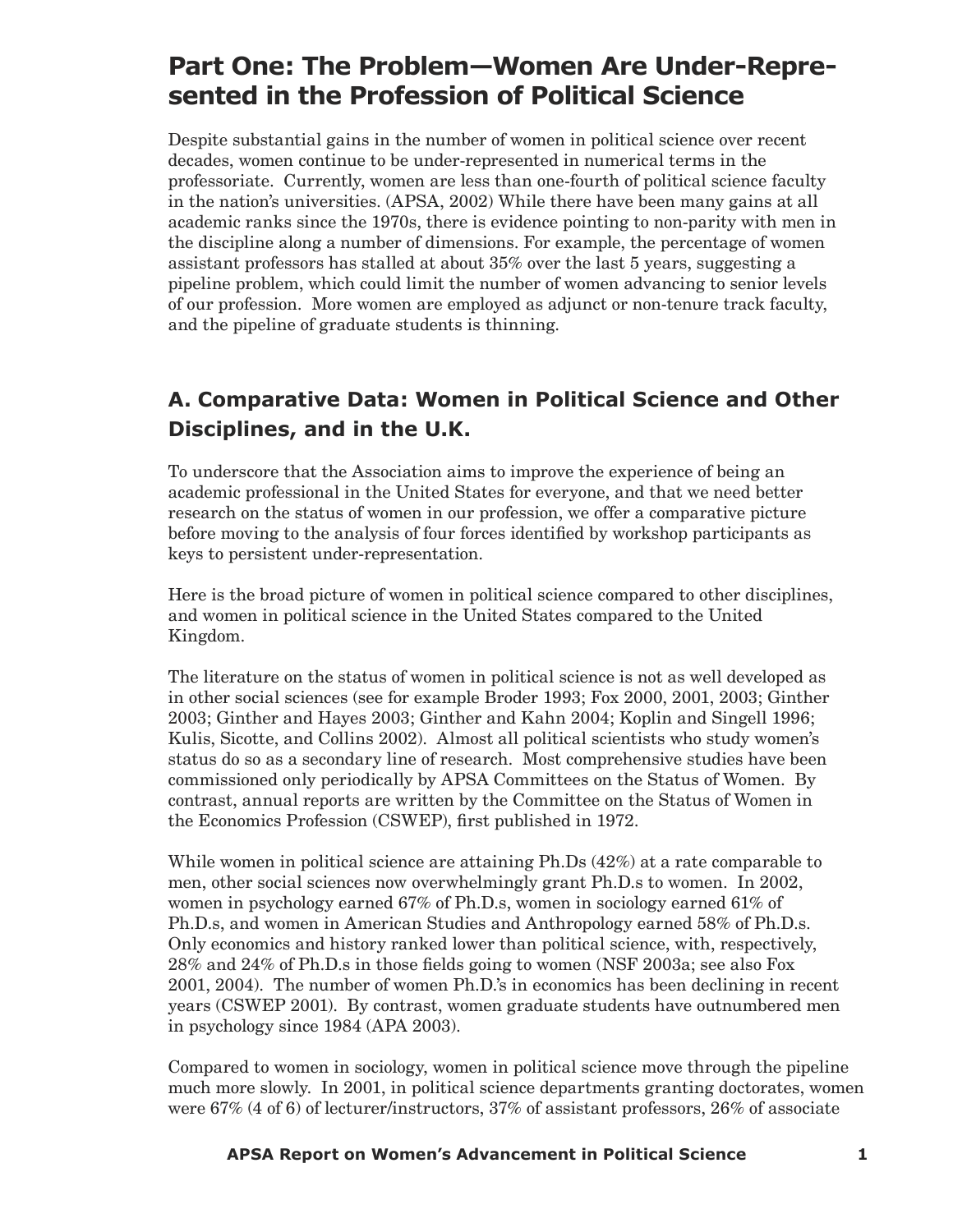# Part One: The Problem—Women Are Under-Represented in the Profession of Political Science

Despite substantial gains in the number of women in political science over recent decades, women continue to be under-represented in numerical terms in the professoriate. Currently, women are less than one-fourth of political science faculty in the nation's universities. (APSA, 2002) While there have been many gains at all academic ranks since the 1970s, there is evidence pointing to non-parity with men in the discipline along a number of dimensions. For example, the percentage of women assistant professors has stalled at about 35% over the last 5 years, suggesting a pipeline problem, which could limit the number of women advancing to senior levels of our profession. More women are employed as adjunct or non-tenure track faculty, and the pipeline of graduate students is thinning.

## A. Comparative Data: Women in Political Science and Other Disciplines, and in the U.K.

To underscore that the Association aims to improve the experience of being an academic professional in the United States for everyone, and that we need better research on the status of women in our profession, we offer a comparative picture before moving to the analysis of four forces identified by workshop participants as keys to persistent under-representation.

Here is the broad picture of women in political science compared to other disciplines, and women in political science in the United States compared to the United Kingdom.

The literature on the status of women in political science is not as well developed as in other social sciences (see for example Broder 1993; Fox 2000, 2001, 2003; Ginther 2003; Ginther and Hayes 2003; Ginther and Kahn 2004; Koplin and Singell 1996; Kulis, Sicotte, and Collins 2002). Almost all political scientists who study women's status do so as a secondary line of research. Most comprehensive studies have been commissioned only periodically by APSA Committees on the Status of Women. By contrast, annual reports are written by the Committee on the Status of Women in the Economics Profession (CSWEP), first published in 1972.

While women in political science are attaining Ph.Ds (42%) at a rate comparable to men, other social sciences now overwhelmingly grant Ph.D.s to women. In 2002, women in psychology earned 67% of Ph.D.s, women in sociology earned 61% of Ph.D.s, and women in American Studies and Anthropology earned 58% of Ph.D.s. Only economics and history ranked lower than political science, with, respectively, 28% and 24% of Ph.D.s in those fields going to women (NSF 2003a; see also Fox 2001, 2004). The number of women Ph.D.'s in economics has been declining in recent years (CSWEP 2001). By contrast, women graduate students have outnumbered men in psychology since 1984 (APA 2003).

Compared to women in sociology, women in political science move through the pipeline much more slowly. In 2001, in political science departments granting doctorates, women were 67% (4 of 6) of lecturer/instructors, 37% of assistant professors, 26% of associate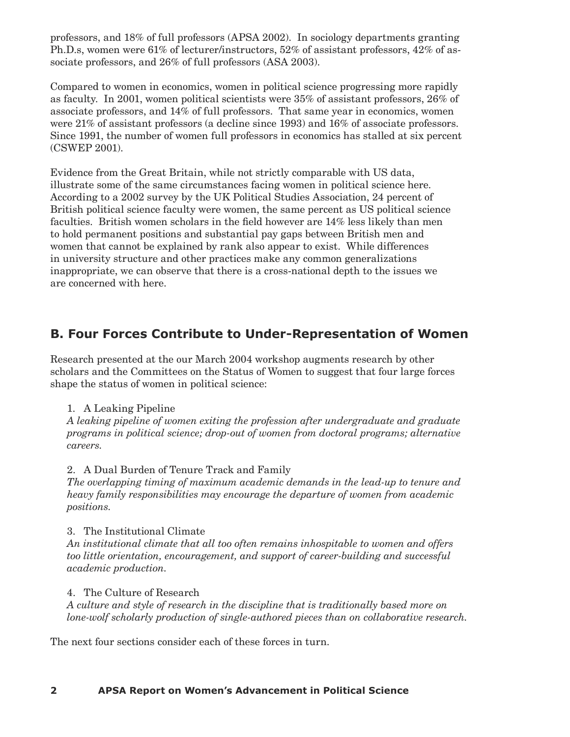professors, and 18% of full professors (APSA 2002). In sociology departments granting Ph.D.s, women were 61% of lecturer/instructors, 52% of assistant professors, 42% of associate professors, and 26% of full professors (ASA 2003).

Compared to women in economics, women in political science progressing more rapidly as faculty. In 2001, women political scientists were 35% of assistant professors, 26% of associate professors, and 14% of full professors. That same year in economics, women were 21% of assistant professors (a decline since 1993) and 16% of associate professors. Since 1991, the number of women full professors in economics has stalled at six percent (CSWEP 2001).

Evidence from the Great Britain, while not strictly comparable with US data, illustrate some of the same circumstances facing women in political science here. According to a 2002 survey by the UK Political Studies Association, 24 percent of British political science faculty were women, the same percent as US political science faculties. British women scholars in the field however are 14% less likely than men to hold permanent positions and substantial pay gaps between British men and women that cannot be explained by rank also appear to exist. While differences in university structure and other practices make any common generalizations inappropriate, we can observe that there is a cross-national depth to the issues we are concerned with here.

## B. Four Forces Contribute to Under-Representation of Women

Research presented at the our March 2004 workshop augments research by other scholars and the Committees on the Status of Women to suggest that four large forces shape the status of women in political science:

1. A Leaking Pipeline
   *A leaking pipeline of women exiting the profession after undergraduate and graduate programs in political science; drop-out of women from doctoral programs; alternative careers.*

2. A Dual Burden of Tenure Track and Family
   *The overlapping timing of maximum academic demands in the lead-up to tenure and heavy family responsibilities may encourage the departure of women from academic positions.*

3. The Institutional Climate
   *An institutional climate that all too often remains inhospitable to women and offers too little orientation, encouragement, and support of career-building and successful academic production.*

4. The Culture of Research
   *A culture and style of research in the discipline that is traditionally based more on lone-wolf scholarly production of single-authored pieces than on collaborative research.*

The next four sections consider each of these forces in turn.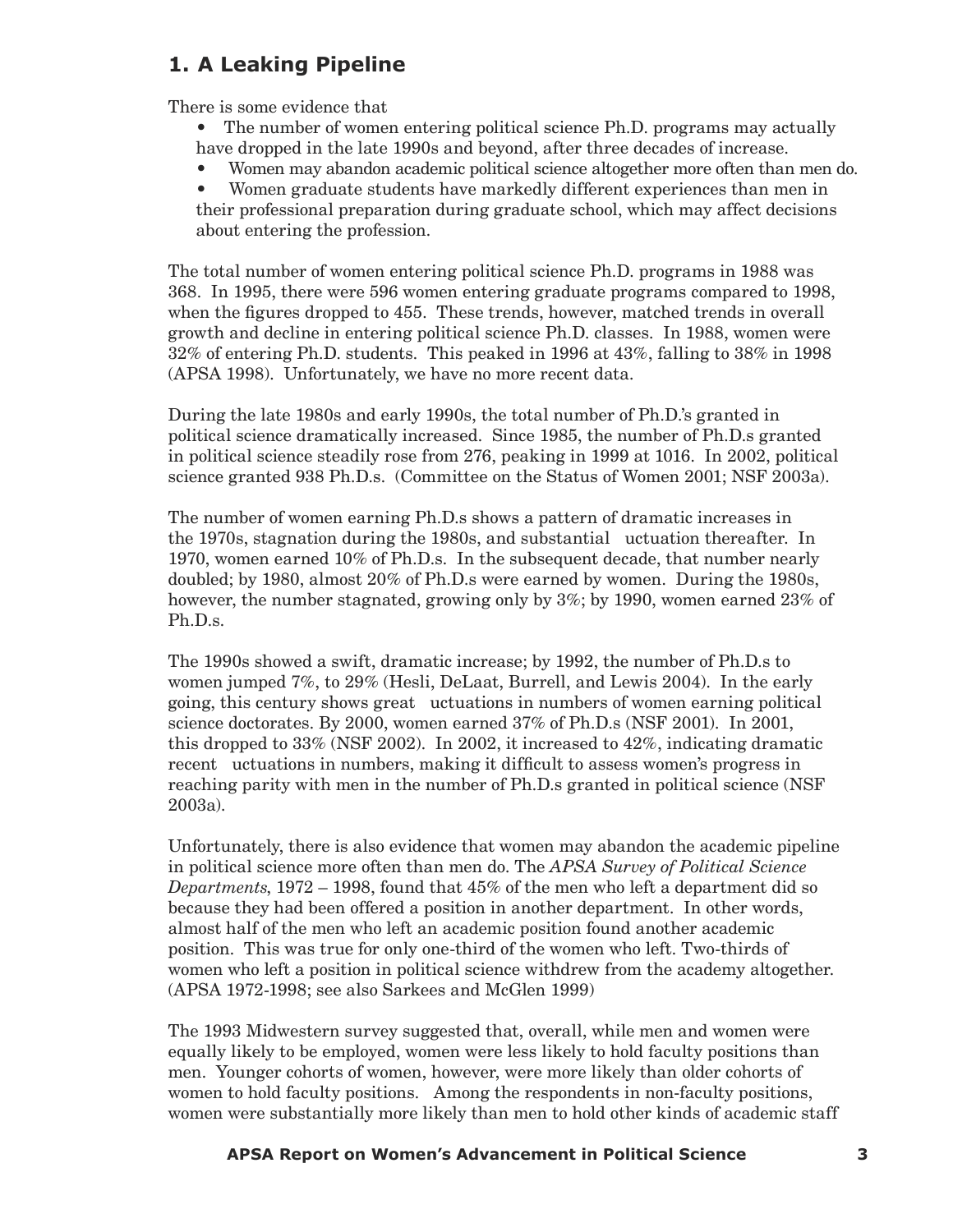## 1. A Leaking Pipeline

There is some evidence that

- The number of women entering political science Ph.D. programs may actually have dropped in the late 1990s and beyond, after three decades of increase.
- Women may abandon academic political science altogether more often than men do.
- Women graduate students have markedly different experiences than men in their professional preparation during graduate school, which may affect decisions about entering the profession.

The total number of women entering political science Ph.D. programs in 1988 was 368. In 1995, there were 596 women entering graduate programs compared to 1998, when the figures dropped to 455. These trends, however, matched trends in overall growth and decline in entering political science Ph.D. classes. In 1988, women were 32% of entering Ph.D. students. This peaked in 1996 at 43%, falling to 38% in 1998 (APSA 1998). Unfortunately, we have no more recent data.

During the late 1980s and early 1990s, the total number of Ph.D.'s granted in political science dramatically increased. Since 1985, the number of Ph.D.s granted in political science steadily rose from 276, peaking in 1999 at 1016. In 2002, political science granted 938 Ph.D.s. (Committee on the Status of Women 2001; NSF 2003a).

The number of women earning Ph.D.s shows a pattern of dramatic increases in the 1970s, stagnation during the 1980s, and substantial uctuation thereafter. In 1970, women earned 10% of Ph.D.s. In the subsequent decade, that number nearly doubled; by 1980, almost 20% of Ph.D.s were earned by women. During the 1980s, however, the number stagnated, growing only by 3%; by 1990, women earned 23% of Ph.D.s.

The 1990s showed a swift, dramatic increase; by 1992, the number of Ph.D.s to women jumped 7%, to 29% (Hesli, DeLaat, Burrell, and Lewis 2004). In the early going, this century shows great uctuations in numbers of women earning political science doctorates. By 2000, women earned 37% of Ph.D.s (NSF 2001). In 2001, this dropped to 33% (NSF 2002). In 2002, it increased to 42%, indicating dramatic recent uctuations in numbers, making it difficult to assess women's progress in reaching parity with men in the number of Ph.D.s granted in political science (NSF 2003a).

Unfortunately, there is also evidence that women may abandon the academic pipeline in political science more often than men do. The *APSA Survey of Political Science Departments*, 1972 – 1998, found that 45% of the men who left a department did so because they had been offered a position in another department. In other words, almost half of the men who left an academic position found another academic position. This was true for only one-third of the women who left. Two-thirds of women who left a position in political science withdrew from the academy altogether. (APSA 1972-1998; see also Sarkees and McGlen 1999)

The 1993 Midwestern survey suggested that, overall, while men and women were equally likely to be employed, women were less likely to hold faculty positions than men. Younger cohorts of women, however, were more likely than older cohorts of women to hold faculty positions. Among the respondents in non-faculty positions, women were substantially more likely than men to hold other kinds of academic staff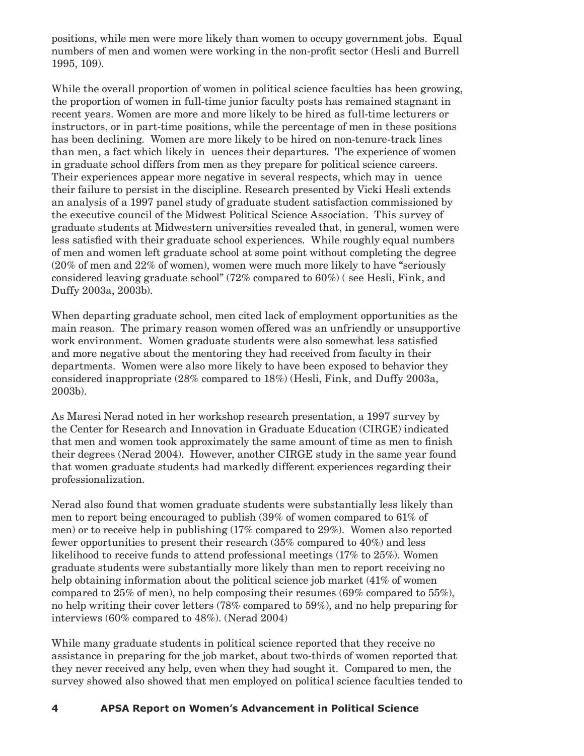positions, while men were more likely than women to occupy government jobs. Equal numbers of men and women were working in the non-profit sector (Hesli and Burrell 1995, 109).

While the overall proportion of women in political science faculties has been growing, the proportion of women in full-time junior faculty posts has remained stagnant in recent years. Women are more and more likely to be hired as full-time lecturers or instructors, or in part-time positions, while the percentage of men in these positions has been declining. Women are more likely to be hired on non-tenure-track lines than men, a fact which likely in uences their departures. The experience of women in graduate school differs from men as they prepare for political science careers. Their experiences appear more negative in several respects, which may in uence their failure to persist in the discipline. Research presented by Vicki Hesli extends an analysis of a 1997 panel study of graduate student satisfaction commissioned by the executive council of the Midwest Political Science Association. This survey of graduate students at Midwestern universities revealed that, in general, women were less satisfied with their graduate school experiences. While roughly equal numbers of men and women left graduate school at some point without completing the degree (20% of men and 22% of women), women were much more likely to have "seriously considered leaving graduate school" (72% compared to 60%) ( see Hesli, Fink, and Duffy 2003a, 2003b).

When departing graduate school, men cited lack of employment opportunities as the main reason. The primary reason women offered was an unfriendly or unsupportive work environment. Women graduate students were also somewhat less satisfied and more negative about the mentoring they had received from faculty in their departments. Women were also more likely to have been exposed to behavior they considered inappropriate (28% compared to 18%) (Hesli, Fink, and Duffy 2003a, 2003b).

As Maresi Nerad noted in her workshop research presentation, a 1997 survey by the Center for Research and Innovation in Graduate Education (CIRGE) indicated that men and women took approximately the same amount of time as men to finish their degrees (Nerad 2004). However, another CIRGE study in the same year found that women graduate students had markedly different experiences regarding their professionalization.

Nerad also found that women graduate students were substantially less likely than men to report being encouraged to publish (39% of women compared to 61% of men) or to receive help in publishing (17% compared to 29%). Women also reported fewer opportunities to present their research (35% compared to 40%) and less likelihood to receive funds to attend professional meetings (17% to 25%). Women graduate students were substantially more likely than men to report receiving no help obtaining information about the political science job market (41% of women compared to 25% of men), no help composing their resumes (69% compared to 55%), no help writing their cover letters (78% compared to 59%), and no help preparing for interviews (60% compared to 48%). (Nerad 2004)

While many graduate students in political science reported that they receive no assistance in preparing for the job market, about two-thirds of women reported that they never received any help, even when they had sought it. Compared to men, the survey showed also showed that men employed on political science faculties tended to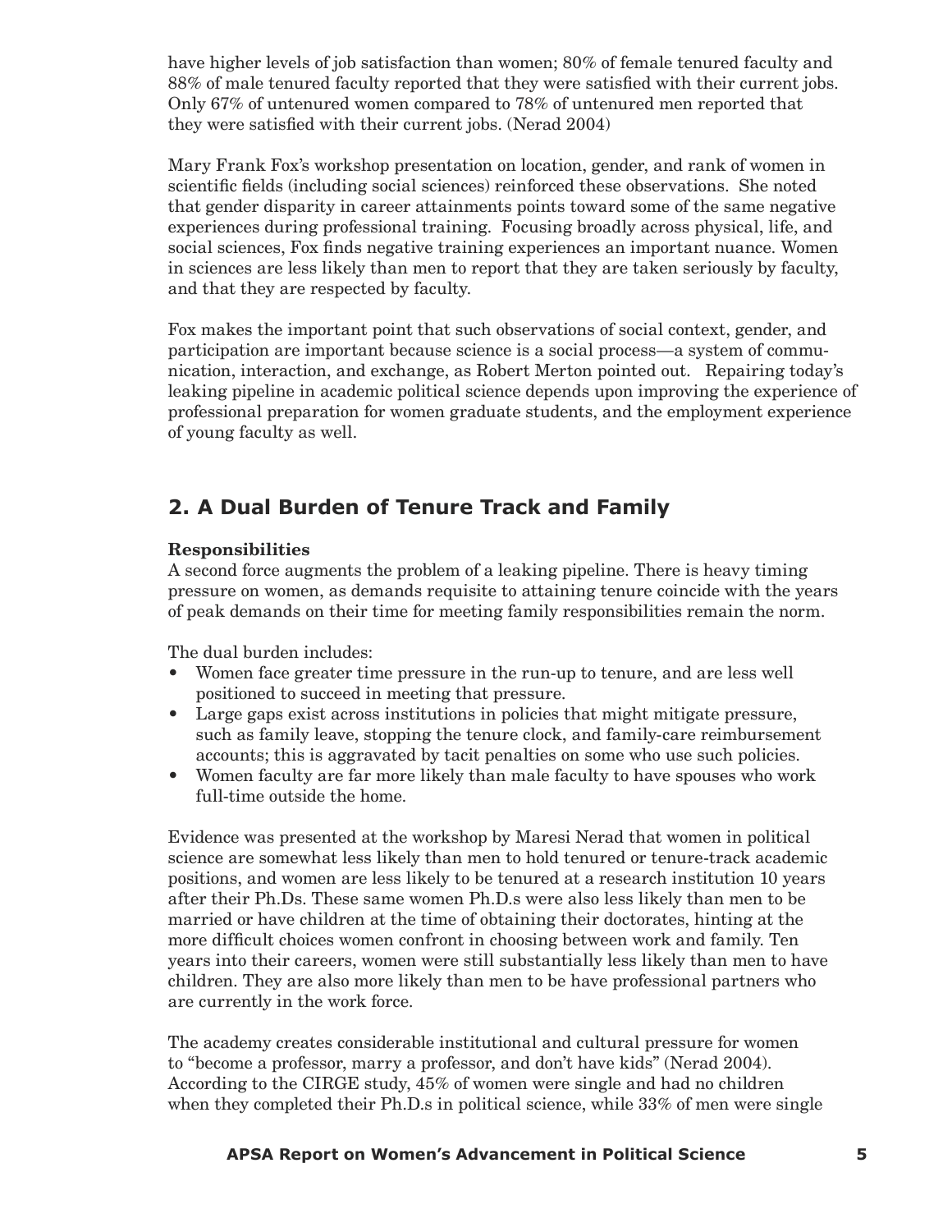have higher levels of job satisfaction than women; 80% of female tenured faculty and 88% of male tenured faculty reported that they were satisfied with their current jobs. Only 67% of untenured women compared to 78% of untenured men reported that they were satisfied with their current jobs. (Nerad 2004)

Mary Frank Fox's workshop presentation on location, gender, and rank of women in scientific fields (including social sciences) reinforced these observations. She noted that gender disparity in career attainments points toward some of the same negative experiences during professional training. Focusing broadly across physical, life, and social sciences, Fox finds negative training experiences an important nuance. Women in sciences are less likely than men to report that they are taken seriously by faculty, and that they are respected by faculty.

Fox makes the important point that such observations of social context, gender, and participation are important because science is a social process—a system of communication, interaction, and exchange, as Robert Merton pointed out. Repairing today's leaking pipeline in academic political science depends upon improving the experience of professional preparation for women graduate students, and the employment experience of young faculty as well.

## 2. A Dual Burden of Tenure Track and Family

**Responsibilities**

A second force augments the problem of a leaking pipeline. There is heavy timing pressure on women, as demands requisite to attaining tenure coincide with the years of peak demands on their time for meeting family responsibilities remain the norm.

The dual burden includes:

- Women face greater time pressure in the run-up to tenure, and are less well positioned to succeed in meeting that pressure.
- Large gaps exist across institutions in policies that might mitigate pressure, such as family leave, stopping the tenure clock, and family-care reimbursement accounts; this is aggravated by tacit penalties on some who use such policies.
- Women faculty are far more likely than male faculty to have spouses who work full-time outside the home.

Evidence was presented at the workshop by Maresi Nerad that women in political science are somewhat less likely than men to hold tenured or tenure-track academic positions, and women are less likely to be tenured at a research institution 10 years after their Ph.Ds. These same women Ph.D.s were also less likely than men to be married or have children at the time of obtaining their doctorates, hinting at the more difficult choices women confront in choosing between work and family. Ten years into their careers, women were still substantially less likely than men to have children. They are also more likely than men to be have professional partners who are currently in the work force.

The academy creates considerable institutional and cultural pressure for women to "become a professor, marry a professor, and don't have kids" (Nerad 2004). According to the CIRGE study, 45% of women were single and had no children when they completed their Ph.D.s in political science, while 33% of men were single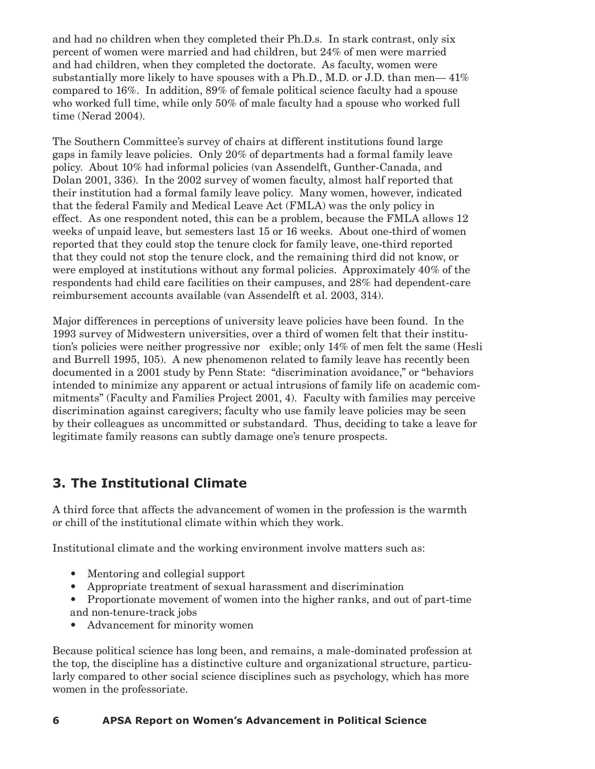and had no children when they completed their Ph.D.s. In stark contrast, only six percent of women were married and had children, but 24% of men were married and had children, when they completed the doctorate. As faculty, women were substantially more likely to have spouses with a Ph.D., M.D. or J.D. than men— 41% compared to 16%. In addition, 89% of female political science faculty had a spouse who worked full time, while only 50% of male faculty had a spouse who worked full time (Nerad 2004).

The Southern Committee's survey of chairs at different institutions found large gaps in family leave policies. Only 20% of departments had a formal family leave policy. About 10% had informal policies (van Assendelft, Gunther-Canada, and Dolan 2001, 336). In the 2002 survey of women faculty, almost half reported that their institution had a formal family leave policy. Many women, however, indicated that the federal Family and Medical Leave Act (FMLA) was the only policy in effect. As one respondent noted, this can be a problem, because the FMLA allows 12 weeks of unpaid leave, but semesters last 15 or 16 weeks. About one-third of women reported that they could stop the tenure clock for family leave, one-third reported that they could not stop the tenure clock, and the remaining third did not know, or were employed at institutions without any formal policies. Approximately 40% of the respondents had child care facilities on their campuses, and 28% had dependent-care reimbursement accounts available (van Assendelft et al. 2003, 314).

Major differences in perceptions of university leave policies have been found. In the 1993 survey of Midwestern universities, over a third of women felt that their institution's policies were neither progressive nor exible; only 14% of men felt the same (Hesli and Burrell 1995, 105). A new phenomenon related to family leave has recently been documented in a 2001 study by Penn State: "discrimination avoidance," or "behaviors intended to minimize any apparent or actual intrusions of family life on academic commitments" (Faculty and Families Project 2001, 4). Faculty with families may perceive discrimination against caregivers; faculty who use family leave policies may be seen by their colleagues as uncommitted or substandard. Thus, deciding to take a leave for legitimate family reasons can subtly damage one's tenure prospects.

## 3. The Institutional Climate

A third force that affects the advancement of women in the profession is the warmth or chill of the institutional climate within which they work.

Institutional climate and the working environment involve matters such as:

- Mentoring and collegial support
- Appropriate treatment of sexual harassment and discrimination
- Proportionate movement of women into the higher ranks, and out of part-time and non-tenure-track jobs
- Advancement for minority women

Because political science has long been, and remains, a male-dominated profession at the top, the discipline has a distinctive culture and organizational structure, particularly compared to other social science disciplines such as psychology, which has more women in the professoriate.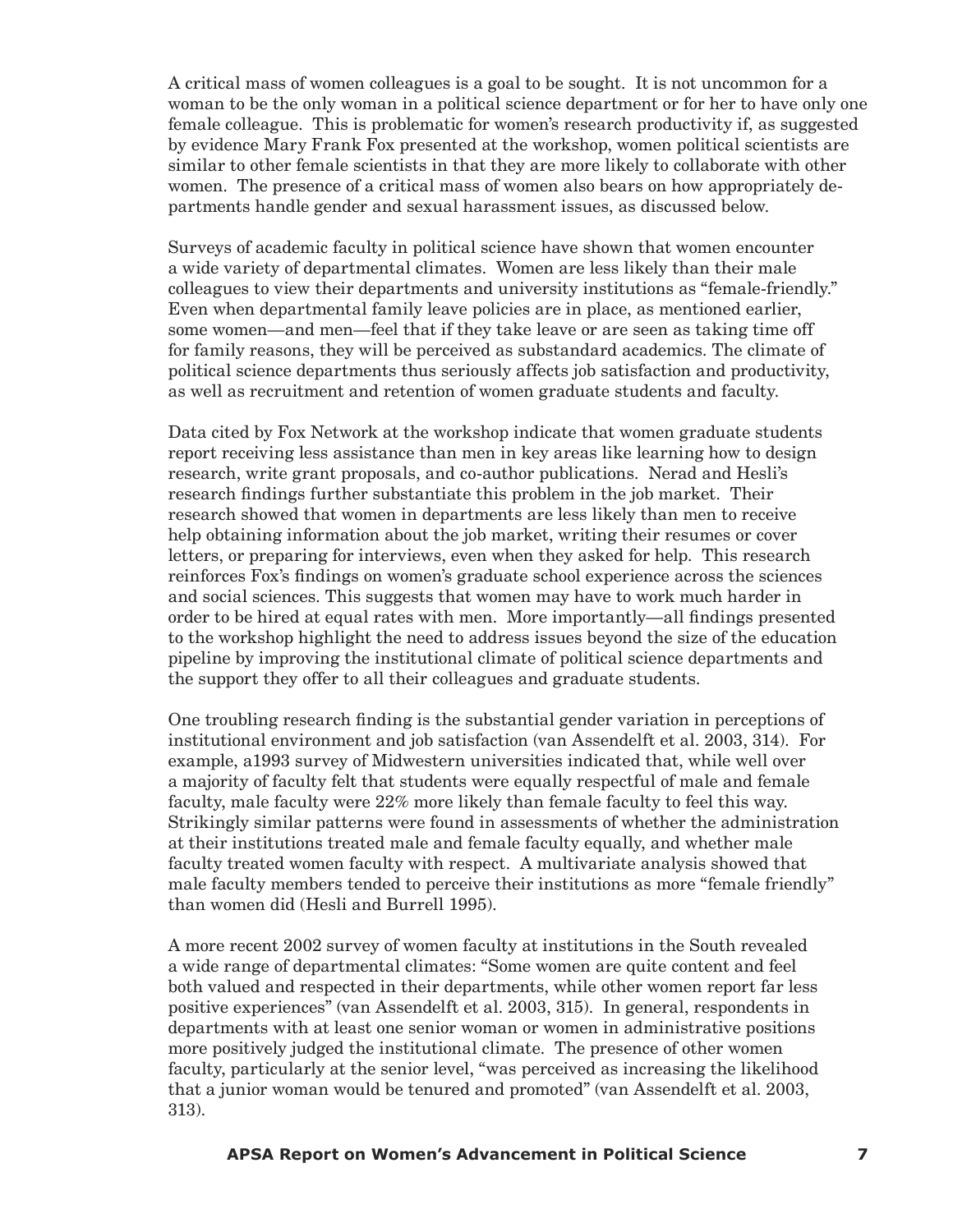A critical mass of women colleagues is a goal to be sought. It is not uncommon for a woman to be the only woman in a political science department or for her to have only one female colleague. This is problematic for women's research productivity if, as suggested by evidence Mary Frank Fox presented at the workshop, women political scientists are similar to other female scientists in that they are more likely to collaborate with other women. The presence of a critical mass of women also bears on how appropriately departments handle gender and sexual harassment issues, as discussed below.

Surveys of academic faculty in political science have shown that women encounter a wide variety of departmental climates. Women are less likely than their male colleagues to view their departments and university institutions as "female-friendly." Even when departmental family leave policies are in place, as mentioned earlier, some women—and men—feel that if they take leave or are seen as taking time off for family reasons, they will be perceived as substandard academics. The climate of political science departments thus seriously affects job satisfaction and productivity, as well as recruitment and retention of women graduate students and faculty.

Data cited by Fox Network at the workshop indicate that women graduate students report receiving less assistance than men in key areas like learning how to design research, write grant proposals, and co-author publications. Nerad and Hesli's research findings further substantiate this problem in the job market. Their research showed that women in departments are less likely than men to receive help obtaining information about the job market, writing their resumes or cover letters, or preparing for interviews, even when they asked for help. This research reinforces Fox's findings on women's graduate school experience across the sciences and social sciences. This suggests that women may have to work much harder in order to be hired at equal rates with men. More importantly—all findings presented to the workshop highlight the need to address issues beyond the size of the education pipeline by improving the institutional climate of political science departments and the support they offer to all their colleagues and graduate students.

One troubling research finding is the substantial gender variation in perceptions of institutional environment and job satisfaction (van Assendelft et al. 2003, 314). For example, a1993 survey of Midwestern universities indicated that, while well over a majority of faculty felt that students were equally respectful of male and female faculty, male faculty were 22% more likely than female faculty to feel this way. Strikingly similar patterns were found in assessments of whether the administration at their institutions treated male and female faculty equally, and whether male faculty treated women faculty with respect. A multivariate analysis showed that male faculty members tended to perceive their institutions as more "female friendly" than women did (Hesli and Burrell 1995).

A more recent 2002 survey of women faculty at institutions in the South revealed a wide range of departmental climates: "Some women are quite content and feel both valued and respected in their departments, while other women report far less positive experiences" (van Assendelft et al. 2003, 315). In general, respondents in departments with at least one senior woman or women in administrative positions more positively judged the institutional climate. The presence of other women faculty, particularly at the senior level, "was perceived as increasing the likelihood that a junior woman would be tenured and promoted" (van Assendelft et al. 2003, 313).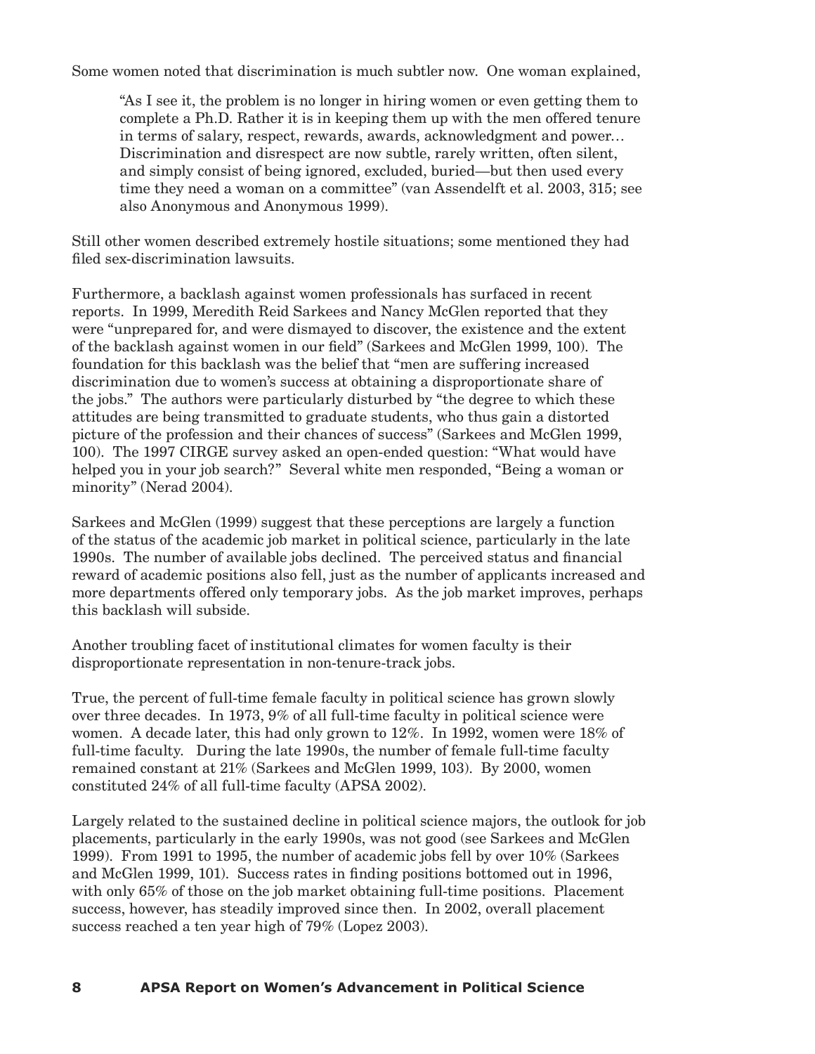Some women noted that discrimination is much subtler now. One woman explained,

> "As I see it, the problem is no longer in hiring women or even getting them to complete a Ph.D. Rather it is in keeping them up with the men offered tenure in terms of salary, respect, rewards, awards, acknowledgment and power… Discrimination and disrespect are now subtle, rarely written, often silent, and simply consist of being ignored, excluded, buried—but then used every time they need a woman on a committee" (van Assendelft et al. 2003, 315; see also Anonymous and Anonymous 1999).

Still other women described extremely hostile situations; some mentioned they had filed sex-discrimination lawsuits.

Furthermore, a backlash against women professionals has surfaced in recent reports. In 1999, Meredith Reid Sarkees and Nancy McGlen reported that they were "unprepared for, and were dismayed to discover, the existence and the extent of the backlash against women in our field" (Sarkees and McGlen 1999, 100). The foundation for this backlash was the belief that "men are suffering increased discrimination due to women's success at obtaining a disproportionate share of the jobs." The authors were particularly disturbed by "the degree to which these attitudes are being transmitted to graduate students, who thus gain a distorted picture of the profession and their chances of success" (Sarkees and McGlen 1999, 100). The 1997 CIRGE survey asked an open-ended question: "What would have helped you in your job search?" Several white men responded, "Being a woman or minority" (Nerad 2004).

Sarkees and McGlen (1999) suggest that these perceptions are largely a function of the status of the academic job market in political science, particularly in the late 1990s. The number of available jobs declined. The perceived status and financial reward of academic positions also fell, just as the number of applicants increased and more departments offered only temporary jobs. As the job market improves, perhaps this backlash will subside.

Another troubling facet of institutional climates for women faculty is their disproportionate representation in non-tenure-track jobs.

True, the percent of full-time female faculty in political science has grown slowly over three decades. In 1973, 9% of all full-time faculty in political science were women. A decade later, this had only grown to 12%. In 1992, women were 18% of full-time faculty. During the late 1990s, the number of female full-time faculty remained constant at 21% (Sarkees and McGlen 1999, 103). By 2000, women constituted 24% of all full-time faculty (APSA 2002).

Largely related to the sustained decline in political science majors, the outlook for job placements, particularly in the early 1990s, was not good (see Sarkees and McGlen 1999). From 1991 to 1995, the number of academic jobs fell by over 10% (Sarkees and McGlen 1999, 101). Success rates in finding positions bottomed out in 1996, with only 65% of those on the job market obtaining full-time positions. Placement success, however, has steadily improved since then. In 2002, overall placement success reached a ten year high of 79% (Lopez 2003).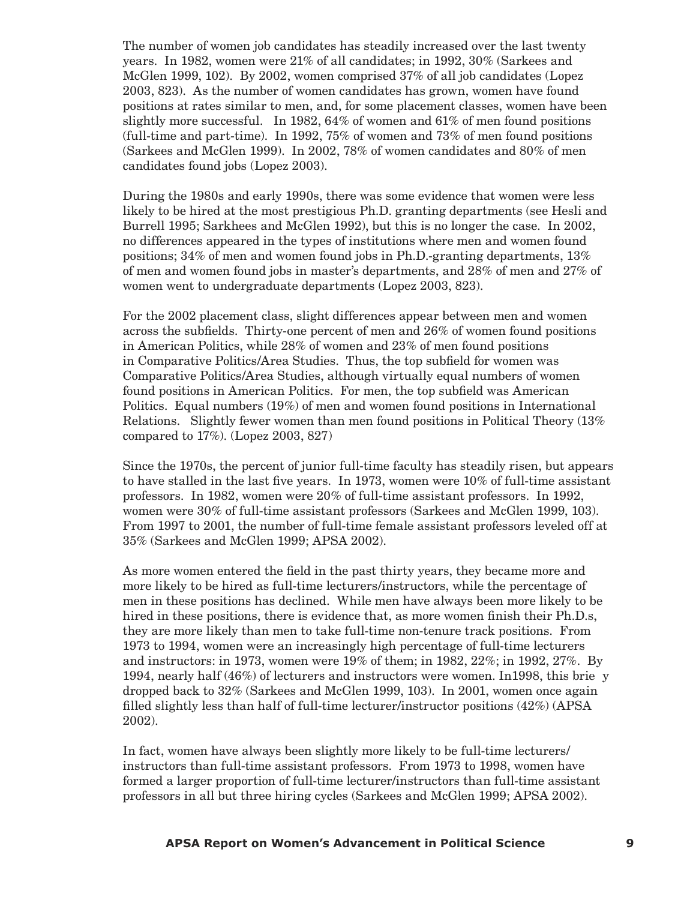The number of women job candidates has steadily increased over the last twenty years. In 1982, women were 21% of all candidates; in 1992, 30% (Sarkees and McGlen 1999, 102). By 2002, women comprised 37% of all job candidates (Lopez 2003, 823). As the number of women candidates has grown, women have found positions at rates similar to men, and, for some placement classes, women have been slightly more successful. In 1982, 64% of women and 61% of men found positions (full-time and part-time). In 1992, 75% of women and 73% of men found positions (Sarkees and McGlen 1999). In 2002, 78% of women candidates and 80% of men candidates found jobs (Lopez 2003).

During the 1980s and early 1990s, there was some evidence that women were less likely to be hired at the most prestigious Ph.D. granting departments (see Hesli and Burrell 1995; Sarkhees and McGlen 1992), but this is no longer the case. In 2002, no differences appeared in the types of institutions where men and women found positions; 34% of men and women found jobs in Ph.D.-granting departments, 13% of men and women found jobs in master's departments, and 28% of men and 27% of women went to undergraduate departments (Lopez 2003, 823).

For the 2002 placement class, slight differences appear between men and women across the subfields. Thirty-one percent of men and 26% of women found positions in American Politics, while 28% of women and 23% of men found positions in Comparative Politics/Area Studies. Thus, the top subfield for women was Comparative Politics/Area Studies, although virtually equal numbers of women found positions in American Politics. For men, the top subfield was American Politics. Equal numbers (19%) of men and women found positions in International Relations. Slightly fewer women than men found positions in Political Theory (13% compared to 17%). (Lopez 2003, 827)

Since the 1970s, the percent of junior full-time faculty has steadily risen, but appears to have stalled in the last five years. In 1973, women were 10% of full-time assistant professors. In 1982, women were 20% of full-time assistant professors. In 1992, women were 30% of full-time assistant professors (Sarkees and McGlen 1999, 103). From 1997 to 2001, the number of full-time female assistant professors leveled off at 35% (Sarkees and McGlen 1999; APSA 2002).

As more women entered the field in the past thirty years, they became more and more likely to be hired as full-time lecturers/instructors, while the percentage of men in these positions has declined. While men have always been more likely to be hired in these positions, there is evidence that, as more women finish their Ph.D.s, they are more likely than men to take full-time non-tenure track positions. From 1973 to 1994, women were an increasingly high percentage of full-time lecturers and instructors: in 1973, women were 19% of them; in 1982, 22%; in 1992, 27%. By 1994, nearly half (46%) of lecturers and instructors were women. In1998, this brie y dropped back to 32% (Sarkees and McGlen 1999, 103). In 2001, women once again filled slightly less than half of full-time lecturer/instructor positions (42%) (APSA 2002).

In fact, women have always been slightly more likely to be full-time lecturers/ instructors than full-time assistant professors. From 1973 to 1998, women have formed a larger proportion of full-time lecturer/instructors than full-time assistant professors in all but three hiring cycles (Sarkees and McGlen 1999; APSA 2002).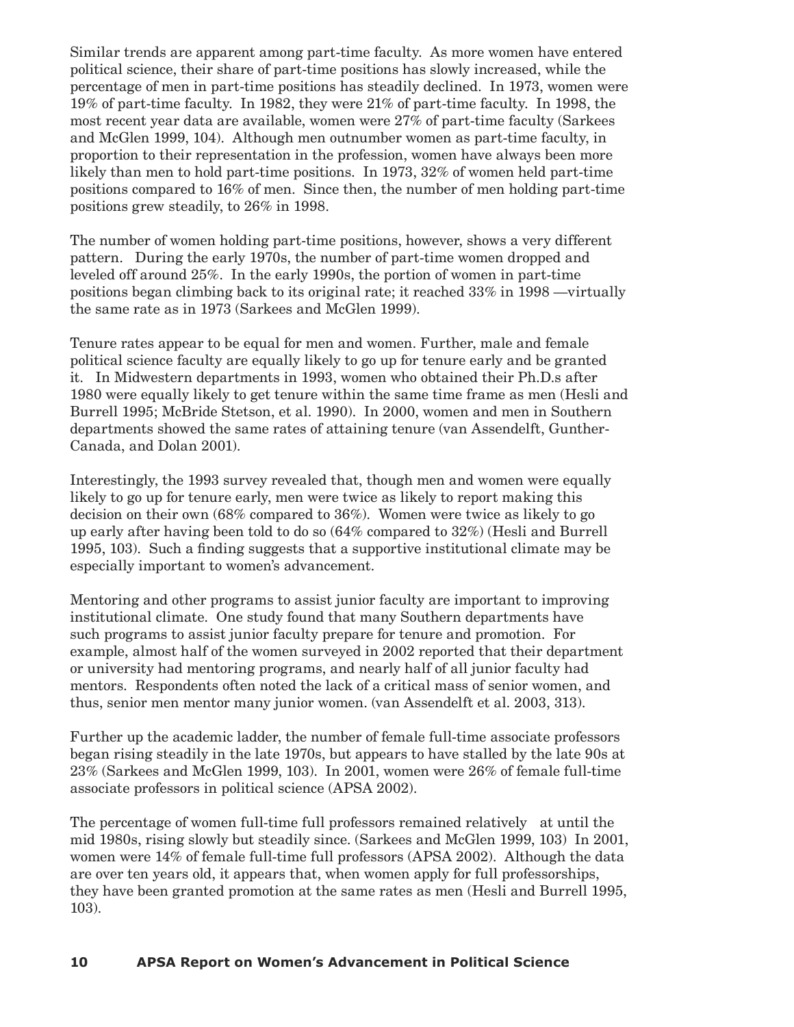Similar trends are apparent among part-time faculty. As more women have entered political science, their share of part-time positions has slowly increased, while the percentage of men in part-time positions has steadily declined. In 1973, women were 19% of part-time faculty. In 1982, they were 21% of part-time faculty. In 1998, the most recent year data are available, women were 27% of part-time faculty (Sarkees and McGlen 1999, 104). Although men outnumber women as part-time faculty, in proportion to their representation in the profession, women have always been more likely than men to hold part-time positions. In 1973, 32% of women held part-time positions compared to 16% of men. Since then, the number of men holding part-time positions grew steadily, to 26% in 1998.

The number of women holding part-time positions, however, shows a very different pattern. During the early 1970s, the number of part-time women dropped and leveled off around 25%. In the early 1990s, the portion of women in part-time positions began climbing back to its original rate; it reached 33% in 1998 —virtually the same rate as in 1973 (Sarkees and McGlen 1999).

Tenure rates appear to be equal for men and women. Further, male and female political science faculty are equally likely to go up for tenure early and be granted it. In Midwestern departments in 1993, women who obtained their Ph.D.s after 1980 were equally likely to get tenure within the same time frame as men (Hesli and Burrell 1995; McBride Stetson, et al. 1990). In 2000, women and men in Southern departments showed the same rates of attaining tenure (van Assendelft, Gunther-Canada, and Dolan 2001).

Interestingly, the 1993 survey revealed that, though men and women were equally likely to go up for tenure early, men were twice as likely to report making this decision on their own (68% compared to 36%). Women were twice as likely to go up early after having been told to do so (64% compared to 32%) (Hesli and Burrell 1995, 103). Such a finding suggests that a supportive institutional climate may be especially important to women's advancement.

Mentoring and other programs to assist junior faculty are important to improving institutional climate. One study found that many Southern departments have such programs to assist junior faculty prepare for tenure and promotion. For example, almost half of the women surveyed in 2002 reported that their department or university had mentoring programs, and nearly half of all junior faculty had mentors. Respondents often noted the lack of a critical mass of senior women, and thus, senior men mentor many junior women. (van Assendelft et al. 2003, 313).

Further up the academic ladder, the number of female full-time associate professors began rising steadily in the late 1970s, but appears to have stalled by the late 90s at 23% (Sarkees and McGlen 1999, 103). In 2001, women were 26% of female full-time associate professors in political science (APSA 2002).

The percentage of women full-time full professors remained relatively at until the mid 1980s, rising slowly but steadily since. (Sarkees and McGlen 1999, 103) In 2001, women were 14% of female full-time full professors (APSA 2002). Although the data are over ten years old, it appears that, when women apply for full professorships, they have been granted promotion at the same rates as men (Hesli and Burrell 1995, 103).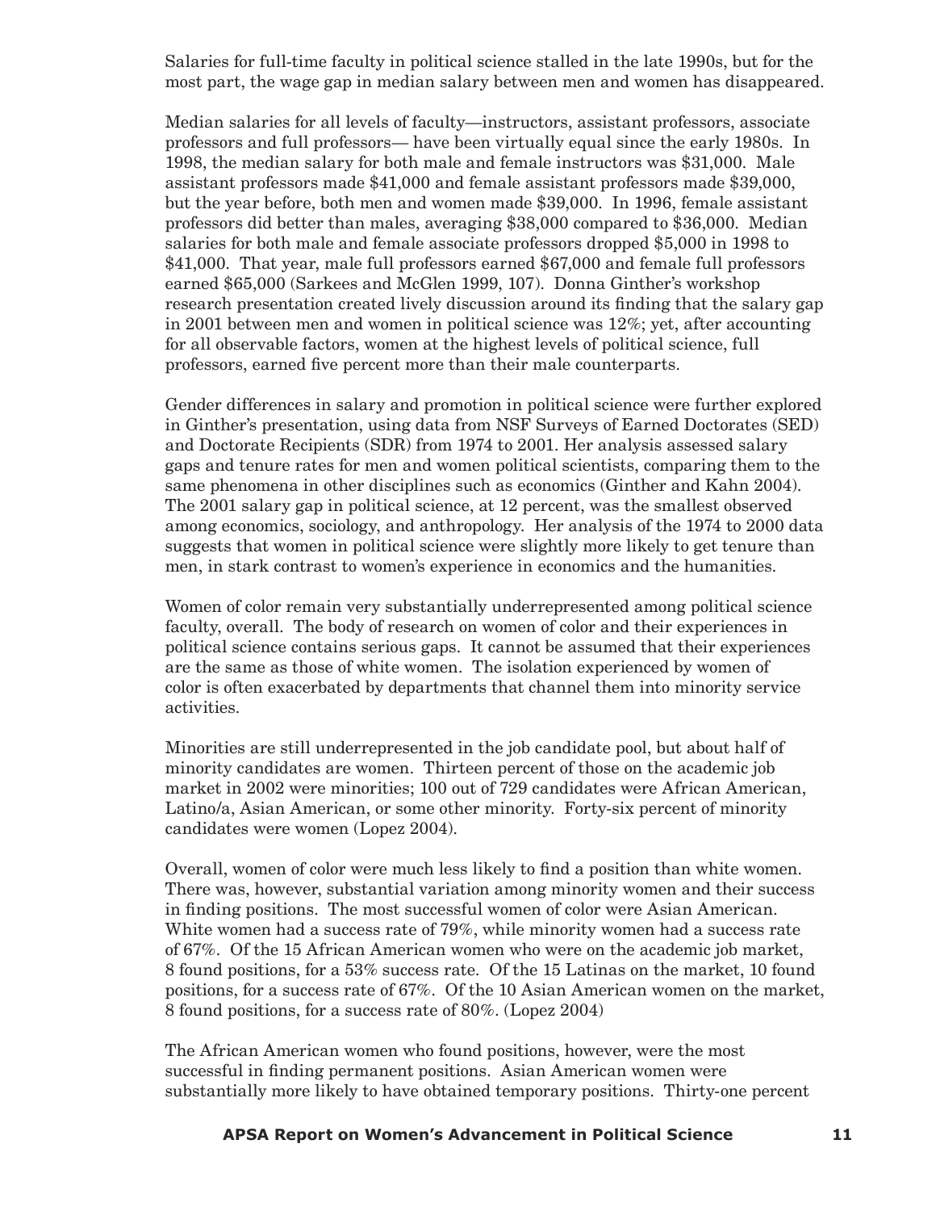Salaries for full-time faculty in political science stalled in the late 1990s, but for the most part, the wage gap in median salary between men and women has disappeared.

Median salaries for all levels of faculty—instructors, assistant professors, associate professors and full professors— have been virtually equal since the early 1980s. In 1998, the median salary for both male and female instructors was $31,000. Male assistant professors made $41,000 and female assistant professors made $39,000, but the year before, both men and women made $39,000. In 1996, female assistant professors did better than males, averaging $38,000 compared to $36,000. Median salaries for both male and female associate professors dropped $5,000 in 1998 to $41,000. That year, male full professors earned $67,000 and female full professors earned $65,000 (Sarkees and McGlen 1999, 107). Donna Ginther's workshop research presentation created lively discussion around its finding that the salary gap in 2001 between men and women in political science was 12%; yet, after accounting for all observable factors, women at the highest levels of political science, full professors, earned five percent more than their male counterparts.

Gender differences in salary and promotion in political science were further explored in Ginther's presentation, using data from NSF Surveys of Earned Doctorates (SED) and Doctorate Recipients (SDR) from 1974 to 2001. Her analysis assessed salary gaps and tenure rates for men and women political scientists, comparing them to the same phenomena in other disciplines such as economics (Ginther and Kahn 2004). The 2001 salary gap in political science, at 12 percent, was the smallest observed among economics, sociology, and anthropology. Her analysis of the 1974 to 2000 data suggests that women in political science were slightly more likely to get tenure than men, in stark contrast to women's experience in economics and the humanities.

Women of color remain very substantially underrepresented among political science faculty, overall. The body of research on women of color and their experiences in political science contains serious gaps. It cannot be assumed that their experiences are the same as those of white women. The isolation experienced by women of color is often exacerbated by departments that channel them into minority service activities.

Minorities are still underrepresented in the job candidate pool, but about half of minority candidates are women. Thirteen percent of those on the academic job market in 2002 were minorities; 100 out of 729 candidates were African American, Latino/a, Asian American, or some other minority. Forty-six percent of minority candidates were women (Lopez 2004).

Overall, women of color were much less likely to find a position than white women. There was, however, substantial variation among minority women and their success in finding positions. The most successful women of color were Asian American. White women had a success rate of 79%, while minority women had a success rate of 67%. Of the 15 African American women who were on the academic job market, 8 found positions, for a 53% success rate. Of the 15 Latinas on the market, 10 found positions, for a success rate of 67%. Of the 10 Asian American women on the market, 8 found positions, for a success rate of 80%. (Lopez 2004)

The African American women who found positions, however, were the most successful in finding permanent positions. Asian American women were substantially more likely to have obtained temporary positions. Thirty-one percent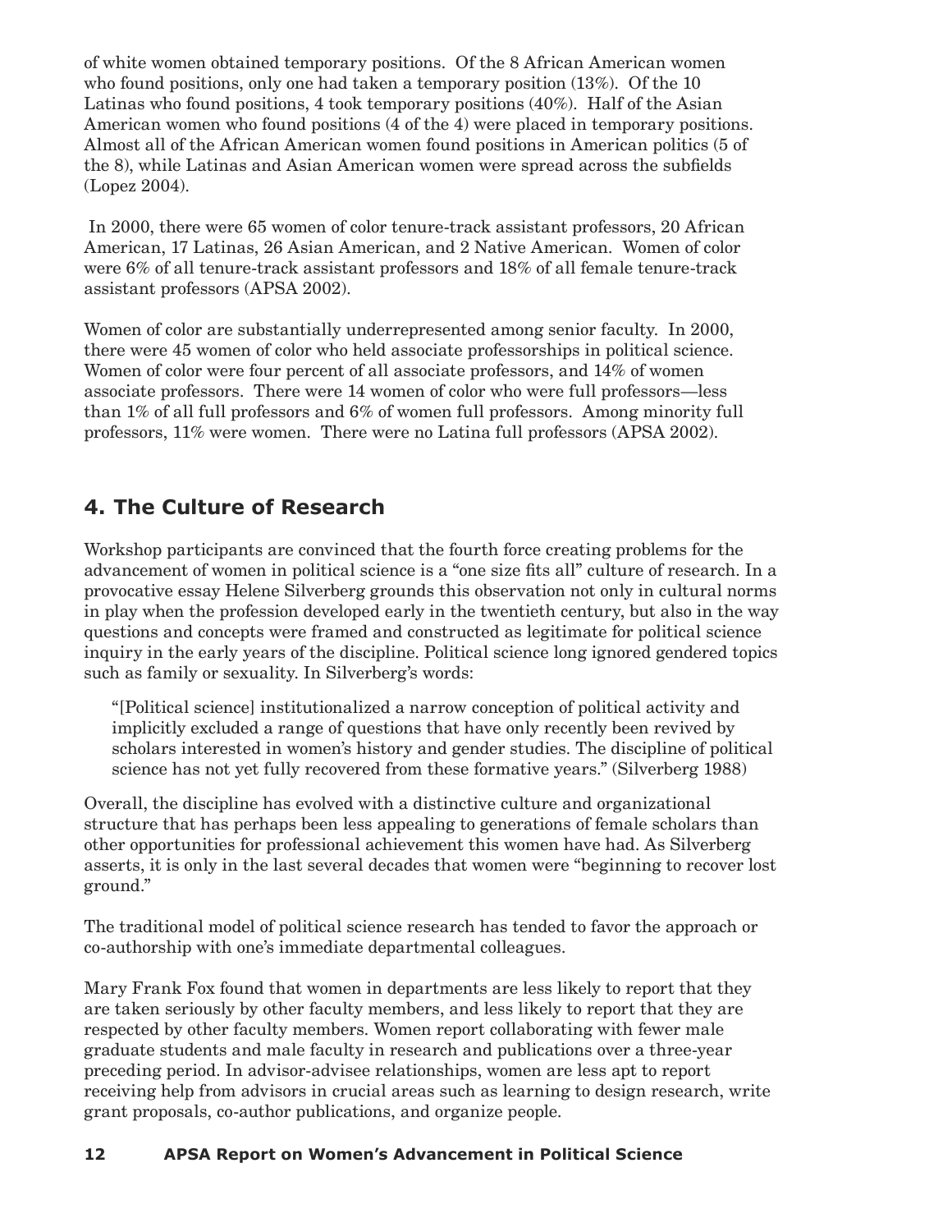of white women obtained temporary positions. Of the 8 African American women who found positions, only one had taken a temporary position (13%). Of the 10 Latinas who found positions, 4 took temporary positions (40%). Half of the Asian American women who found positions (4 of the 4) were placed in temporary positions. Almost all of the African American women found positions in American politics (5 of the 8), while Latinas and Asian American women were spread across the subfields (Lopez 2004).

In 2000, there were 65 women of color tenure-track assistant professors, 20 African American, 17 Latinas, 26 Asian American, and 2 Native American. Women of color were 6% of all tenure-track assistant professors and 18% of all female tenure-track assistant professors (APSA 2002).

Women of color are substantially underrepresented among senior faculty. In 2000, there were 45 women of color who held associate professorships in political science. Women of color were four percent of all associate professors, and 14% of women associate professors. There were 14 women of color who were full professors—less than 1% of all full professors and 6% of women full professors. Among minority full professors, 11% were women. There were no Latina full professors (APSA 2002).

## 4. The Culture of Research

Workshop participants are convinced that the fourth force creating problems for the advancement of women in political science is a "one size fits all" culture of research. In a provocative essay Helene Silverberg grounds this observation not only in cultural norms in play when the profession developed early in the twentieth century, but also in the way questions and concepts were framed and constructed as legitimate for political science inquiry in the early years of the discipline. Political science long ignored gendered topics such as family or sexuality. In Silverberg's words:

> "[Political science] institutionalized a narrow conception of political activity and implicitly excluded a range of questions that have only recently been revived by scholars interested in women's history and gender studies. The discipline of political science has not yet fully recovered from these formative years." (Silverberg 1988)

Overall, the discipline has evolved with a distinctive culture and organizational structure that has perhaps been less appealing to generations of female scholars than other opportunities for professional achievement this women have had. As Silverberg asserts, it is only in the last several decades that women were "beginning to recover lost ground."

The traditional model of political science research has tended to favor the approach or co-authorship with one's immediate departmental colleagues.

Mary Frank Fox found that women in departments are less likely to report that they are taken seriously by other faculty members, and less likely to report that they are respected by other faculty members. Women report collaborating with fewer male graduate students and male faculty in research and publications over a three-year preceding period. In advisor-advisee relationships, women are less apt to report receiving help from advisors in crucial areas such as learning to design research, write grant proposals, co-author publications, and organize people.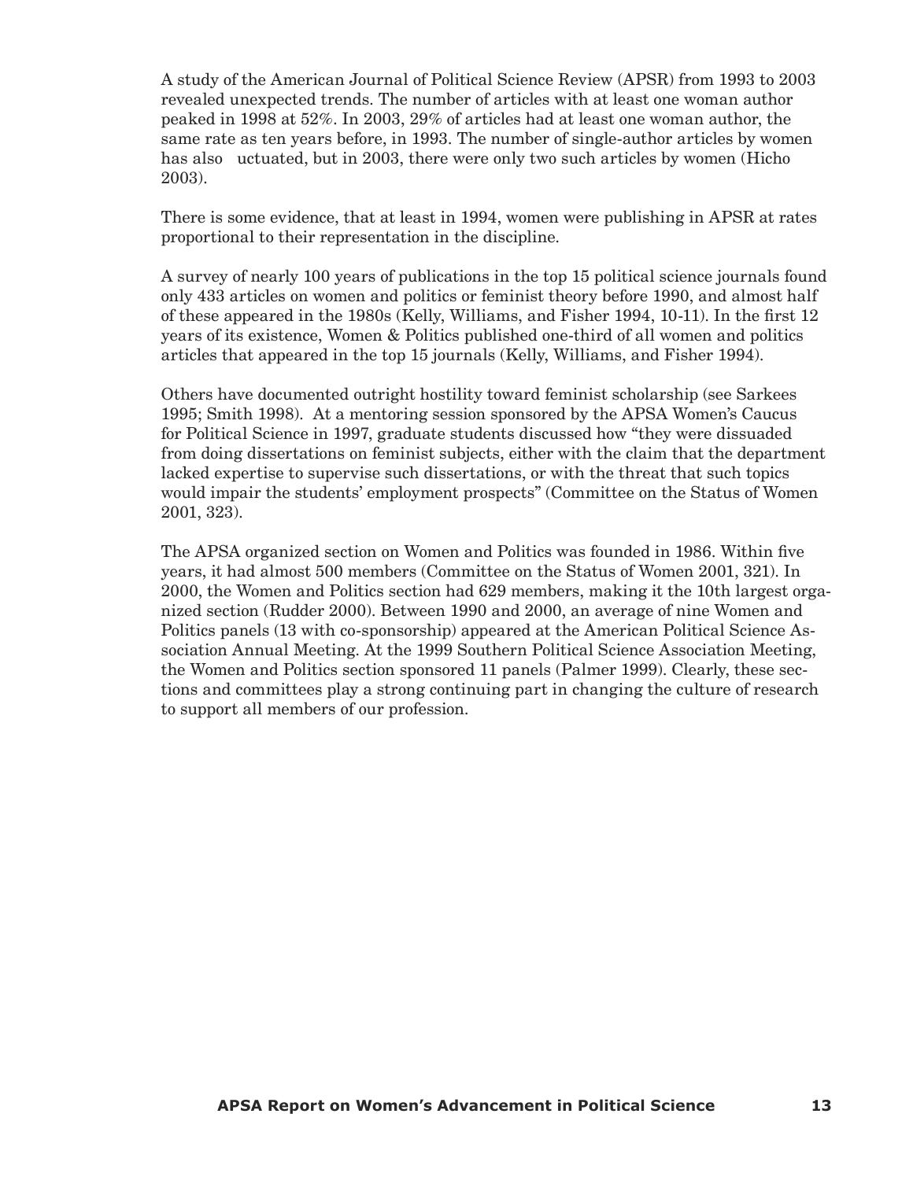A study of the American Journal of Political Science Review (APSR) from 1993 to 2003 revealed unexpected trends. The number of articles with at least one woman author peaked in 1998 at 52%. In 2003, 29% of articles had at least one woman author, the same rate as ten years before, in 1993. The number of single-author articles by women has also uctuated, but in 2003, there were only two such articles by women (Hicho 2003).

There is some evidence, that at least in 1994, women were publishing in APSR at rates proportional to their representation in the discipline.

A survey of nearly 100 years of publications in the top 15 political science journals found only 433 articles on women and politics or feminist theory before 1990, and almost half of these appeared in the 1980s (Kelly, Williams, and Fisher 1994, 10-11). In the first 12 years of its existence, Women & Politics published one-third of all women and politics articles that appeared in the top 15 journals (Kelly, Williams, and Fisher 1994).

Others have documented outright hostility toward feminist scholarship (see Sarkees 1995; Smith 1998). At a mentoring session sponsored by the APSA Women's Caucus for Political Science in 1997, graduate students discussed how "they were dissuaded from doing dissertations on feminist subjects, either with the claim that the department lacked expertise to supervise such dissertations, or with the threat that such topics would impair the students' employment prospects" (Committee on the Status of Women 2001, 323).

The APSA organized section on Women and Politics was founded in 1986. Within five years, it had almost 500 members (Committee on the Status of Women 2001, 321). In 2000, the Women and Politics section had 629 members, making it the 10th largest organized section (Rudder 2000). Between 1990 and 2000, an average of nine Women and Politics panels (13 with co-sponsorship) appeared at the American Political Science Association Annual Meeting. At the 1999 Southern Political Science Association Meeting, the Women and Politics section sponsored 11 panels (Palmer 1999). Clearly, these sections and committees play a strong continuing part in changing the culture of research to support all members of our profession.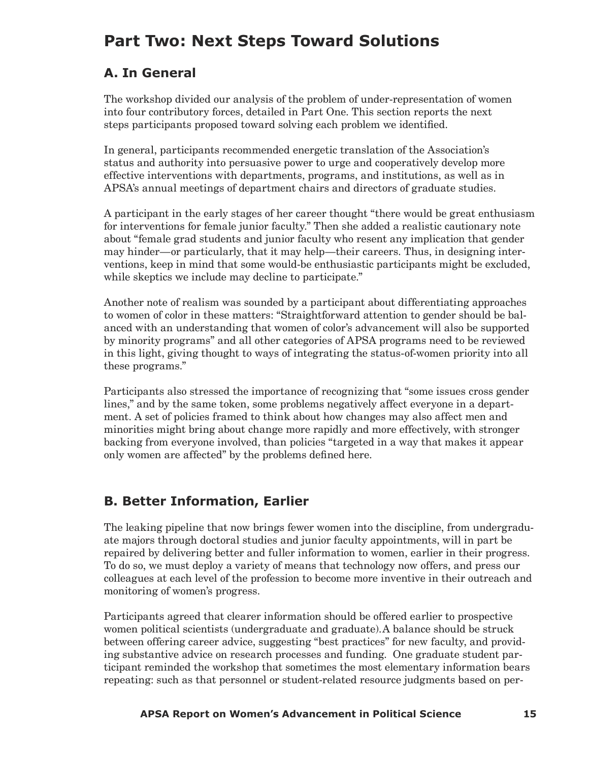# Part Two: Next Steps Toward Solutions

## A. In General

The workshop divided our analysis of the problem of under-representation of women into four contributory forces, detailed in Part One. This section reports the next steps participants proposed toward solving each problem we identified.

In general, participants recommended energetic translation of the Association's status and authority into persuasive power to urge and cooperatively develop more effective interventions with departments, programs, and institutions, as well as in APSA's annual meetings of department chairs and directors of graduate studies.

A participant in the early stages of her career thought "there would be great enthusiasm for interventions for female junior faculty." Then she added a realistic cautionary note about "female grad students and junior faculty who resent any implication that gender may hinder—or particularly, that it may help—their careers. Thus, in designing interventions, keep in mind that some would-be enthusiastic participants might be excluded, while skeptics we include may decline to participate."

Another note of realism was sounded by a participant about differentiating approaches to women of color in these matters: "Straightforward attention to gender should be balanced with an understanding that women of color's advancement will also be supported by minority programs" and all other categories of APSA programs need to be reviewed in this light, giving thought to ways of integrating the status-of-women priority into all these programs."

Participants also stressed the importance of recognizing that "some issues cross gender lines," and by the same token, some problems negatively affect everyone in a department. A set of policies framed to think about how changes may also affect men and minorities might bring about change more rapidly and more effectively, with stronger backing from everyone involved, than policies "targeted in a way that makes it appear only women are affected" by the problems defined here.

## B. Better Information, Earlier

The leaking pipeline that now brings fewer women into the discipline, from undergraduate majors through doctoral studies and junior faculty appointments, will in part be repaired by delivering better and fuller information to women, earlier in their progress. To do so, we must deploy a variety of means that technology now offers, and press our colleagues at each level of the profession to become more inventive in their outreach and monitoring of women's progress.

Participants agreed that clearer information should be offered earlier to prospective women political scientists (undergraduate and graduate).A balance should be struck between offering career advice, suggesting "best practices" for new faculty, and providing substantive advice on research processes and funding. One graduate student participant reminded the workshop that sometimes the most elementary information bears repeating: such as that personnel or student-related resource judgments based on per-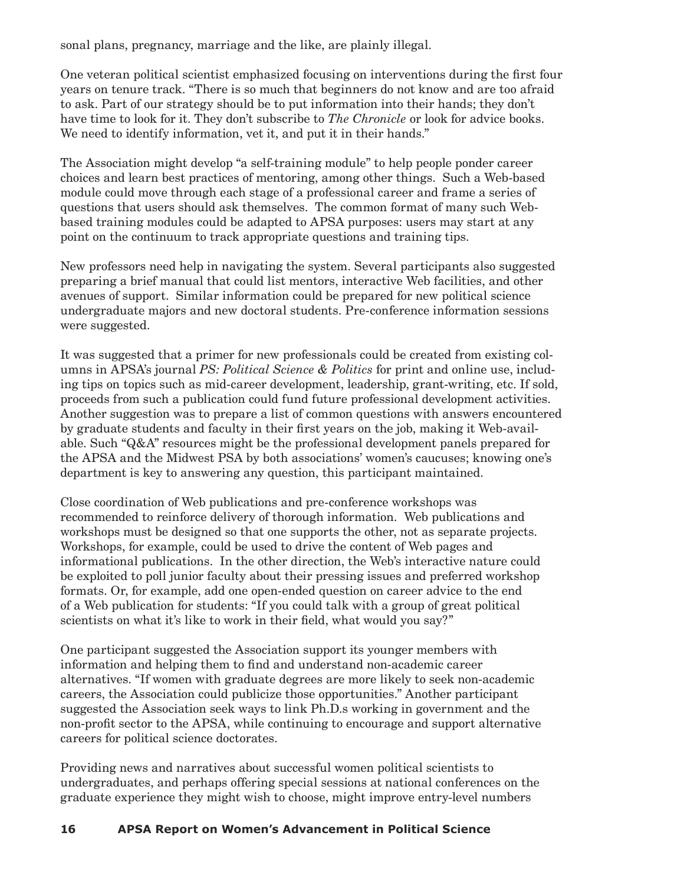sonal plans, pregnancy, marriage and the like, are plainly illegal.

One veteran political scientist emphasized focusing on interventions during the first four years on tenure track. "There is so much that beginners do not know and are too afraid to ask. Part of our strategy should be to put information into their hands; they don't have time to look for it. They don't subscribe to *The Chronicle* or look for advice books. We need to identify information, vet it, and put it in their hands."

The Association might develop "a self-training module" to help people ponder career choices and learn best practices of mentoring, among other things. Such a Web-based module could move through each stage of a professional career and frame a series of questions that users should ask themselves. The common format of many such Web-based training modules could be adapted to APSA purposes: users may start at any point on the continuum to track appropriate questions and training tips.

New professors need help in navigating the system. Several participants also suggested preparing a brief manual that could list mentors, interactive Web facilities, and other avenues of support. Similar information could be prepared for new political science undergraduate majors and new doctoral students. Pre-conference information sessions were suggested.

It was suggested that a primer for new professionals could be created from existing columns in APSA's journal *PS: Political Science & Politics* for print and online use, including tips on topics such as mid-career development, leadership, grant-writing, etc. If sold, proceeds from such a publication could fund future professional development activities. Another suggestion was to prepare a list of common questions with answers encountered by graduate students and faculty in their first years on the job, making it Web-available. Such "Q&A" resources might be the professional development panels prepared for the APSA and the Midwest PSA by both associations' women's caucuses; knowing one's department is key to answering any question, this participant maintained.

Close coordination of Web publications and pre-conference workshops was recommended to reinforce delivery of thorough information. Web publications and workshops must be designed so that one supports the other, not as separate projects. Workshops, for example, could be used to drive the content of Web pages and informational publications. In the other direction, the Web's interactive nature could be exploited to poll junior faculty about their pressing issues and preferred workshop formats. Or, for example, add one open-ended question on career advice to the end of a Web publication for students: "If you could talk with a group of great political scientists on what it's like to work in their field, what would you say?"

One participant suggested the Association support its younger members with information and helping them to find and understand non-academic career alternatives. "If women with graduate degrees are more likely to seek non-academic careers, the Association could publicize those opportunities." Another participant suggested the Association seek ways to link Ph.D.s working in government and the non-profit sector to the APSA, while continuing to encourage and support alternative careers for political science doctorates.

Providing news and narratives about successful women political scientists to undergraduates, and perhaps offering special sessions at national conferences on the graduate experience they might wish to choose, might improve entry-level numbers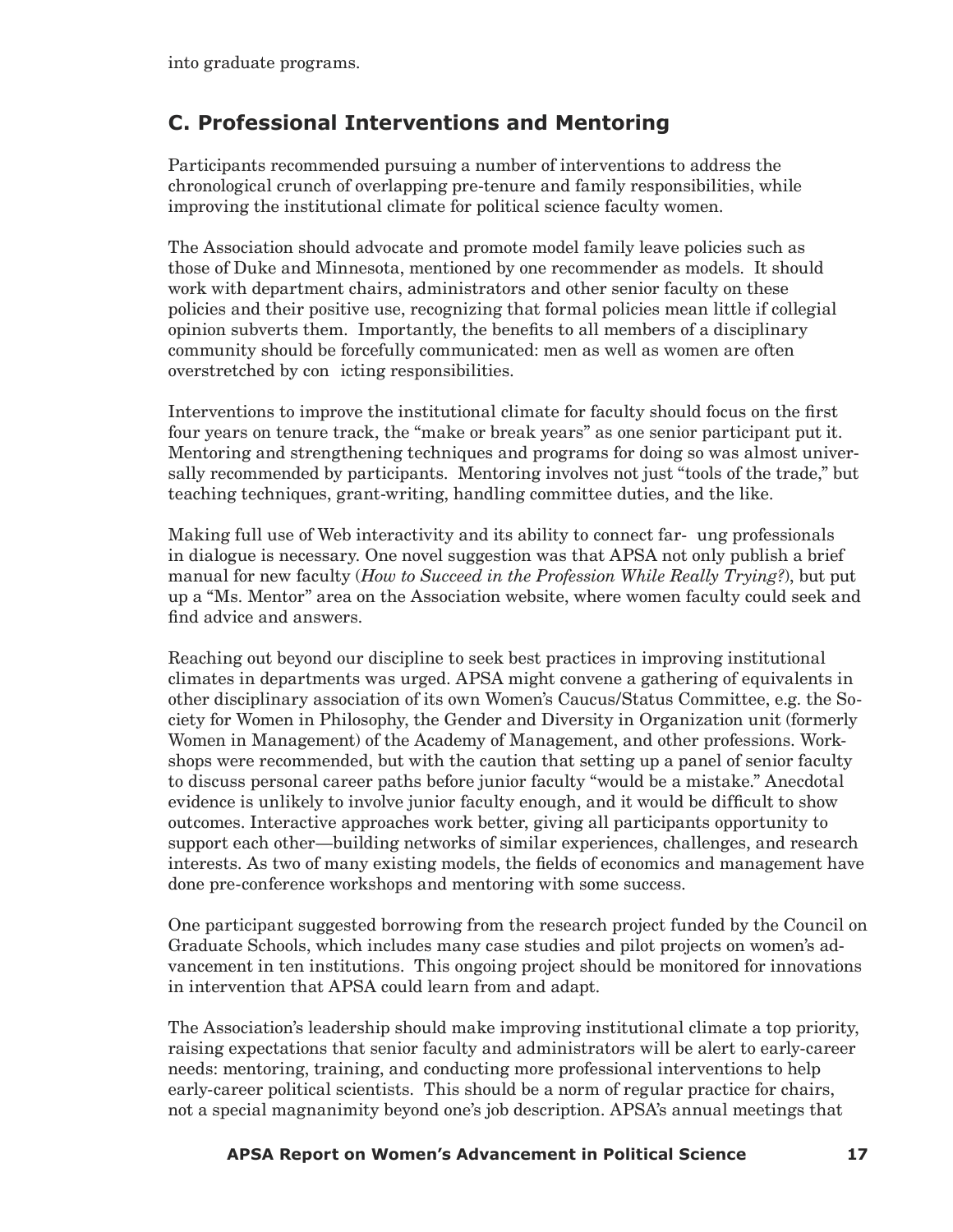into graduate programs.

## C. Professional Interventions and Mentoring

Participants recommended pursuing a number of interventions to address the chronological crunch of overlapping pre-tenure and family responsibilities, while improving the institutional climate for political science faculty women.

The Association should advocate and promote model family leave policies such as those of Duke and Minnesota, mentioned by one recommender as models. It should work with department chairs, administrators and other senior faculty on these policies and their positive use, recognizing that formal policies mean little if collegial opinion subverts them. Importantly, the benefits to all members of a disciplinary community should be forcefully communicated: men as well as women are often overstretched by con icting responsibilities.

Interventions to improve the institutional climate for faculty should focus on the first four years on tenure track, the "make or break years" as one senior participant put it. Mentoring and strengthening techniques and programs for doing so was almost universally recommended by participants. Mentoring involves not just "tools of the trade," but teaching techniques, grant-writing, handling committee duties, and the like.

Making full use of Web interactivity and its ability to connect far- ung professionals in dialogue is necessary. One novel suggestion was that APSA not only publish a brief manual for new faculty (*How to Succeed in the Profession While Really Trying?*), but put up a "Ms. Mentor" area on the Association website, where women faculty could seek and find advice and answers.

Reaching out beyond our discipline to seek best practices in improving institutional climates in departments was urged. APSA might convene a gathering of equivalents in other disciplinary association of its own Women's Caucus/Status Committee, e.g. the Society for Women in Philosophy, the Gender and Diversity in Organization unit (formerly Women in Management) of the Academy of Management, and other professions. Workshops were recommended, but with the caution that setting up a panel of senior faculty to discuss personal career paths before junior faculty "would be a mistake." Anecdotal evidence is unlikely to involve junior faculty enough, and it would be difficult to show outcomes. Interactive approaches work better, giving all participants opportunity to support each other—building networks of similar experiences, challenges, and research interests. As two of many existing models, the fields of economics and management have done pre-conference workshops and mentoring with some success.

One participant suggested borrowing from the research project funded by the Council on Graduate Schools, which includes many case studies and pilot projects on women's advancement in ten institutions. This ongoing project should be monitored for innovations in intervention that APSA could learn from and adapt.

The Association's leadership should make improving institutional climate a top priority, raising expectations that senior faculty and administrators will be alert to early-career needs: mentoring, training, and conducting more professional interventions to help early-career political scientists. This should be a norm of regular practice for chairs, not a special magnanimity beyond one's job description. APSA's annual meetings that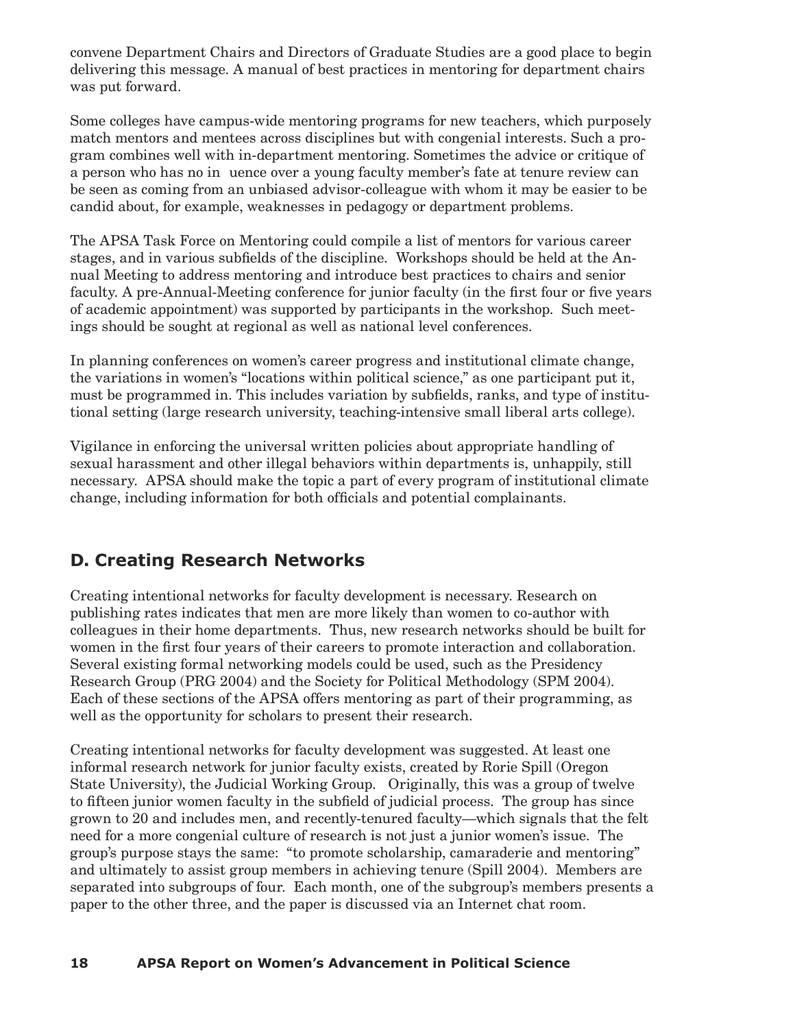convene Department Chairs and Directors of Graduate Studies are a good place to begin delivering this message. A manual of best practices in mentoring for department chairs was put forward.

Some colleges have campus-wide mentoring programs for new teachers, which purposely match mentors and mentees across disciplines but with congenial interests. Such a program combines well with in-department mentoring. Sometimes the advice or critique of a person who has no in uence over a young faculty member's fate at tenure review can be seen as coming from an unbiased advisor-colleague with whom it may be easier to be candid about, for example, weaknesses in pedagogy or department problems.

The APSA Task Force on Mentoring could compile a list of mentors for various career stages, and in various subfields of the discipline. Workshops should be held at the Annual Meeting to address mentoring and introduce best practices to chairs and senior faculty. A pre-Annual-Meeting conference for junior faculty (in the first four or five years of academic appointment) was supported by participants in the workshop. Such meetings should be sought at regional as well as national level conferences.

In planning conferences on women's career progress and institutional climate change, the variations in women's "locations within political science," as one participant put it, must be programmed in. This includes variation by subfields, ranks, and type of institutional setting (large research university, teaching-intensive small liberal arts college).

Vigilance in enforcing the universal written policies about appropriate handling of sexual harassment and other illegal behaviors within departments is, unhappily, still necessary. APSA should make the topic a part of every program of institutional climate change, including information for both officials and potential complainants.

## D. Creating Research Networks

Creating intentional networks for faculty development is necessary. Research on publishing rates indicates that men are more likely than women to co-author with colleagues in their home departments. Thus, new research networks should be built for women in the first four years of their careers to promote interaction and collaboration. Several existing formal networking models could be used, such as the Presidency Research Group (PRG 2004) and the Society for Political Methodology (SPM 2004). Each of these sections of the APSA offers mentoring as part of their programming, as well as the opportunity for scholars to present their research.

Creating intentional networks for faculty development was suggested. At least one informal research network for junior faculty exists, created by Rorie Spill (Oregon State University), the Judicial Working Group. Originally, this was a group of twelve to fifteen junior women faculty in the subfield of judicial process. The group has since grown to 20 and includes men, and recently-tenured faculty—which signals that the felt need for a more congenial culture of research is not just a junior women's issue. The group's purpose stays the same: "to promote scholarship, camaraderie and mentoring" and ultimately to assist group members in achieving tenure (Spill 2004). Members are separated into subgroups of four. Each month, one of the subgroup's members presents a paper to the other three, and the paper is discussed via an Internet chat room.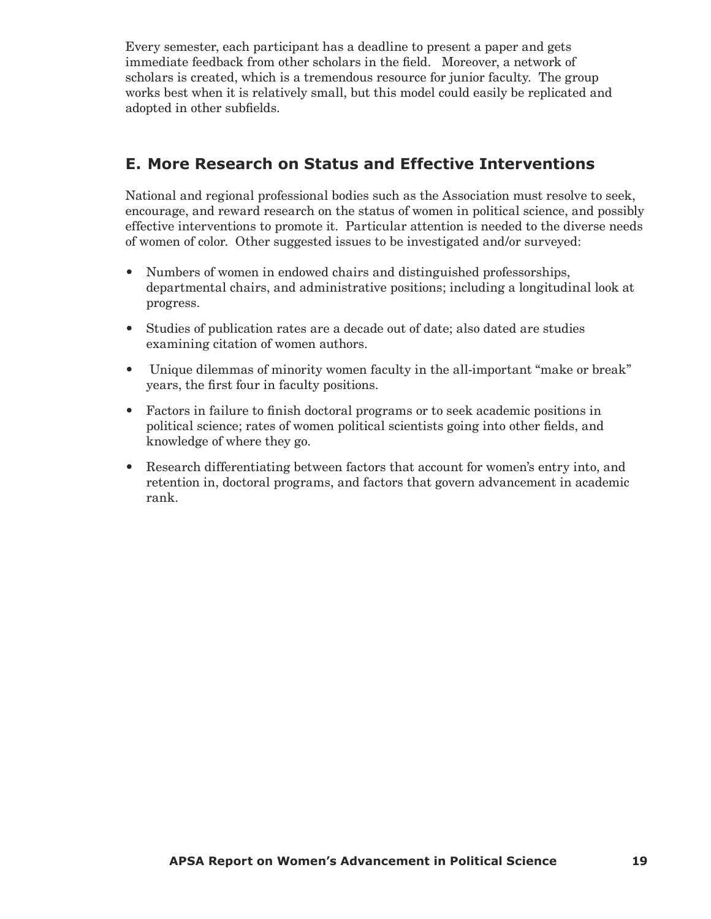Every semester, each participant has a deadline to present a paper and gets immediate feedback from other scholars in the field. Moreover, a network of scholars is created, which is a tremendous resource for junior faculty. The group works best when it is relatively small, but this model could easily be replicated and adopted in other subfields.

## E. More Research on Status and Effective Interventions

National and regional professional bodies such as the Association must resolve to seek, encourage, and reward research on the status of women in political science, and possibly effective interventions to promote it. Particular attention is needed to the diverse needs of women of color. Other suggested issues to be investigated and/or surveyed:

- Numbers of women in endowed chairs and distinguished professorships, departmental chairs, and administrative positions; including a longitudinal look at progress.
- Studies of publication rates are a decade out of date; also dated are studies examining citation of women authors.
- Unique dilemmas of minority women faculty in the all-important "make or break" years, the first four in faculty positions.
- Factors in failure to finish doctoral programs or to seek academic positions in political science; rates of women political scientists going into other fields, and knowledge of where they go.
- Research differentiating between factors that account for women's entry into, and retention in, doctoral programs, and factors that govern advancement in academic rank.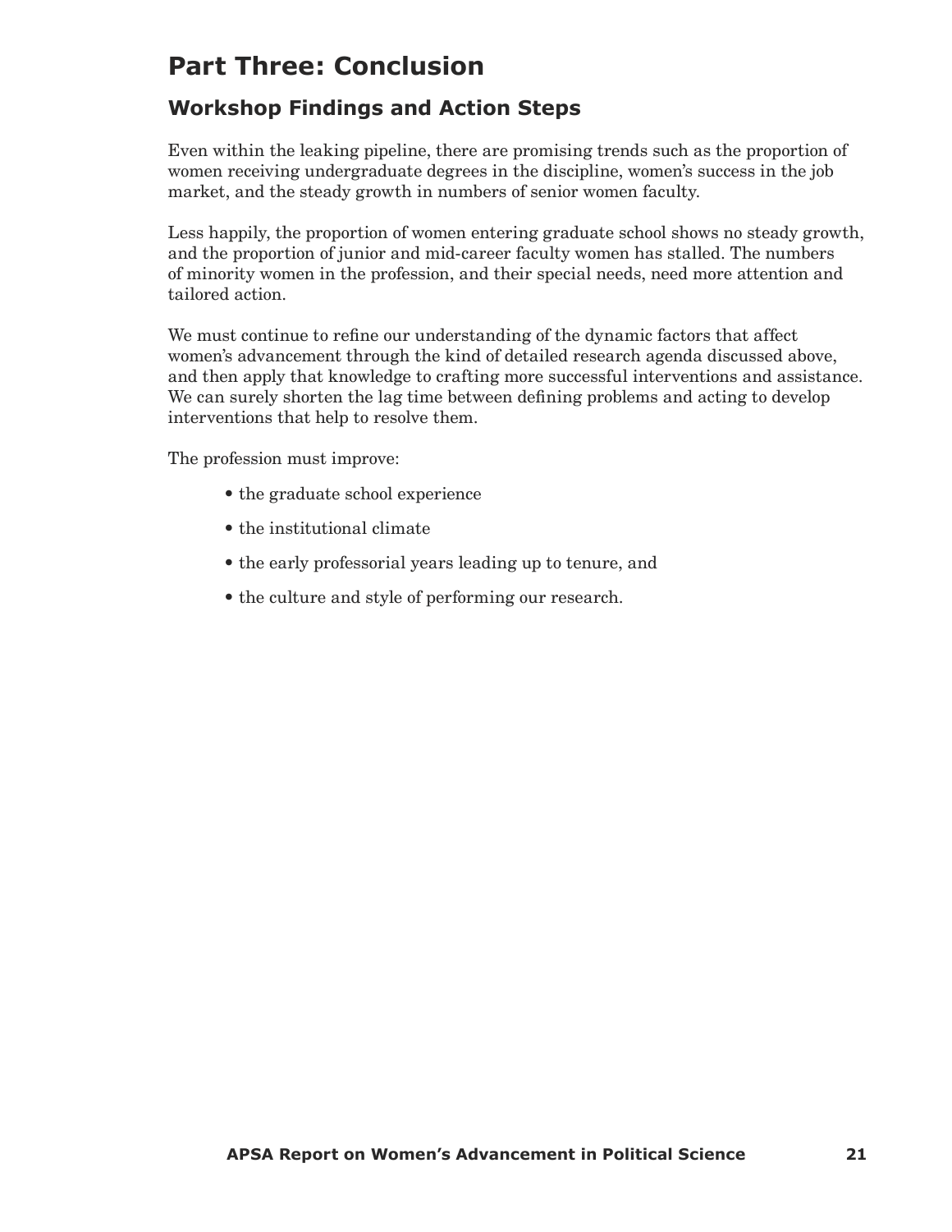# Part Three: Conclusion

## Workshop Findings and Action Steps

Even within the leaking pipeline, there are promising trends such as the proportion of women receiving undergraduate degrees in the discipline, women's success in the job market, and the steady growth in numbers of senior women faculty.

Less happily, the proportion of women entering graduate school shows no steady growth, and the proportion of junior and mid-career faculty women has stalled. The numbers of minority women in the profession, and their special needs, need more attention and tailored action.

We must continue to refine our understanding of the dynamic factors that affect women's advancement through the kind of detailed research agenda discussed above, and then apply that knowledge to crafting more successful interventions and assistance. We can surely shorten the lag time between defining problems and acting to develop interventions that help to resolve them.

The profession must improve:

- the graduate school experience
- the institutional climate
- the early professorial years leading up to tenure, and
- the culture and style of performing our research.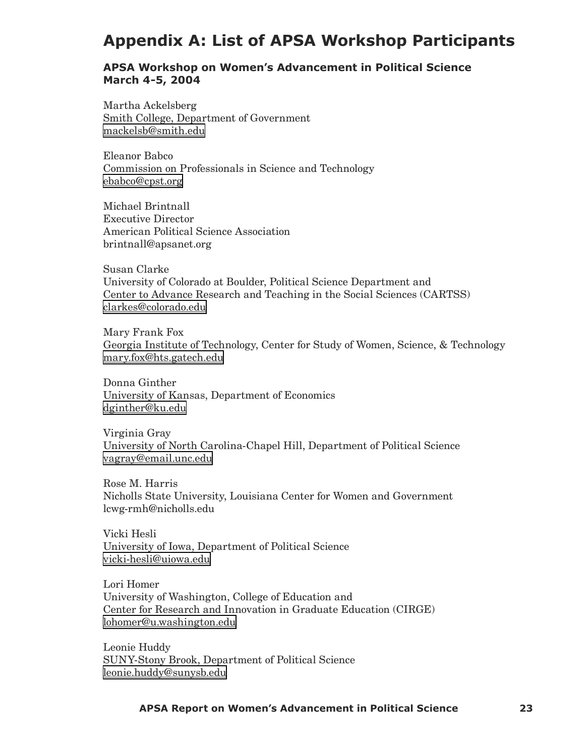# Appendix A: List of APSA Workshop Participants

### APSA Workshop on Women's Advancement in Political Science
### March 4-5, 2004

Martha Ackelsberg
Smith College, Department of Government
mackelsb@smith.edu

Eleanor Babco
Commission on Professionals in Science and Technology
ebabco@cpst.org

Michael Brintnall
Executive Director
American Political Science Association
brintnall@apsanet.org

Susan Clarke
University of Colorado at Boulder, Political Science Department and
Center to Advance Research and Teaching in the Social Sciences (CARTSS)
clarkes@colorado.edu

Mary Frank Fox
Georgia Institute of Technology, Center for Study of Women, Science, & Technology
mary.fox@hts.gatech.edu

Donna Ginther
University of Kansas, Department of Economics
dginther@ku.edu

Virginia Gray
University of North Carolina-Chapel Hill, Department of Political Science
vagray@email.unc.edu

Rose M. Harris
Nicholls State University, Louisiana Center for Women and Government
lcwg-rmh@nicholls.edu

Vicki Hesli
University of Iowa, Department of Political Science
vicki-hesli@uiowa.edu

Lori Homer
University of Washington, College of Education and
Center for Research and Innovation in Graduate Education (CIRGE)
lohomer@u.washington.edu

Leonie Huddy
SUNY-Stony Brook, Department of Political Science
leonie.huddy@sunysb.edu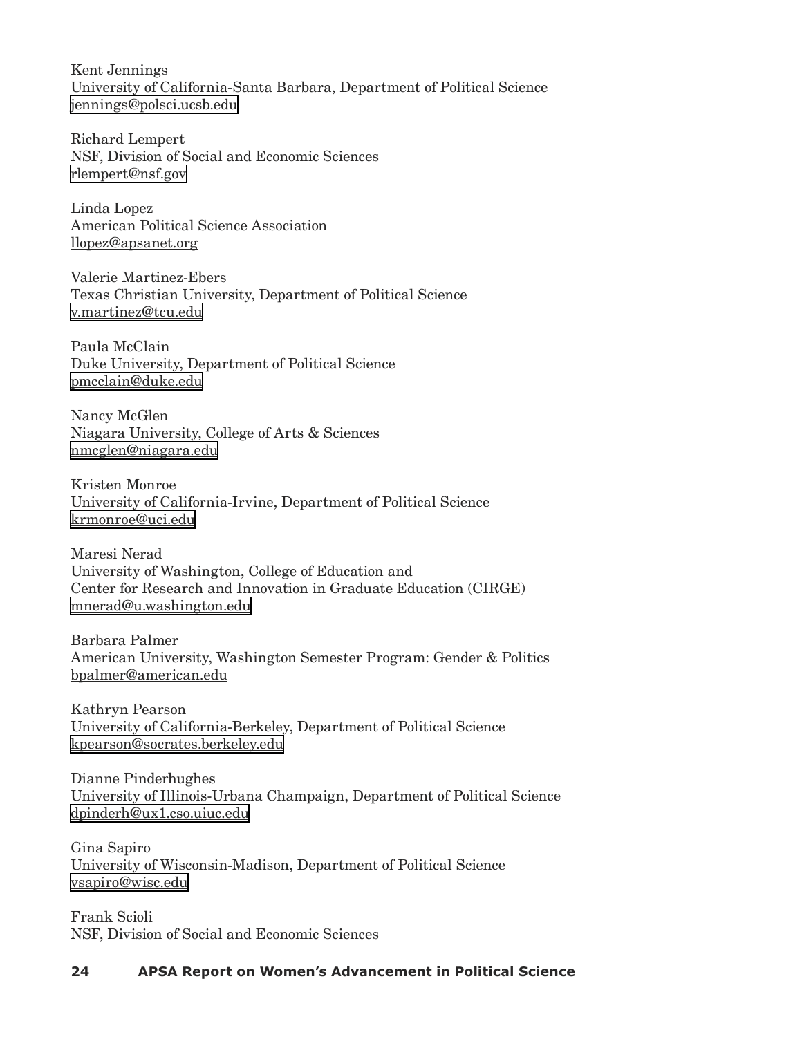Kent Jennings
University of California-Santa Barbara, Department of Political Science
jennings@polsci.ucsb.edu

Richard Lempert
NSF, Division of Social and Economic Sciences
rlempert@nsf.gov

Linda Lopez
American Political Science Association
llopez@apsanet.org

Valerie Martinez-Ebers
Texas Christian University, Department of Political Science
v.martinez@tcu.edu

Paula McClain
Duke University, Department of Political Science
pmcclain@duke.edu

Nancy McGlen
Niagara University, College of Arts & Sciences
nmcglen@niagara.edu

Kristen Monroe
University of California-Irvine, Department of Political Science
krmonroe@uci.edu

Maresi Nerad
University of Washington, College of Education and
Center for Research and Innovation in Graduate Education (CIRGE)
mnerad@u.washington.edu

Barbara Palmer
American University, Washington Semester Program: Gender & Politics
bpalmer@american.edu

Kathryn Pearson
University of California-Berkeley, Department of Political Science
kpearson@socrates.berkeley.edu

Dianne Pinderhughes
University of Illinois-Urbana Champaign, Department of Political Science
dpinderh@ux1.cso.uiuc.edu

Gina Sapiro
University of Wisconsin-Madison, Department of Political Science
vsapiro@wisc.edu

Frank Scioli
NSF, Division of Social and Economic Sciences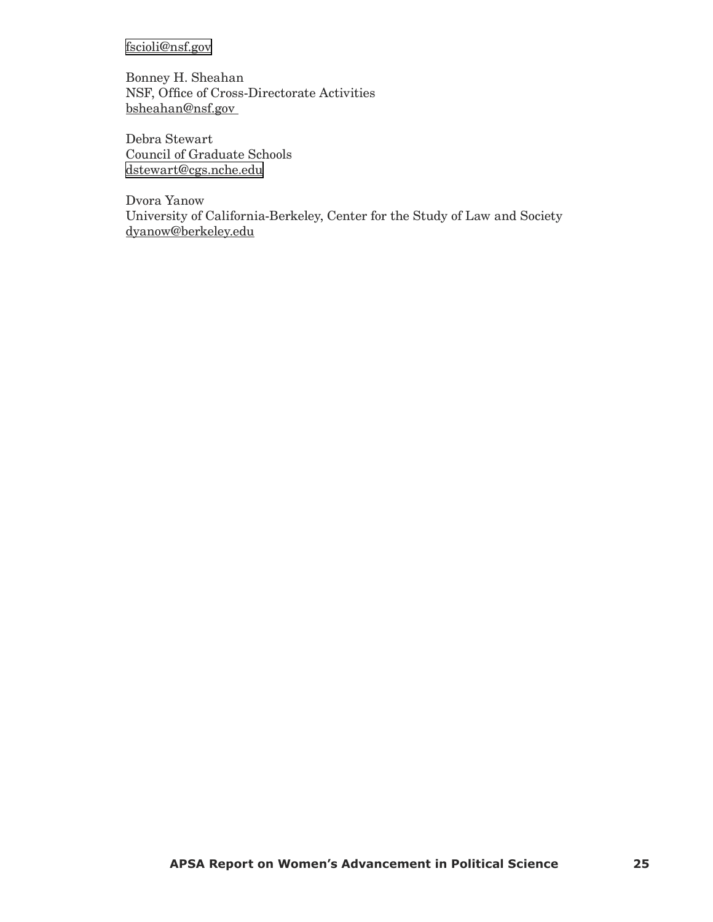fscioli@nsf.gov

Bonney H. Sheahan
NSF, Office of Cross-Directorate Activities
bsheahan@nsf.gov

Debra Stewart
Council of Graduate Schools
dstewart@cgs.nche.edu

Dvora Yanow
University of California-Berkeley, Center for the Study of Law and Society
dyanow@berkeley.edu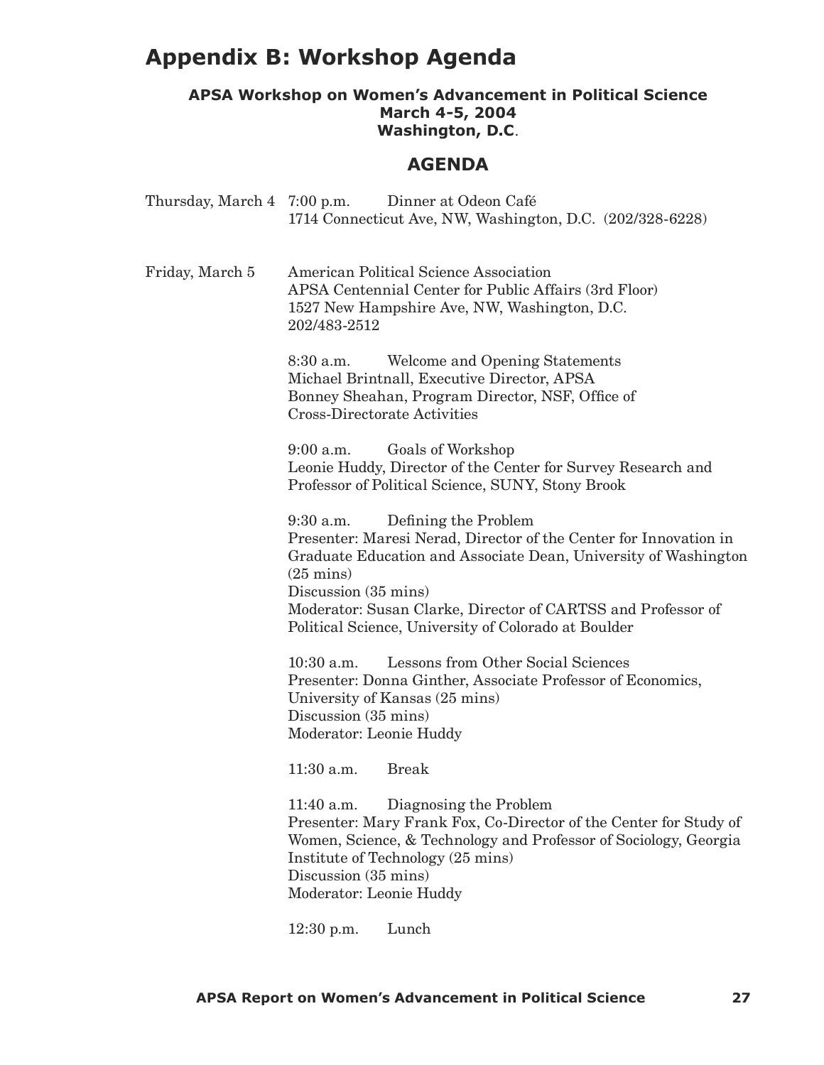# Appendix B: Workshop Agenda

**APSA Workshop on Women's Advancement in Political Science**
**March 4-5, 2004**
**Washington, D.C.**

## AGENDA

Thursday, March 4 — 7:00 p.m. Dinner at Odeon Café
1714 Connecticut Ave, NW, Washington, D.C. (202/328-6228)

Friday, March 5 — American Political Science Association
APSA Centennial Center for Public Affairs (3rd Floor)
1527 New Hampshire Ave, NW, Washington, D.C.
202/483-2512

8:30 a.m. Welcome and Opening Statements
Michael Brintnall, Executive Director, APSA
Bonney Sheahan, Program Director, NSF, Office of Cross-Directorate Activities

9:00 a.m. Goals of Workshop
Leonie Huddy, Director of the Center for Survey Research and Professor of Political Science, SUNY, Stony Brook

9:30 a.m. Defining the Problem
Presenter: Maresi Nerad, Director of the Center for Innovation in Graduate Education and Associate Dean, University of Washington (25 mins)
Discussion (35 mins)
Moderator: Susan Clarke, Director of CARTSS and Professor of Political Science, University of Colorado at Boulder

10:30 a.m. Lessons from Other Social Sciences
Presenter: Donna Ginther, Associate Professor of Economics, University of Kansas (25 mins)
Discussion (35 mins)
Moderator: Leonie Huddy

11:30 a.m. Break

11:40 a.m. Diagnosing the Problem
Presenter: Mary Frank Fox, Co-Director of the Center for Study of Women, Science, & Technology and Professor of Sociology, Georgia Institute of Technology (25 mins)
Discussion (35 mins)
Moderator: Leonie Huddy

12:30 p.m. Lunch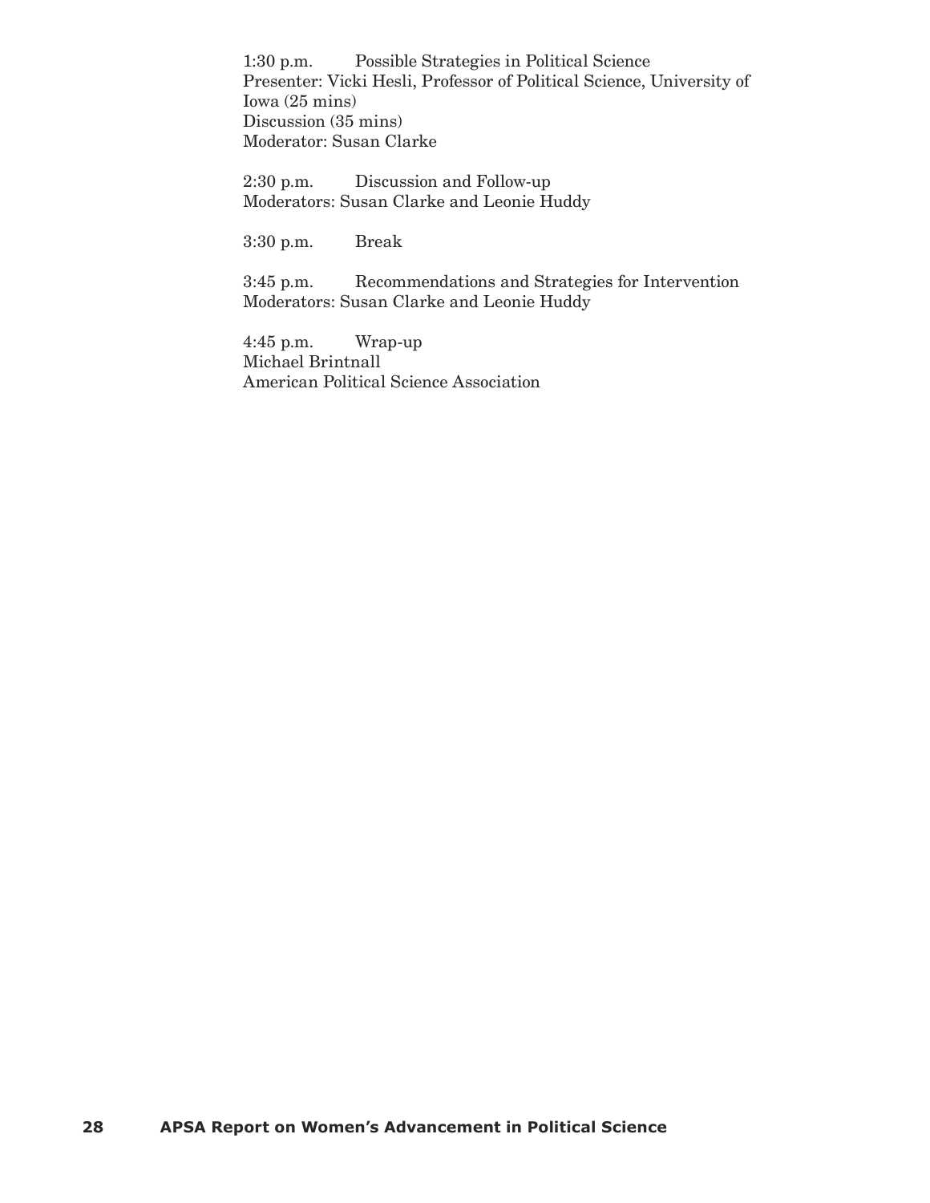1:30 p.m. Possible Strategies in Political Science
Presenter: Vicki Hesli, Professor of Political Science, University of Iowa (25 mins)
Discussion (35 mins)
Moderator: Susan Clarke

2:30 p.m. Discussion and Follow-up
Moderators: Susan Clarke and Leonie Huddy

3:30 p.m. Break

3:45 p.m. Recommendations and Strategies for Intervention
Moderators: Susan Clarke and Leonie Huddy

4:45 p.m. Wrap-up
Michael Brintnall
American Political Science Association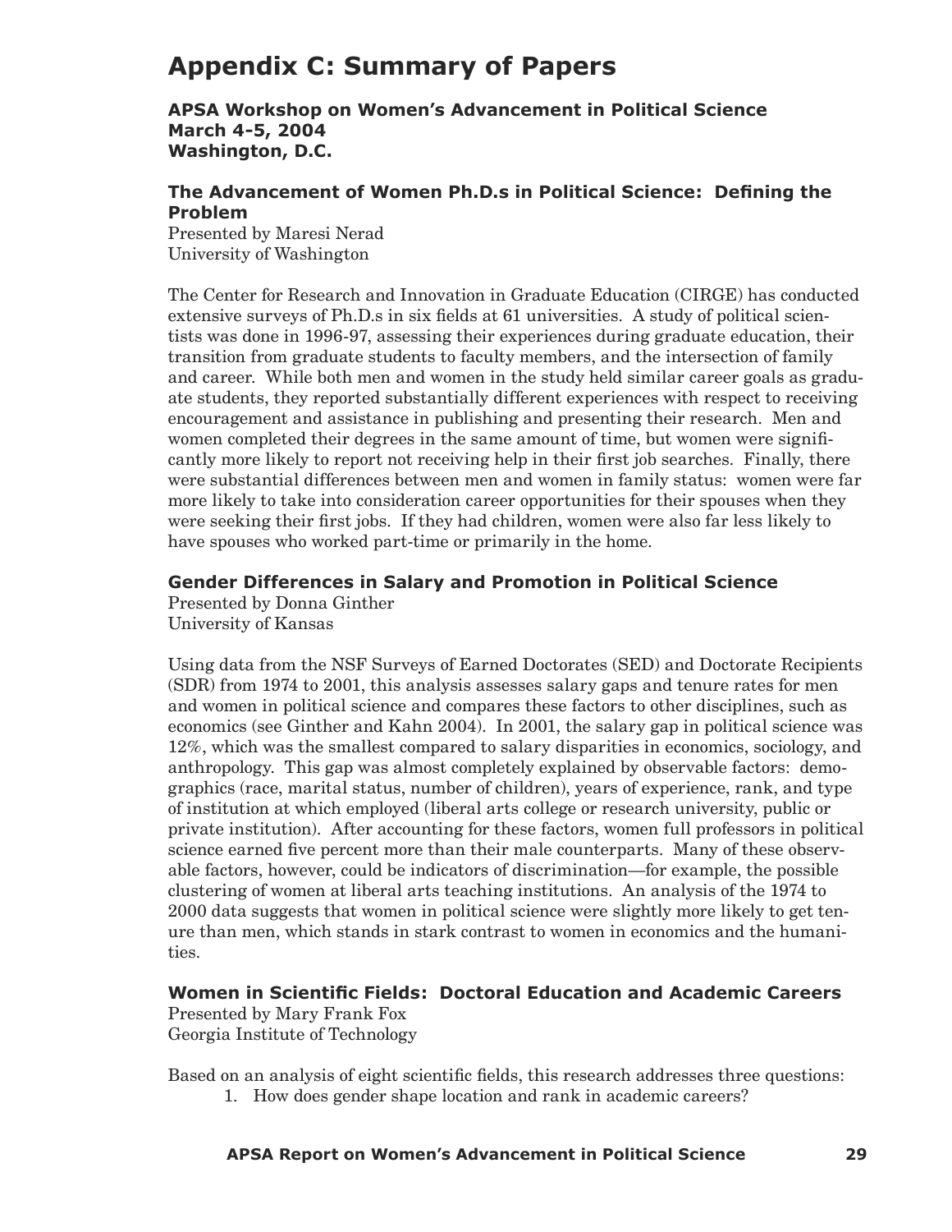# Appendix C: Summary of Papers

**APSA Workshop on Women's Advancement in Political Science**
**March 4-5, 2004**
**Washington, D.C.**

### The Advancement of Women Ph.D.s in Political Science: Defining the Problem

Presented by Maresi Nerad
University of Washington

The Center for Research and Innovation in Graduate Education (CIRGE) has conducted extensive surveys of Ph.D.s in six fields at 61 universities. A study of political scientists was done in 1996-97, assessing their experiences during graduate education, their transition from graduate students to faculty members, and the intersection of family and career. While both men and women in the study held similar career goals as graduate students, they reported substantially different experiences with respect to receiving encouragement and assistance in publishing and presenting their research. Men and women completed their degrees in the same amount of time, but women were significantly more likely to report not receiving help in their first job searches. Finally, there were substantial differences between men and women in family status: women were far more likely to take into consideration career opportunities for their spouses when they were seeking their first jobs. If they had children, women were also far less likely to have spouses who worked part-time or primarily in the home.

### Gender Differences in Salary and Promotion in Political Science

Presented by Donna Ginther
University of Kansas

Using data from the NSF Surveys of Earned Doctorates (SED) and Doctorate Recipients (SDR) from 1974 to 2001, this analysis assesses salary gaps and tenure rates for men and women in political science and compares these factors to other disciplines, such as economics (see Ginther and Kahn 2004). In 2001, the salary gap in political science was 12%, which was the smallest compared to salary disparities in economics, sociology, and anthropology. This gap was almost completely explained by observable factors: demographics (race, marital status, number of children), years of experience, rank, and type of institution at which employed (liberal arts college or research university, public or private institution). After accounting for these factors, women full professors in political science earned five percent more than their male counterparts. Many of these observable factors, however, could be indicators of discrimination—for example, the possible clustering of women at liberal arts teaching institutions. An analysis of the 1974 to 2000 data suggests that women in political science were slightly more likely to get tenure than men, which stands in stark contrast to women in economics and the humanities.

### Women in Scientific Fields: Doctoral Education and Academic Careers

Presented by Mary Frank Fox
Georgia Institute of Technology

Based on an analysis of eight scientific fields, this research addresses three questions:

1. How does gender shape location and rank in academic careers?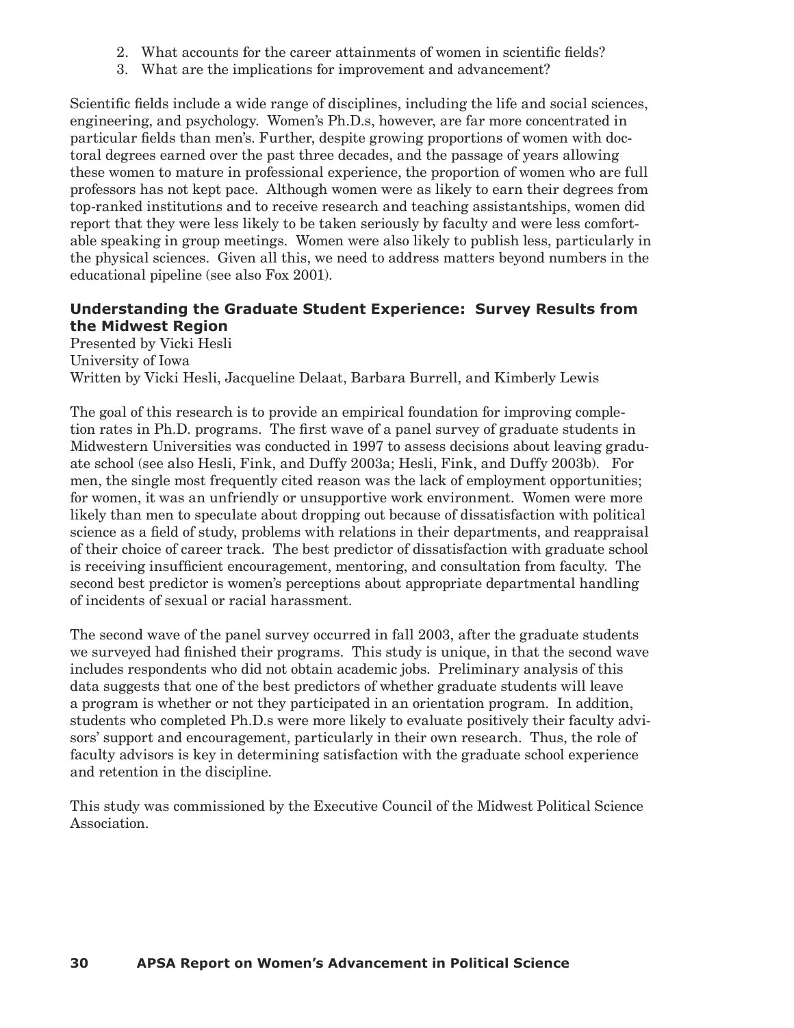2. What accounts for the career attainments of women in scientific fields?
3. What are the implications for improvement and advancement?

Scientific fields include a wide range of disciplines, including the life and social sciences, engineering, and psychology. Women's Ph.D.s, however, are far more concentrated in particular fields than men's. Further, despite growing proportions of women with doctoral degrees earned over the past three decades, and the passage of years allowing these women to mature in professional experience, the proportion of women who are full professors has not kept pace. Although women were as likely to earn their degrees from top-ranked institutions and to receive research and teaching assistantships, women did report that they were less likely to be taken seriously by faculty and were less comfortable speaking in group meetings. Women were also likely to publish less, particularly in the physical sciences. Given all this, we need to address matters beyond numbers in the educational pipeline (see also Fox 2001).

### Understanding the Graduate Student Experience: Survey Results from the Midwest Region

Presented by Vicki Hesli
University of Iowa
Written by Vicki Hesli, Jacqueline Delaat, Barbara Burrell, and Kimberly Lewis

The goal of this research is to provide an empirical foundation for improving completion rates in Ph.D. programs. The first wave of a panel survey of graduate students in Midwestern Universities was conducted in 1997 to assess decisions about leaving graduate school (see also Hesli, Fink, and Duffy 2003a; Hesli, Fink, and Duffy 2003b). For men, the single most frequently cited reason was the lack of employment opportunities; for women, it was an unfriendly or unsupportive work environment. Women were more likely than men to speculate about dropping out because of dissatisfaction with political science as a field of study, problems with relations in their departments, and reappraisal of their choice of career track. The best predictor of dissatisfaction with graduate school is receiving insufficient encouragement, mentoring, and consultation from faculty. The second best predictor is women's perceptions about appropriate departmental handling of incidents of sexual or racial harassment.

The second wave of the panel survey occurred in fall 2003, after the graduate students we surveyed had finished their programs. This study is unique, in that the second wave includes respondents who did not obtain academic jobs. Preliminary analysis of this data suggests that one of the best predictors of whether graduate students will leave a program is whether or not they participated in an orientation program. In addition, students who completed Ph.D.s were more likely to evaluate positively their faculty advisors' support and encouragement, particularly in their own research. Thus, the role of faculty advisors is key in determining satisfaction with the graduate school experience and retention in the discipline.

This study was commissioned by the Executive Council of the Midwest Political Science Association.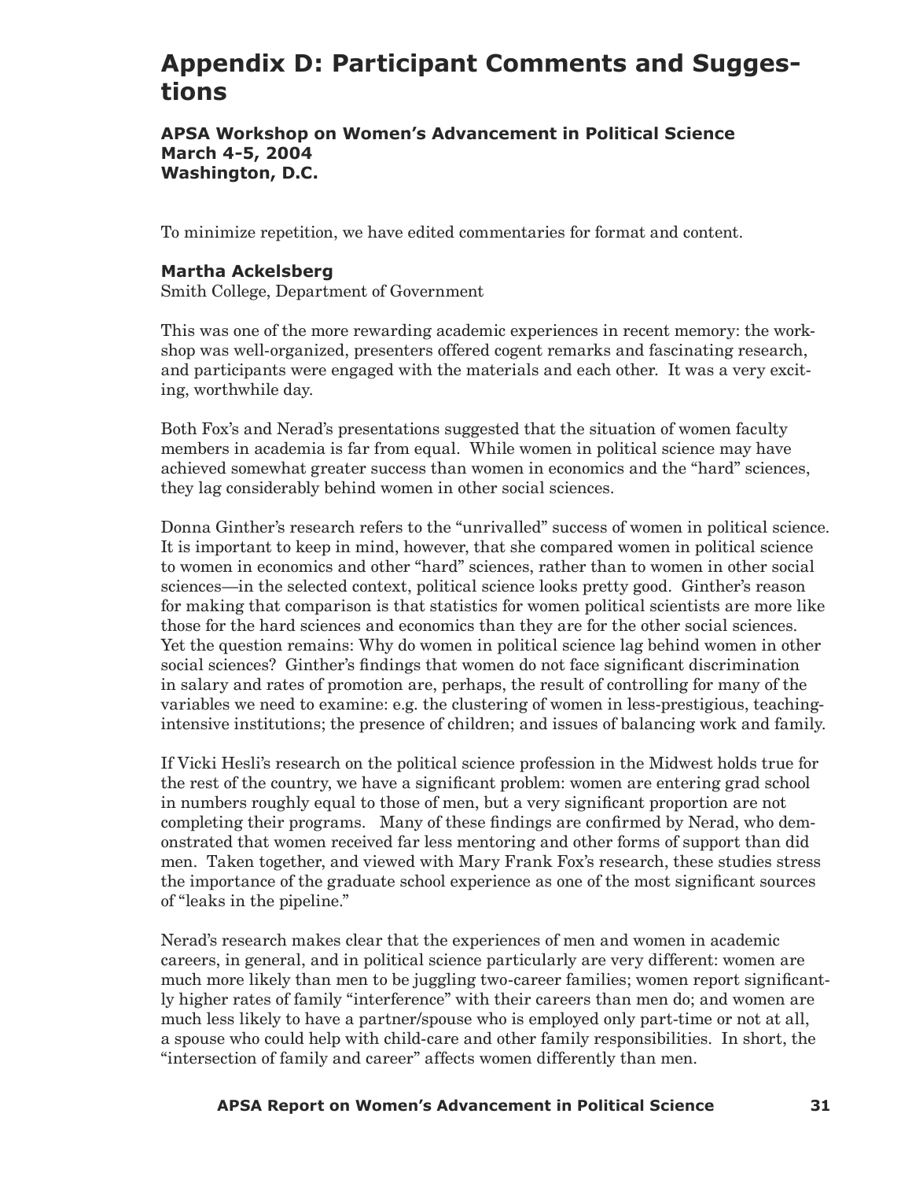# Appendix D: Participant Comments and Suggestions

**APSA Workshop on Women's Advancement in Political Science**
**March 4-5, 2004**
**Washington, D.C.**

To minimize repetition, we have edited commentaries for format and content.

**Martha Ackelsberg**
Smith College, Department of Government

This was one of the more rewarding academic experiences in recent memory: the workshop was well-organized, presenters offered cogent remarks and fascinating research, and participants were engaged with the materials and each other. It was a very exciting, worthwhile day.

Both Fox's and Nerad's presentations suggested that the situation of women faculty members in academia is far from equal. While women in political science may have achieved somewhat greater success than women in economics and the "hard" sciences, they lag considerably behind women in other social sciences.

Donna Ginther's research refers to the "unrivalled" success of women in political science. It is important to keep in mind, however, that she compared women in political science to women in economics and other "hard" sciences, rather than to women in other social sciences—in the selected context, political science looks pretty good. Ginther's reason for making that comparison is that statistics for women political scientists are more like those for the hard sciences and economics than they are for the other social sciences. Yet the question remains: Why do women in political science lag behind women in other social sciences? Ginther's findings that women do not face significant discrimination in salary and rates of promotion are, perhaps, the result of controlling for many of the variables we need to examine: e.g. the clustering of women in less-prestigious, teaching-intensive institutions; the presence of children; and issues of balancing work and family.

If Vicki Hesli's research on the political science profession in the Midwest holds true for the rest of the country, we have a significant problem: women are entering grad school in numbers roughly equal to those of men, but a very significant proportion are not completing their programs. Many of these findings are confirmed by Nerad, who demonstrated that women received far less mentoring and other forms of support than did men. Taken together, and viewed with Mary Frank Fox's research, these studies stress the importance of the graduate school experience as one of the most significant sources of "leaks in the pipeline."

Nerad's research makes clear that the experiences of men and women in academic careers, in general, and in political science particularly are very different: women are much more likely than men to be juggling two-career families; women report significantly higher rates of family "interference" with their careers than men do; and women are much less likely to have a partner/spouse who is employed only part-time or not at all, a spouse who could help with child-care and other family responsibilities. In short, the "intersection of family and career" affects women differently than men.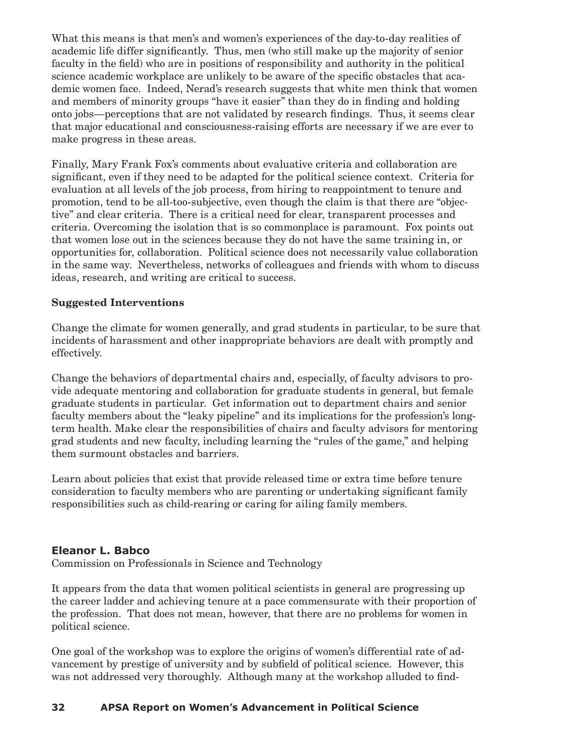What this means is that men's and women's experiences of the day-to-day realities of academic life differ significantly. Thus, men (who still make up the majority of senior faculty in the field) who are in positions of responsibility and authority in the political science academic workplace are unlikely to be aware of the specific obstacles that academic women face. Indeed, Nerad's research suggests that white men think that women and members of minority groups "have it easier" than they do in finding and holding onto jobs—perceptions that are not validated by research findings. Thus, it seems clear that major educational and consciousness-raising efforts are necessary if we are ever to make progress in these areas.

Finally, Mary Frank Fox's comments about evaluative criteria and collaboration are significant, even if they need to be adapted for the political science context. Criteria for evaluation at all levels of the job process, from hiring to reappointment to tenure and promotion, tend to be all-too-subjective, even though the claim is that there are "objective" and clear criteria. There is a critical need for clear, transparent processes and criteria. Overcoming the isolation that is so commonplace is paramount. Fox points out that women lose out in the sciences because they do not have the same training in, or opportunities for, collaboration. Political science does not necessarily value collaboration in the same way. Nevertheless, networks of colleagues and friends with whom to discuss ideas, research, and writing are critical to success.

**Suggested Interventions**

Change the climate for women generally, and grad students in particular, to be sure that incidents of harassment and other inappropriate behaviors are dealt with promptly and effectively.

Change the behaviors of departmental chairs and, especially, of faculty advisors to provide adequate mentoring and collaboration for graduate students in general, but female graduate students in particular. Get information out to department chairs and senior faculty members about the "leaky pipeline" and its implications for the profession's long-term health. Make clear the responsibilities of chairs and faculty advisors for mentoring grad students and new faculty, including learning the "rules of the game," and helping them surmount obstacles and barriers.

Learn about policies that exist that provide released time or extra time before tenure consideration to faculty members who are parenting or undertaking significant family responsibilities such as child-rearing or caring for ailing family members.

### Eleanor L. Babco

Commission on Professionals in Science and Technology

It appears from the data that women political scientists in general are progressing up the career ladder and achieving tenure at a pace commensurate with their proportion of the profession. That does not mean, however, that there are no problems for women in political science.

One goal of the workshop was to explore the origins of women's differential rate of advancement by prestige of university and by subfield of political science. However, this was not addressed very thoroughly. Although many at the workshop alluded to find-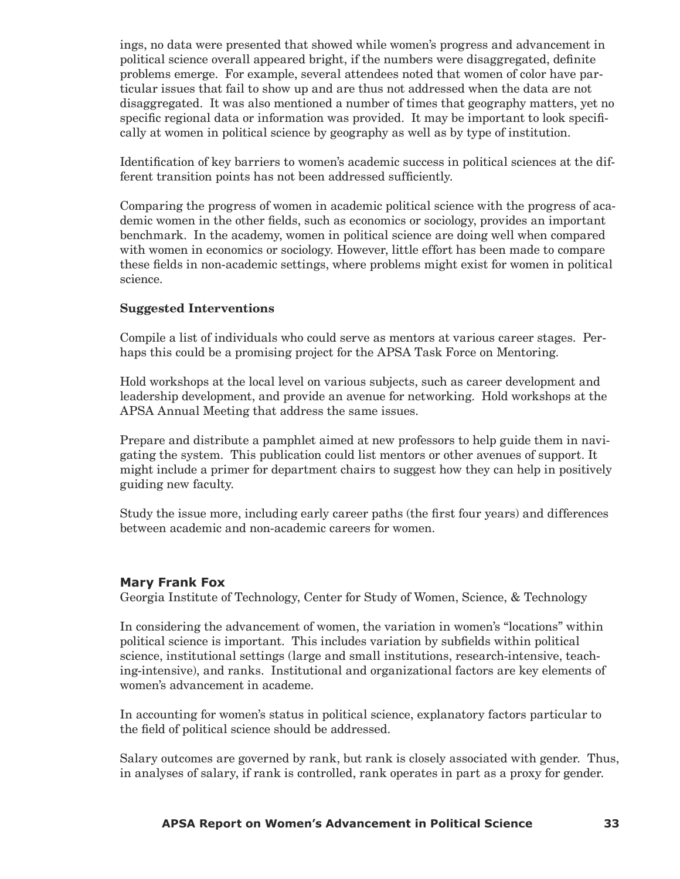ings, no data were presented that showed while women's progress and advancement in political science overall appeared bright, if the numbers were disaggregated, definite problems emerge. For example, several attendees noted that women of color have particular issues that fail to show up and are thus not addressed when the data are not disaggregated. It was also mentioned a number of times that geography matters, yet no specific regional data or information was provided. It may be important to look specifically at women in political science by geography as well as by type of institution.

Identification of key barriers to women's academic success in political sciences at the different transition points has not been addressed sufficiently.

Comparing the progress of women in academic political science with the progress of academic women in the other fields, such as economics or sociology, provides an important benchmark. In the academy, women in political science are doing well when compared with women in economics or sociology. However, little effort has been made to compare these fields in non-academic settings, where problems might exist for women in political science.

**Suggested Interventions**

Compile a list of individuals who could serve as mentors at various career stages. Perhaps this could be a promising project for the APSA Task Force on Mentoring.

Hold workshops at the local level on various subjects, such as career development and leadership development, and provide an avenue for networking. Hold workshops at the APSA Annual Meeting that address the same issues.

Prepare and distribute a pamphlet aimed at new professors to help guide them in navigating the system. This publication could list mentors or other avenues of support. It might include a primer for department chairs to suggest how they can help in positively guiding new faculty.

Study the issue more, including early career paths (the first four years) and differences between academic and non-academic careers for women.

### Mary Frank Fox

Georgia Institute of Technology, Center for Study of Women, Science, & Technology

In considering the advancement of women, the variation in women's "locations" within political science is important. This includes variation by subfields within political science, institutional settings (large and small institutions, research-intensive, teaching-intensive), and ranks. Institutional and organizational factors are key elements of women's advancement in academe.

In accounting for women's status in political science, explanatory factors particular to the field of political science should be addressed.

Salary outcomes are governed by rank, but rank is closely associated with gender. Thus, in analyses of salary, if rank is controlled, rank operates in part as a proxy for gender.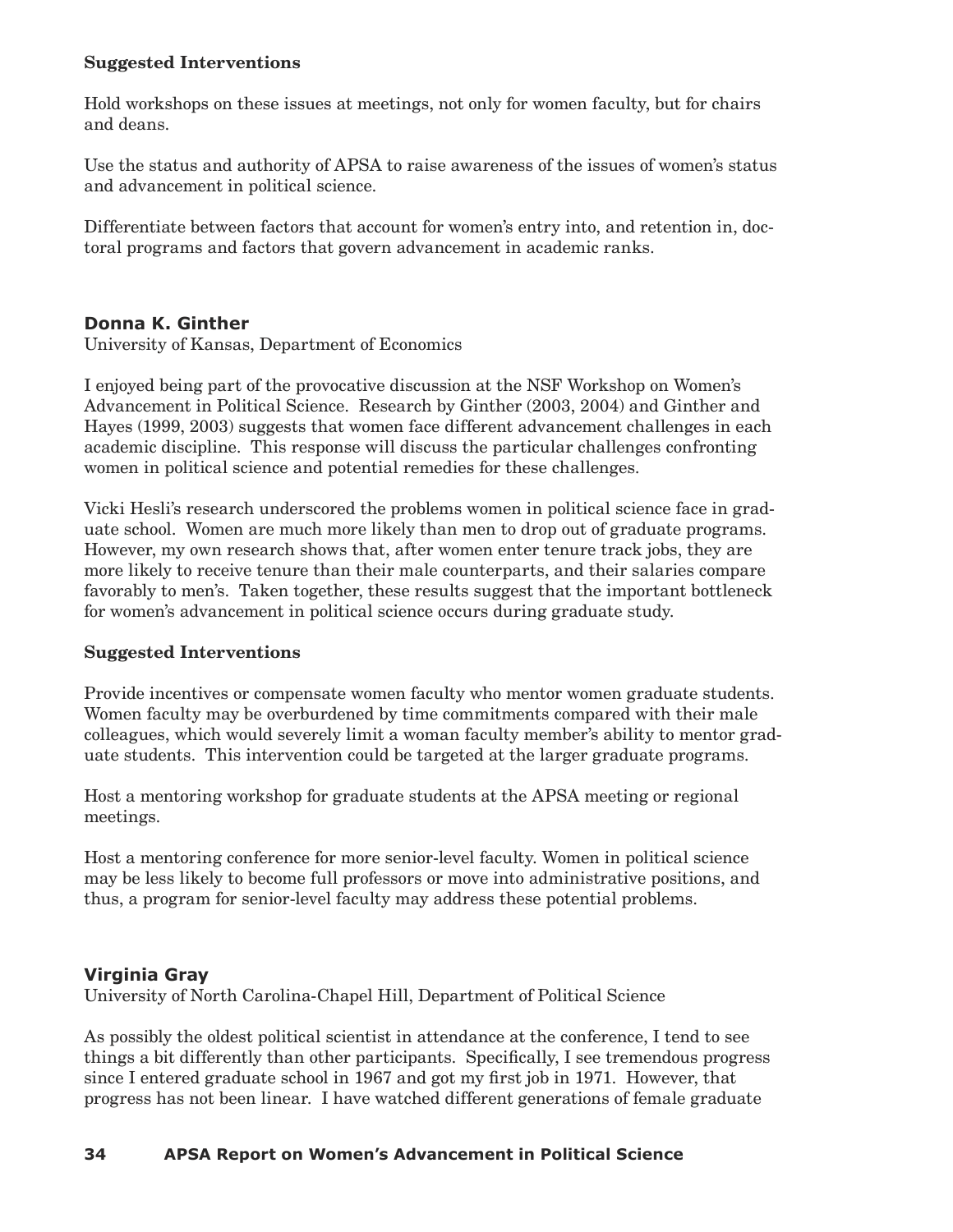**Suggested Interventions**

Hold workshops on these issues at meetings, not only for women faculty, but for chairs and deans.

Use the status and authority of APSA to raise awareness of the issues of women's status and advancement in political science.

Differentiate between factors that account for women's entry into, and retention in, doctoral programs and factors that govern advancement in academic ranks.

### Donna K. Ginther

University of Kansas, Department of Economics

I enjoyed being part of the provocative discussion at the NSF Workshop on Women's Advancement in Political Science. Research by Ginther (2003, 2004) and Ginther and Hayes (1999, 2003) suggests that women face different advancement challenges in each academic discipline. This response will discuss the particular challenges confronting women in political science and potential remedies for these challenges.

Vicki Hesli's research underscored the problems women in political science face in graduate school. Women are much more likely than men to drop out of graduate programs. However, my own research shows that, after women enter tenure track jobs, they are more likely to receive tenure than their male counterparts, and their salaries compare favorably to men's. Taken together, these results suggest that the important bottleneck for women's advancement in political science occurs during graduate study.

**Suggested Interventions**

Provide incentives or compensate women faculty who mentor women graduate students. Women faculty may be overburdened by time commitments compared with their male colleagues, which would severely limit a woman faculty member's ability to mentor graduate students. This intervention could be targeted at the larger graduate programs.

Host a mentoring workshop for graduate students at the APSA meeting or regional meetings.

Host a mentoring conference for more senior-level faculty. Women in political science may be less likely to become full professors or move into administrative positions, and thus, a program for senior-level faculty may address these potential problems.

### Virginia Gray

University of North Carolina-Chapel Hill, Department of Political Science

As possibly the oldest political scientist in attendance at the conference, I tend to see things a bit differently than other participants. Specifically, I see tremendous progress since I entered graduate school in 1967 and got my first job in 1971. However, that progress has not been linear. I have watched different generations of female graduate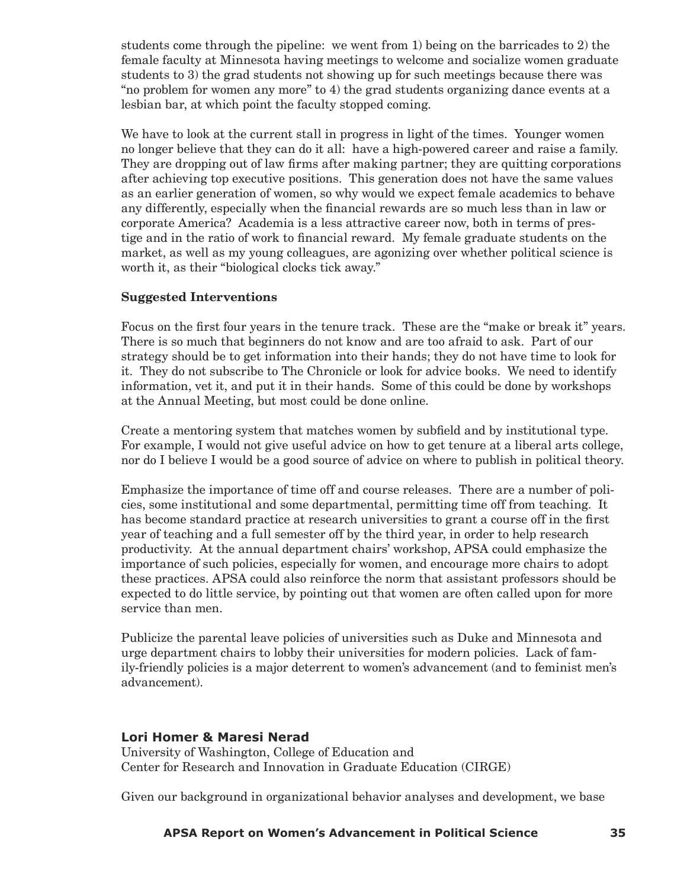students come through the pipeline: we went from 1) being on the barricades to 2) the female faculty at Minnesota having meetings to welcome and socialize women graduate students to 3) the grad students not showing up for such meetings because there was "no problem for women any more" to 4) the grad students organizing dance events at a lesbian bar, at which point the faculty stopped coming.

We have to look at the current stall in progress in light of the times. Younger women no longer believe that they can do it all: have a high-powered career and raise a family. They are dropping out of law firms after making partner; they are quitting corporations after achieving top executive positions. This generation does not have the same values as an earlier generation of women, so why would we expect female academics to behave any differently, especially when the financial rewards are so much less than in law or corporate America? Academia is a less attractive career now, both in terms of prestige and in the ratio of work to financial reward. My female graduate students on the market, as well as my young colleagues, are agonizing over whether political science is worth it, as their "biological clocks tick away."

**Suggested Interventions**

Focus on the first four years in the tenure track. These are the "make or break it" years. There is so much that beginners do not know and are too afraid to ask. Part of our strategy should be to get information into their hands; they do not have time to look for it. They do not subscribe to The Chronicle or look for advice books. We need to identify information, vet it, and put it in their hands. Some of this could be done by workshops at the Annual Meeting, but most could be done online.

Create a mentoring system that matches women by subfield and by institutional type. For example, I would not give useful advice on how to get tenure at a liberal arts college, nor do I believe I would be a good source of advice on where to publish in political theory.

Emphasize the importance of time off and course releases. There are a number of policies, some institutional and some departmental, permitting time off from teaching. It has become standard practice at research universities to grant a course off in the first year of teaching and a full semester off by the third year, in order to help research productivity. At the annual department chairs' workshop, APSA could emphasize the importance of such policies, especially for women, and encourage more chairs to adopt these practices. APSA could also reinforce the norm that assistant professors should be expected to do little service, by pointing out that women are often called upon for more service than men.

Publicize the parental leave policies of universities such as Duke and Minnesota and urge department chairs to lobby their universities for modern policies. Lack of family-friendly policies is a major deterrent to women's advancement (and to feminist men's advancement).

### Lori Homer & Maresi Nerad

University of Washington, College of Education and
Center for Research and Innovation in Graduate Education (CIRGE)

Given our background in organizational behavior analyses and development, we base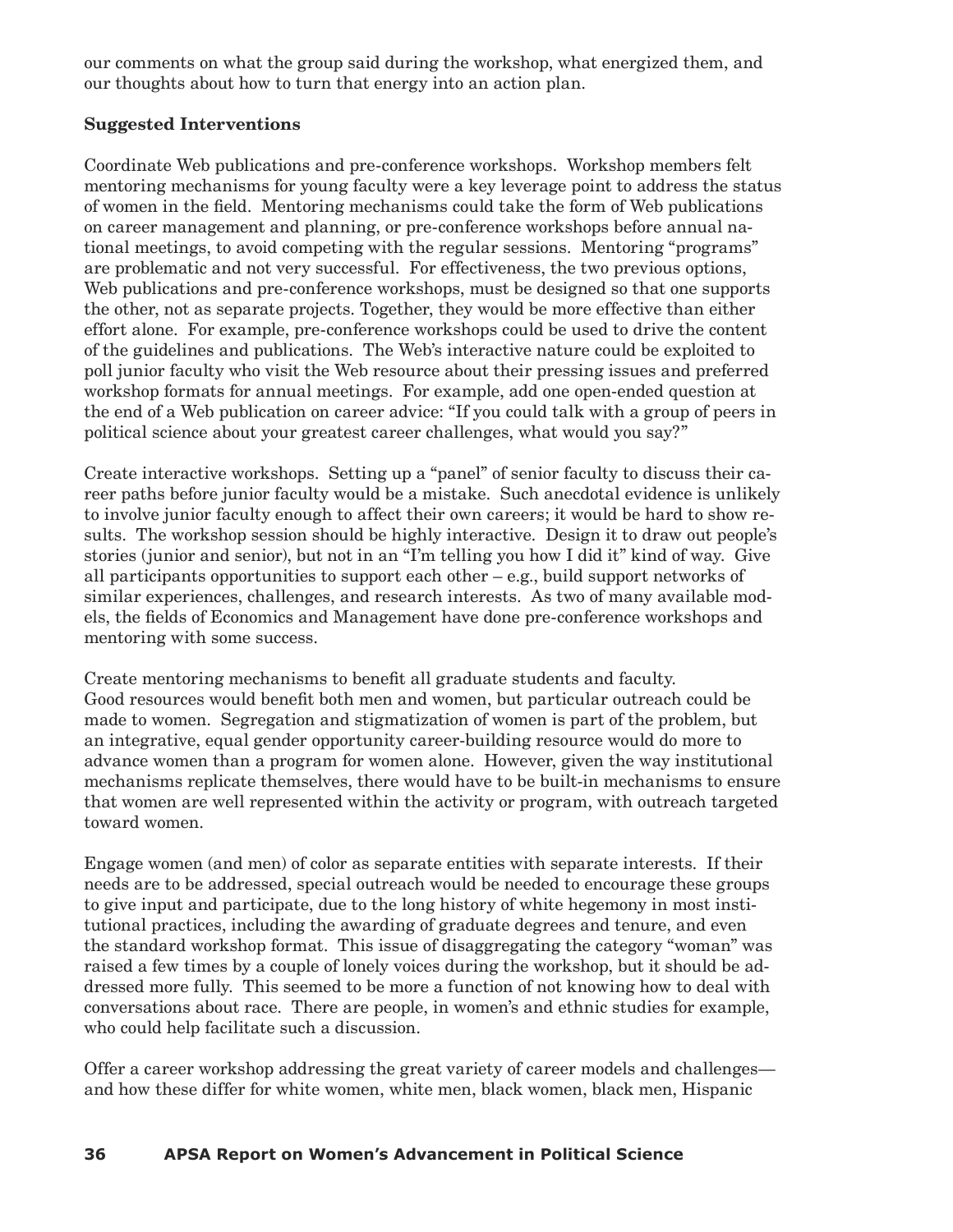our comments on what the group said during the workshop, what energized them, and our thoughts about how to turn that energy into an action plan.

**Suggested Interventions**

Coordinate Web publications and pre-conference workshops. Workshop members felt mentoring mechanisms for young faculty were a key leverage point to address the status of women in the field. Mentoring mechanisms could take the form of Web publications on career management and planning, or pre-conference workshops before annual national meetings, to avoid competing with the regular sessions. Mentoring "programs" are problematic and not very successful. For effectiveness, the two previous options, Web publications and pre-conference workshops, must be designed so that one supports the other, not as separate projects. Together, they would be more effective than either effort alone. For example, pre-conference workshops could be used to drive the content of the guidelines and publications. The Web's interactive nature could be exploited to poll junior faculty who visit the Web resource about their pressing issues and preferred workshop formats for annual meetings. For example, add one open-ended question at the end of a Web publication on career advice: "If you could talk with a group of peers in political science about your greatest career challenges, what would you say?"

Create interactive workshops. Setting up a "panel" of senior faculty to discuss their career paths before junior faculty would be a mistake. Such anecdotal evidence is unlikely to involve junior faculty enough to affect their own careers; it would be hard to show results. The workshop session should be highly interactive. Design it to draw out people's stories (junior and senior), but not in an "I'm telling you how I did it" kind of way. Give all participants opportunities to support each other – e.g., build support networks of similar experiences, challenges, and research interests. As two of many available models, the fields of Economics and Management have done pre-conference workshops and mentoring with some success.

Create mentoring mechanisms to benefit all graduate students and faculty. Good resources would benefit both men and women, but particular outreach could be made to women. Segregation and stigmatization of women is part of the problem, but an integrative, equal gender opportunity career-building resource would do more to advance women than a program for women alone. However, given the way institutional mechanisms replicate themselves, there would have to be built-in mechanisms to ensure that women are well represented within the activity or program, with outreach targeted toward women.

Engage women (and men) of color as separate entities with separate interests. If their needs are to be addressed, special outreach would be needed to encourage these groups to give input and participate, due to the long history of white hegemony in most institutional practices, including the awarding of graduate degrees and tenure, and even the standard workshop format. This issue of disaggregating the category "woman" was raised a few times by a couple of lonely voices during the workshop, but it should be addressed more fully. This seemed to be more a function of not knowing how to deal with conversations about race. There are people, in women's and ethnic studies for example, who could help facilitate such a discussion.

Offer a career workshop addressing the great variety of career models and challenges—and how these differ for white women, white men, black women, black men, Hispanic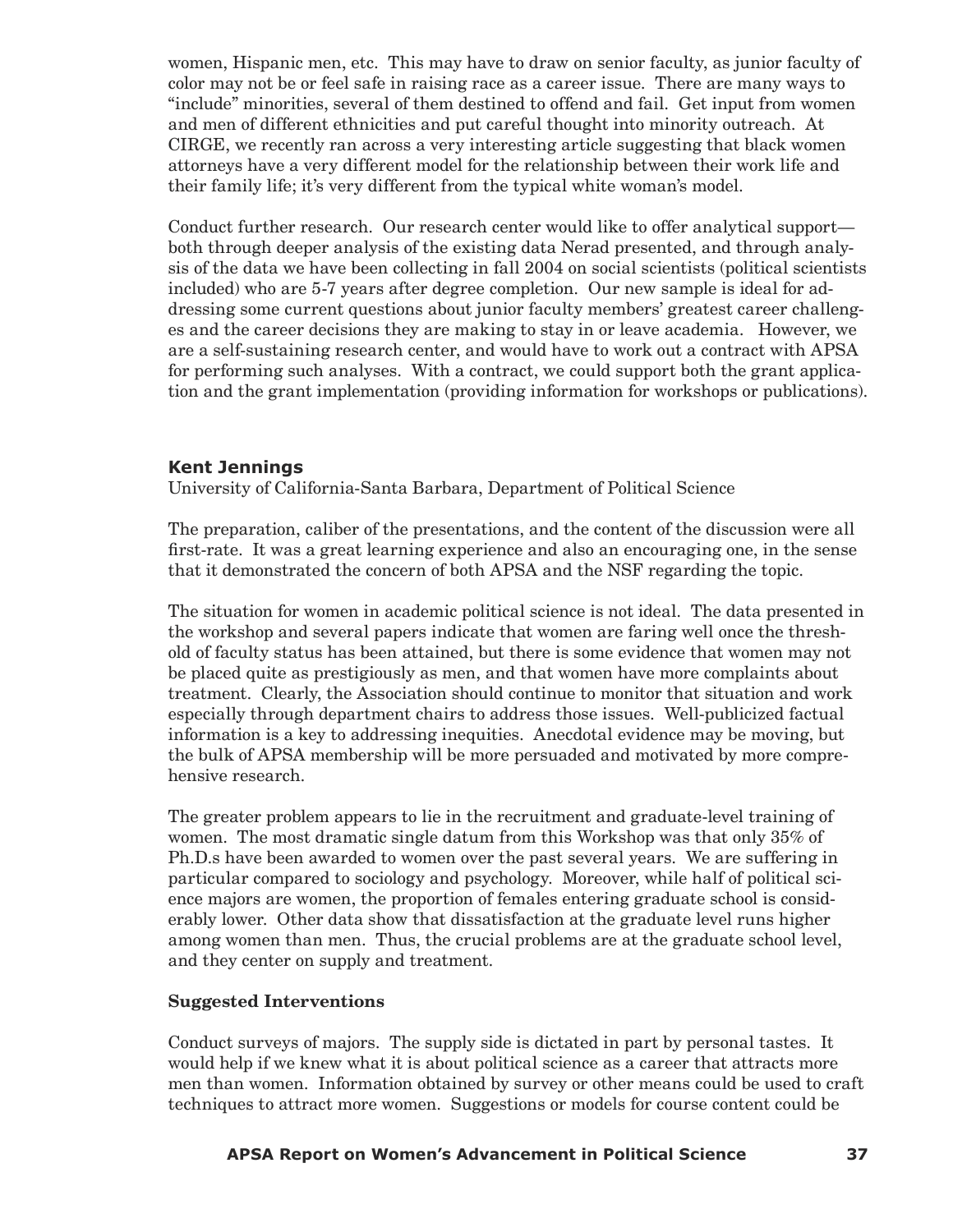women, Hispanic men, etc. This may have to draw on senior faculty, as junior faculty of color may not be or feel safe in raising race as a career issue. There are many ways to "include" minorities, several of them destined to offend and fail. Get input from women and men of different ethnicities and put careful thought into minority outreach. At CIRGE, we recently ran across a very interesting article suggesting that black women attorneys have a very different model for the relationship between their work life and their family life; it's very different from the typical white woman's model.

Conduct further research. Our research center would like to offer analytical support—both through deeper analysis of the existing data Nerad presented, and through analysis of the data we have been collecting in fall 2004 on social scientists (political scientists included) who are 5-7 years after degree completion. Our new sample is ideal for addressing some current questions about junior faculty members' greatest career challenges and the career decisions they are making to stay in or leave academia. However, we are a self-sustaining research center, and would have to work out a contract with APSA for performing such analyses. With a contract, we could support both the grant application and the grant implementation (providing information for workshops or publications).

### Kent Jennings

University of California-Santa Barbara, Department of Political Science

The preparation, caliber of the presentations, and the content of the discussion were all first-rate. It was a great learning experience and also an encouraging one, in the sense that it demonstrated the concern of both APSA and the NSF regarding the topic.

The situation for women in academic political science is not ideal. The data presented in the workshop and several papers indicate that women are faring well once the threshold of faculty status has been attained, but there is some evidence that women may not be placed quite as prestigiously as men, and that women have more complaints about treatment. Clearly, the Association should continue to monitor that situation and work especially through department chairs to address those issues. Well-publicized factual information is a key to addressing inequities. Anecdotal evidence may be moving, but the bulk of APSA membership will be more persuaded and motivated by more comprehensive research.

The greater problem appears to lie in the recruitment and graduate-level training of women. The most dramatic single datum from this Workshop was that only 35% of Ph.D.s have been awarded to women over the past several years. We are suffering in particular compared to sociology and psychology. Moreover, while half of political science majors are women, the proportion of females entering graduate school is considerably lower. Other data show that dissatisfaction at the graduate level runs higher among women than men. Thus, the crucial problems are at the graduate school level, and they center on supply and treatment.

**Suggested Interventions**

Conduct surveys of majors. The supply side is dictated in part by personal tastes. It would help if we knew what it is about political science as a career that attracts more men than women. Information obtained by survey or other means could be used to craft techniques to attract more women. Suggestions or models for course content could be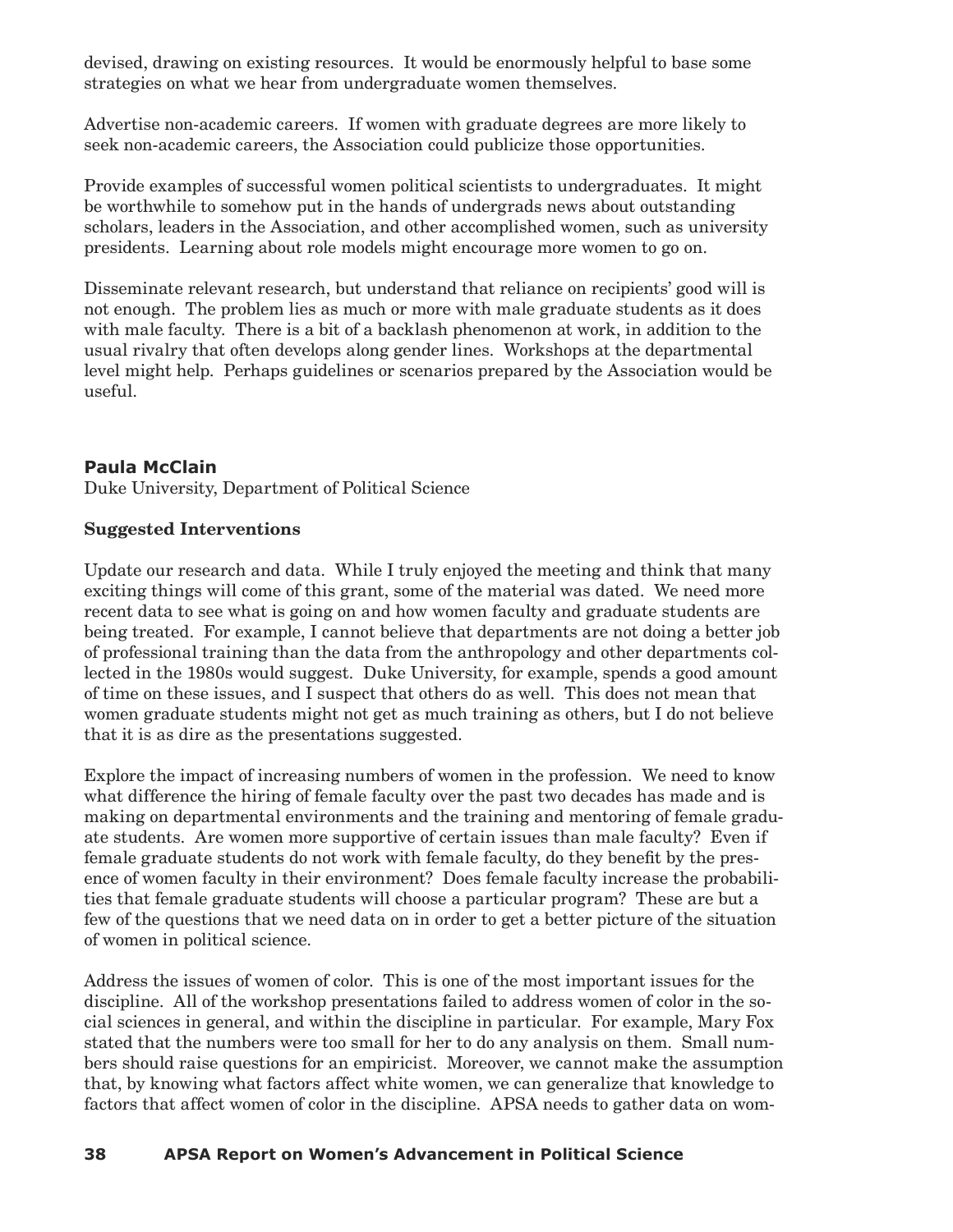devised, drawing on existing resources. It would be enormously helpful to base some strategies on what we hear from undergraduate women themselves.

Advertise non-academic careers. If women with graduate degrees are more likely to seek non-academic careers, the Association could publicize those opportunities.

Provide examples of successful women political scientists to undergraduates. It might be worthwhile to somehow put in the hands of undergrads news about outstanding scholars, leaders in the Association, and other accomplished women, such as university presidents. Learning about role models might encourage more women to go on.

Disseminate relevant research, but understand that reliance on recipients' good will is not enough. The problem lies as much or more with male graduate students as it does with male faculty. There is a bit of a backlash phenomenon at work, in addition to the usual rivalry that often develops along gender lines. Workshops at the departmental level might help. Perhaps guidelines or scenarios prepared by the Association would be useful.

### Paula McClain

Duke University, Department of Political Science

**Suggested Interventions**

Update our research and data. While I truly enjoyed the meeting and think that many exciting things will come of this grant, some of the material was dated. We need more recent data to see what is going on and how women faculty and graduate students are being treated. For example, I cannot believe that departments are not doing a better job of professional training than the data from the anthropology and other departments collected in the 1980s would suggest. Duke University, for example, spends a good amount of time on these issues, and I suspect that others do as well. This does not mean that women graduate students might not get as much training as others, but I do not believe that it is as dire as the presentations suggested.

Explore the impact of increasing numbers of women in the profession. We need to know what difference the hiring of female faculty over the past two decades has made and is making on departmental environments and the training and mentoring of female graduate students. Are women more supportive of certain issues than male faculty? Even if female graduate students do not work with female faculty, do they benefit by the presence of women faculty in their environment? Does female faculty increase the probabilities that female graduate students will choose a particular program? These are but a few of the questions that we need data on in order to get a better picture of the situation of women in political science.

Address the issues of women of color. This is one of the most important issues for the discipline. All of the workshop presentations failed to address women of color in the social sciences in general, and within the discipline in particular. For example, Mary Fox stated that the numbers were too small for her to do any analysis on them. Small numbers should raise questions for an empiricist. Moreover, we cannot make the assumption that, by knowing what factors affect white women, we can generalize that knowledge to factors that affect women of color in the discipline. APSA needs to gather data on wom-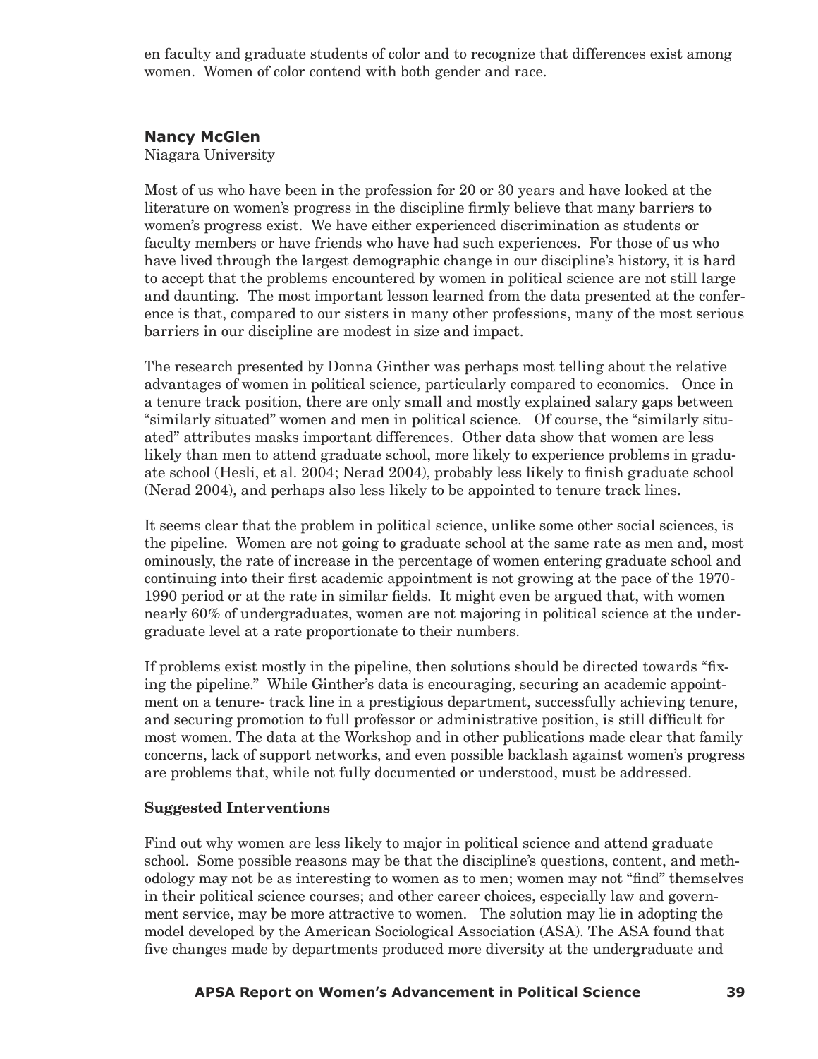en faculty and graduate students of color and to recognize that differences exist among women. Women of color contend with both gender and race.

### Nancy McGlen

Niagara University

Most of us who have been in the profession for 20 or 30 years and have looked at the literature on women's progress in the discipline firmly believe that many barriers to women's progress exist. We have either experienced discrimination as students or faculty members or have friends who have had such experiences. For those of us who have lived through the largest demographic change in our discipline's history, it is hard to accept that the problems encountered by women in political science are not still large and daunting. The most important lesson learned from the data presented at the conference is that, compared to our sisters in many other professions, many of the most serious barriers in our discipline are modest in size and impact.

The research presented by Donna Ginther was perhaps most telling about the relative advantages of women in political science, particularly compared to economics. Once in a tenure track position, there are only small and mostly explained salary gaps between "similarly situated" women and men in political science. Of course, the "similarly situated" attributes masks important differences. Other data show that women are less likely than men to attend graduate school, more likely to experience problems in graduate school (Hesli, et al. 2004; Nerad 2004), probably less likely to finish graduate school (Nerad 2004), and perhaps also less likely to be appointed to tenure track lines.

It seems clear that the problem in political science, unlike some other social sciences, is the pipeline. Women are not going to graduate school at the same rate as men and, most ominously, the rate of increase in the percentage of women entering graduate school and continuing into their first academic appointment is not growing at the pace of the 1970-1990 period or at the rate in similar fields. It might even be argued that, with women nearly 60% of undergraduates, women are not majoring in political science at the undergraduate level at a rate proportionate to their numbers.

If problems exist mostly in the pipeline, then solutions should be directed towards "fixing the pipeline." While Ginther's data is encouraging, securing an academic appointment on a tenure- track line in a prestigious department, successfully achieving tenure, and securing promotion to full professor or administrative position, is still difficult for most women. The data at the Workshop and in other publications made clear that family concerns, lack of support networks, and even possible backlash against women's progress are problems that, while not fully documented or understood, must be addressed.

#### Suggested Interventions

Find out why women are less likely to major in political science and attend graduate school. Some possible reasons may be that the discipline's questions, content, and methodology may not be as interesting to women as to men; women may not "find" themselves in their political science courses; and other career choices, especially law and government service, may be more attractive to women. The solution may lie in adopting the model developed by the American Sociological Association (ASA). The ASA found that five changes made by departments produced more diversity at the undergraduate and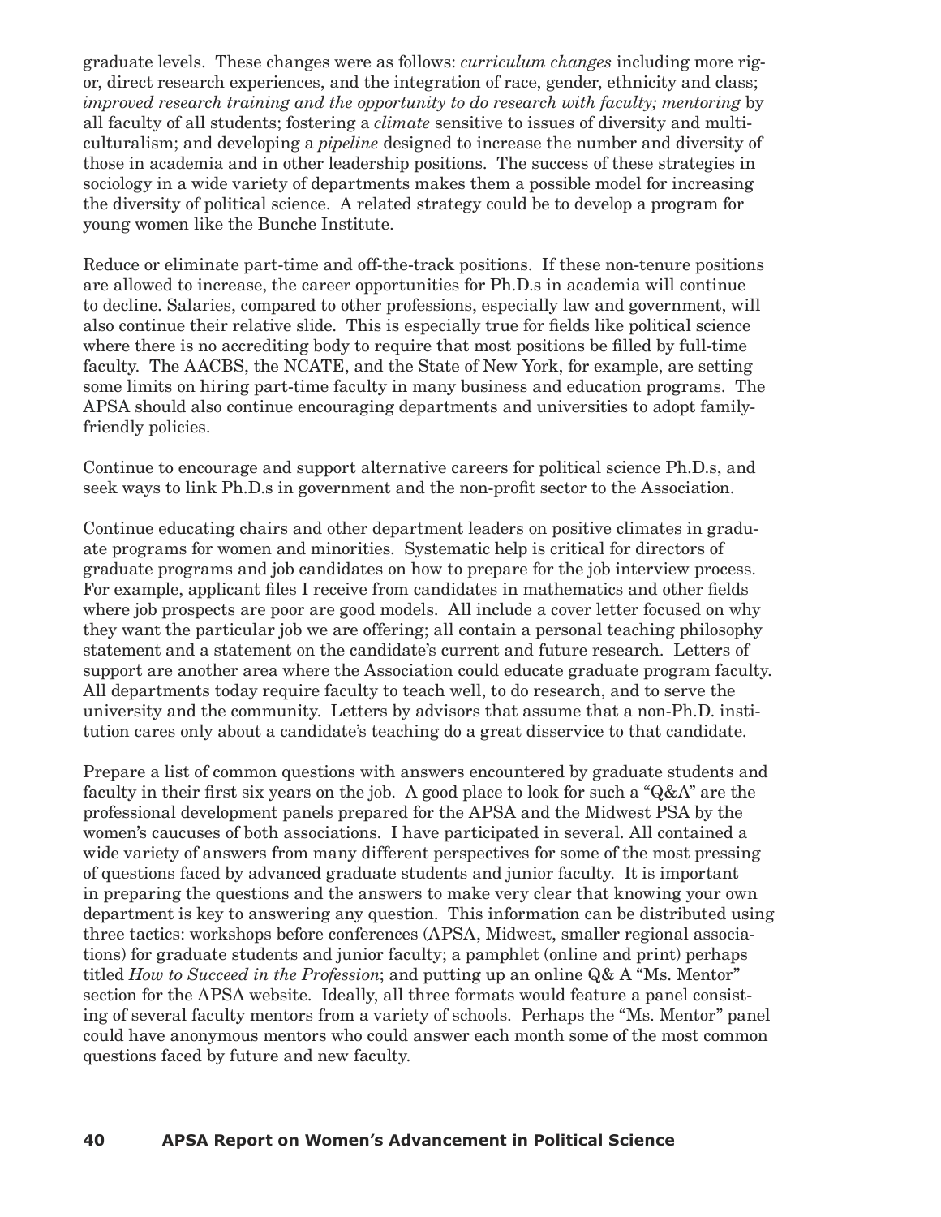graduate levels. These changes were as follows: *curriculum changes* including more rigor, direct research experiences, and the integration of race, gender, ethnicity and class; *improved research training and the opportunity to do research with faculty; mentoring* by all faculty of all students; fostering a *climate* sensitive to issues of diversity and multiculturalism; and developing a *pipeline* designed to increase the number and diversity of those in academia and in other leadership positions. The success of these strategies in sociology in a wide variety of departments makes them a possible model for increasing the diversity of political science. A related strategy could be to develop a program for young women like the Bunche Institute.

Reduce or eliminate part-time and off-the-track positions. If these non-tenure positions are allowed to increase, the career opportunities for Ph.D.s in academia will continue to decline. Salaries, compared to other professions, especially law and government, will also continue their relative slide. This is especially true for fields like political science where there is no accrediting body to require that most positions be filled by full-time faculty. The AACBS, the NCATE, and the State of New York, for example, are setting some limits on hiring part-time faculty in many business and education programs. The APSA should also continue encouraging departments and universities to adopt family-friendly policies.

Continue to encourage and support alternative careers for political science Ph.D.s, and seek ways to link Ph.D.s in government and the non-profit sector to the Association.

Continue educating chairs and other department leaders on positive climates in graduate programs for women and minorities. Systematic help is critical for directors of graduate programs and job candidates on how to prepare for the job interview process. For example, applicant files I receive from candidates in mathematics and other fields where job prospects are poor are good models. All include a cover letter focused on why they want the particular job we are offering; all contain a personal teaching philosophy statement and a statement on the candidate's current and future research. Letters of support are another area where the Association could educate graduate program faculty. All departments today require faculty to teach well, to do research, and to serve the university and the community. Letters by advisors that assume that a non-Ph.D. institution cares only about a candidate's teaching do a great disservice to that candidate.

Prepare a list of common questions with answers encountered by graduate students and faculty in their first six years on the job. A good place to look for such a "Q&A" are the professional development panels prepared for the APSA and the Midwest PSA by the women's caucuses of both associations. I have participated in several. All contained a wide variety of answers from many different perspectives for some of the most pressing of questions faced by advanced graduate students and junior faculty. It is important in preparing the questions and the answers to make very clear that knowing your own department is key to answering any question. This information can be distributed using three tactics: workshops before conferences (APSA, Midwest, smaller regional associations) for graduate students and junior faculty; a pamphlet (online and print) perhaps titled *How to Succeed in the Profession*; and putting up an online Q& A "Ms. Mentor" section for the APSA website. Ideally, all three formats would feature a panel consisting of several faculty mentors from a variety of schools. Perhaps the "Ms. Mentor" panel could have anonymous mentors who could answer each month some of the most common questions faced by future and new faculty.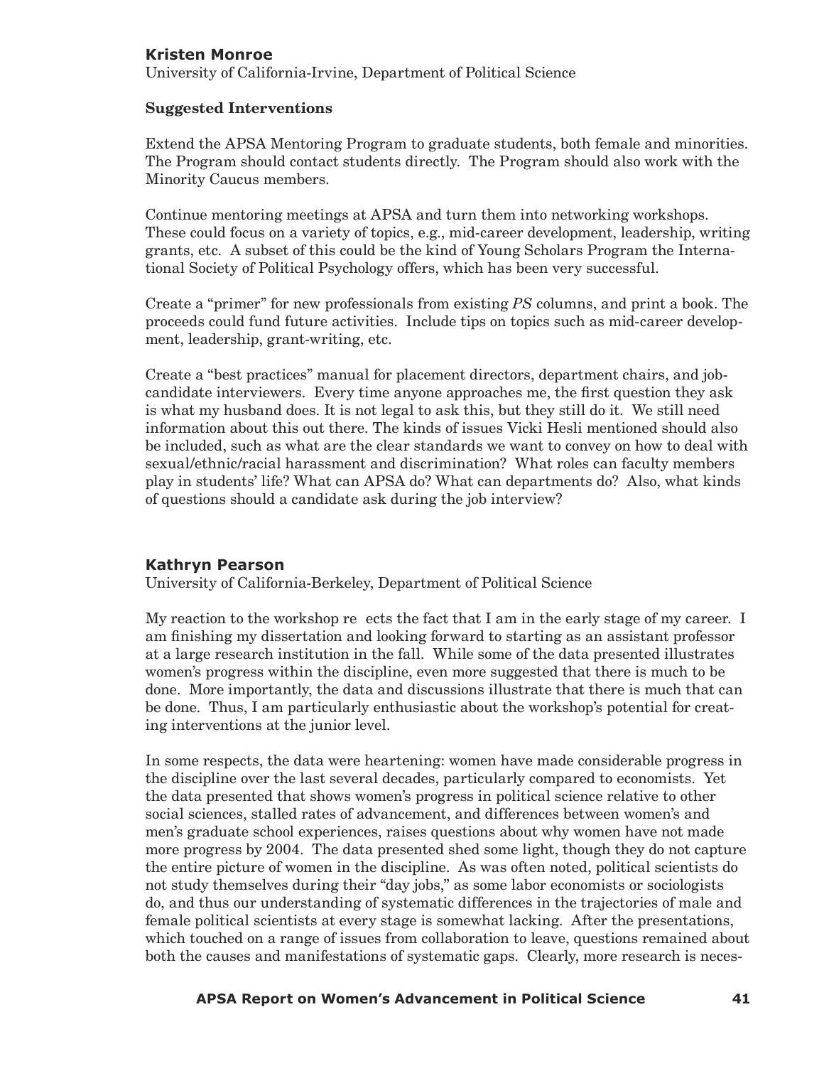### Kristen Monroe

University of California-Irvine, Department of Political Science

**Suggested Interventions**

Extend the APSA Mentoring Program to graduate students, both female and minorities. The Program should contact students directly. The Program should also work with the Minority Caucus members.

Continue mentoring meetings at APSA and turn them into networking workshops. These could focus on a variety of topics, e.g., mid-career development, leadership, writing grants, etc. A subset of this could be the kind of Young Scholars Program the International Society of Political Psychology offers, which has been very successful.

Create a "primer" for new professionals from existing *PS* columns, and print a book. The proceeds could fund future activities. Include tips on topics such as mid-career development, leadership, grant-writing, etc.

Create a "best practices" manual for placement directors, department chairs, and job-candidate interviewers. Every time anyone approaches me, the first question they ask is what my husband does. It is not legal to ask this, but they still do it. We still need information about this out there. The kinds of issues Vicki Hesli mentioned should also be included, such as what are the clear standards we want to convey on how to deal with sexual/ethnic/racial harassment and discrimination? What roles can faculty members play in students' life? What can APSA do? What can departments do? Also, what kinds of questions should a candidate ask during the job interview?

### Kathryn Pearson

University of California-Berkeley, Department of Political Science

My reaction to the workshop reflects the fact that I am in the early stage of my career. I am finishing my dissertation and looking forward to starting as an assistant professor at a large research institution in the fall. While some of the data presented illustrates women's progress within the discipline, even more suggested that there is much to be done. More importantly, the data and discussions illustrate that there is much that can be done. Thus, I am particularly enthusiastic about the workshop's potential for creating interventions at the junior level.

In some respects, the data were heartening: women have made considerable progress in the discipline over the last several decades, particularly compared to economists. Yet the data presented that shows women's progress in political science relative to other social sciences, stalled rates of advancement, and differences between women's and men's graduate school experiences, raises questions about why women have not made more progress by 2004. The data presented shed some light, though they do not capture the entire picture of women in the discipline. As was often noted, political scientists do not study themselves during their "day jobs," as some labor economists or sociologists do, and thus our understanding of systematic differences in the trajectories of male and female political scientists at every stage is somewhat lacking. After the presentations, which touched on a range of issues from collaboration to leave, questions remained about both the causes and manifestations of systematic gaps. Clearly, more research is neces-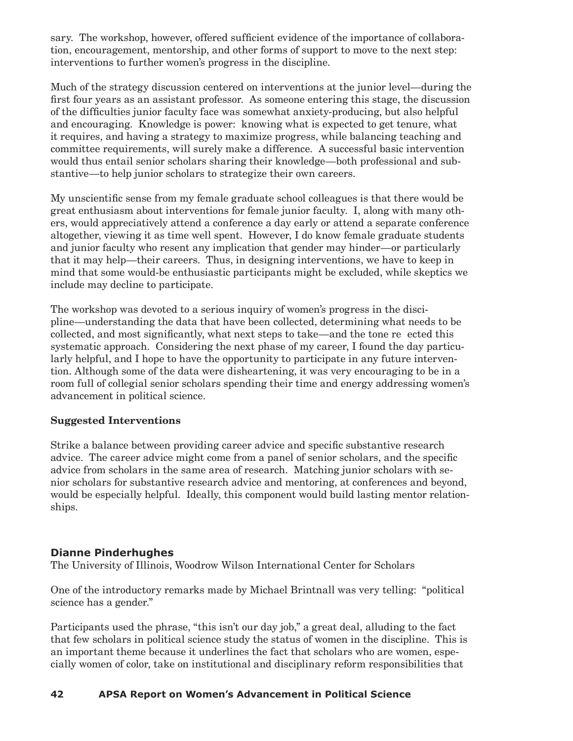sary. The workshop, however, offered sufficient evidence of the importance of collaboration, encouragement, mentorship, and other forms of support to move to the next step: interventions to further women's progress in the discipline.

Much of the strategy discussion centered on interventions at the junior level—during the first four years as an assistant professor. As someone entering this stage, the discussion of the difficulties junior faculty face was somewhat anxiety-producing, but also helpful and encouraging. Knowledge is power: knowing what is expected to get tenure, what it requires, and having a strategy to maximize progress, while balancing teaching and committee requirements, will surely make a difference. A successful basic intervention would thus entail senior scholars sharing their knowledge—both professional and substantive—to help junior scholars to strategize their own careers.

My unscientific sense from my female graduate school colleagues is that there would be great enthusiasm about interventions for female junior faculty. I, along with many others, would appreciatively attend a conference a day early or attend a separate conference altogether, viewing it as time well spent. However, I do know female graduate students and junior faculty who resent any implication that gender may hinder—or particularly that it may help—their careers. Thus, in designing interventions, we have to keep in mind that some would-be enthusiastic participants might be excluded, while skeptics we include may decline to participate.

The workshop was devoted to a serious inquiry of women's progress in the discipline—understanding the data that have been collected, determining what needs to be collected, and most significantly, what next steps to take—and the tone re ected this systematic approach. Considering the next phase of my career, I found the day particularly helpful, and I hope to have the opportunity to participate in any future intervention. Although some of the data were disheartening, it was very encouraging to be in a room full of collegial senior scholars spending their time and energy addressing women's advancement in political science.

**Suggested Interventions**

Strike a balance between providing career advice and specific substantive research advice. The career advice might come from a panel of senior scholars, and the specific advice from scholars in the same area of research. Matching junior scholars with senior scholars for substantive research advice and mentoring, at conferences and beyond, would be especially helpful. Ideally, this component would build lasting mentor relationships.

### Dianne Pinderhughes

The University of Illinois, Woodrow Wilson International Center for Scholars

One of the introductory remarks made by Michael Brintnall was very telling: "political science has a gender."

Participants used the phrase, "this isn't our day job," a great deal, alluding to the fact that few scholars in political science study the status of women in the discipline. This is an important theme because it underlines the fact that scholars who are women, especially women of color, take on institutional and disciplinary reform responsibilities that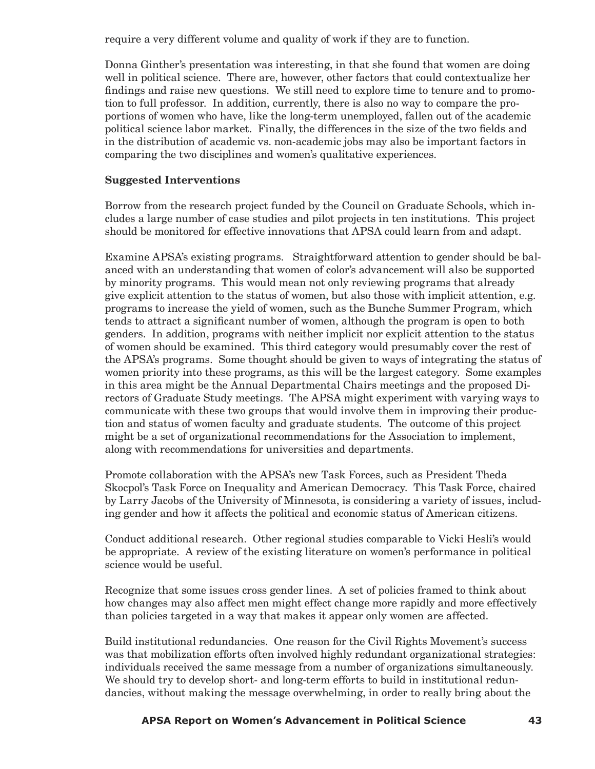require a very different volume and quality of work if they are to function.

Donna Ginther's presentation was interesting, in that she found that women are doing well in political science. There are, however, other factors that could contextualize her findings and raise new questions. We still need to explore time to tenure and to promotion to full professor. In addition, currently, there is also no way to compare the proportions of women who have, like the long-term unemployed, fallen out of the academic political science labor market. Finally, the differences in the size of the two fields and in the distribution of academic vs. non-academic jobs may also be important factors in comparing the two disciplines and women's qualitative experiences.

**Suggested Interventions**

Borrow from the research project funded by the Council on Graduate Schools, which includes a large number of case studies and pilot projects in ten institutions. This project should be monitored for effective innovations that APSA could learn from and adapt.

Examine APSA's existing programs. Straightforward attention to gender should be balanced with an understanding that women of color's advancement will also be supported by minority programs. This would mean not only reviewing programs that already give explicit attention to the status of women, but also those with implicit attention, e.g. programs to increase the yield of women, such as the Bunche Summer Program, which tends to attract a significant number of women, although the program is open to both genders. In addition, programs with neither implicit nor explicit attention to the status of women should be examined. This third category would presumably cover the rest of the APSA's programs. Some thought should be given to ways of integrating the status of women priority into these programs, as this will be the largest category. Some examples in this area might be the Annual Departmental Chairs meetings and the proposed Directors of Graduate Study meetings. The APSA might experiment with varying ways to communicate with these two groups that would involve them in improving their production and status of women faculty and graduate students. The outcome of this project might be a set of organizational recommendations for the Association to implement, along with recommendations for universities and departments.

Promote collaboration with the APSA's new Task Forces, such as President Theda Skocpol's Task Force on Inequality and American Democracy. This Task Force, chaired by Larry Jacobs of the University of Minnesota, is considering a variety of issues, including gender and how it affects the political and economic status of American citizens.

Conduct additional research. Other regional studies comparable to Vicki Hesli's would be appropriate. A review of the existing literature on women's performance in political science would be useful.

Recognize that some issues cross gender lines. A set of policies framed to think about how changes may also affect men might effect change more rapidly and more effectively than policies targeted in a way that makes it appear only women are affected.

Build institutional redundancies. One reason for the Civil Rights Movement's success was that mobilization efforts often involved highly redundant organizational strategies: individuals received the same message from a number of organizations simultaneously. We should try to develop short- and long-term efforts to build in institutional redundancies, without making the message overwhelming, in order to really bring about the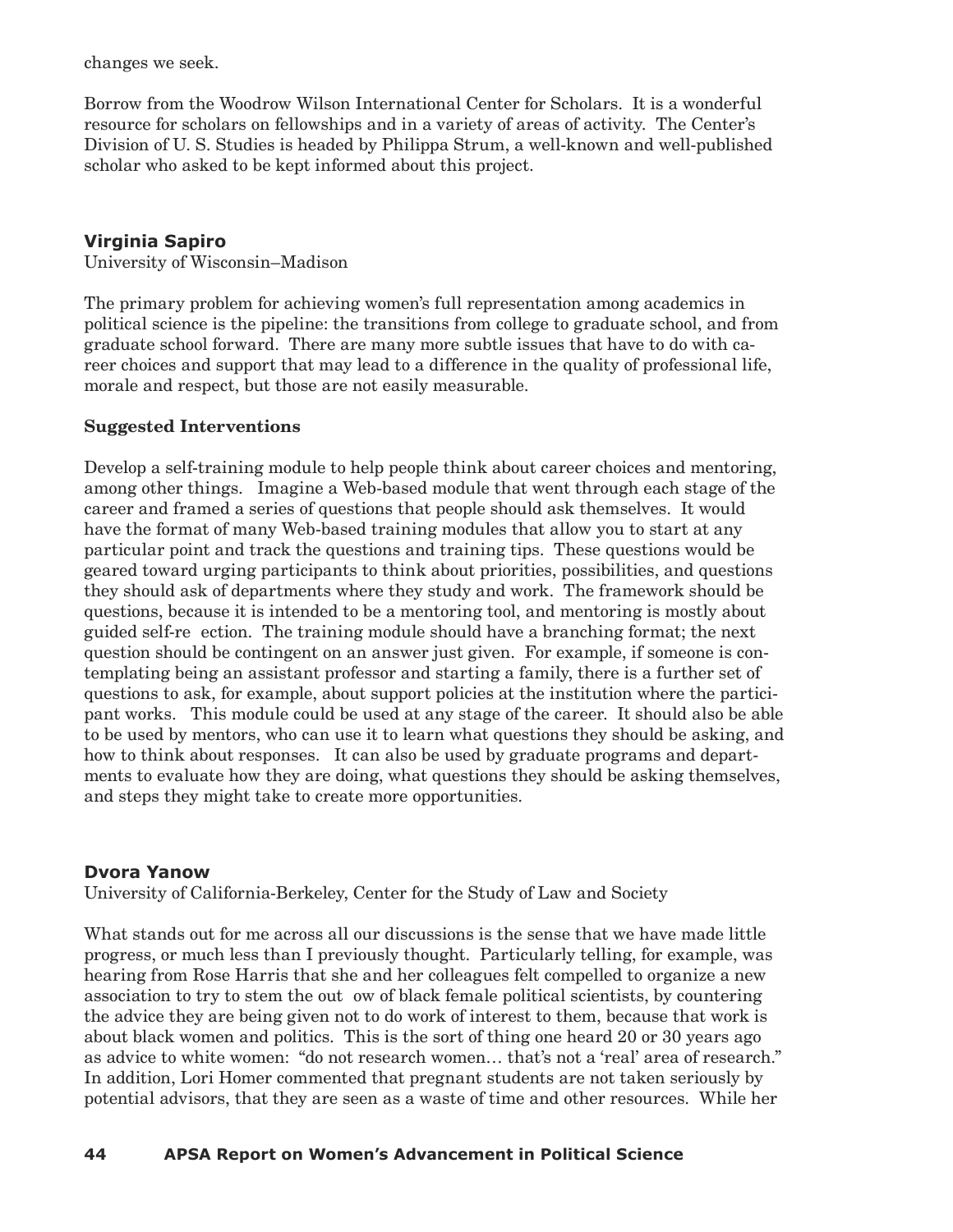changes we seek.

Borrow from the Woodrow Wilson International Center for Scholars. It is a wonderful resource for scholars on fellowships and in a variety of areas of activity. The Center's Division of U. S. Studies is headed by Philippa Strum, a well-known and well-published scholar who asked to be kept informed about this project.

### Virginia Sapiro

University of Wisconsin–Madison

The primary problem for achieving women's full representation among academics in political science is the pipeline: the transitions from college to graduate school, and from graduate school forward. There are many more subtle issues that have to do with career choices and support that may lead to a difference in the quality of professional life, morale and respect, but those are not easily measurable.

**Suggested Interventions**

Develop a self-training module to help people think about career choices and mentoring, among other things. Imagine a Web-based module that went through each stage of the career and framed a series of questions that people should ask themselves. It would have the format of many Web-based training modules that allow you to start at any particular point and track the questions and training tips. These questions would be geared toward urging participants to think about priorities, possibilities, and questions they should ask of departments where they study and work. The framework should be questions, because it is intended to be a mentoring tool, and mentoring is mostly about guided self-re ection. The training module should have a branching format; the next question should be contingent on an answer just given. For example, if someone is contemplating being an assistant professor and starting a family, there is a further set of questions to ask, for example, about support policies at the institution where the participant works. This module could be used at any stage of the career. It should also be able to be used by mentors, who can use it to learn what questions they should be asking, and how to think about responses. It can also be used by graduate programs and departments to evaluate how they are doing, what questions they should be asking themselves, and steps they might take to create more opportunities.

### Dvora Yanow

University of California-Berkeley, Center for the Study of Law and Society

What stands out for me across all our discussions is the sense that we have made little progress, or much less than I previously thought. Particularly telling, for example, was hearing from Rose Harris that she and her colleagues felt compelled to organize a new association to try to stem the out ow of black female political scientists, by countering the advice they are being given not to do work of interest to them, because that work is about black women and politics. This is the sort of thing one heard 20 or 30 years ago as advice to white women: "do not research women… that's not a 'real' area of research." In addition, Lori Homer commented that pregnant students are not taken seriously by potential advisors, that they are seen as a waste of time and other resources. While her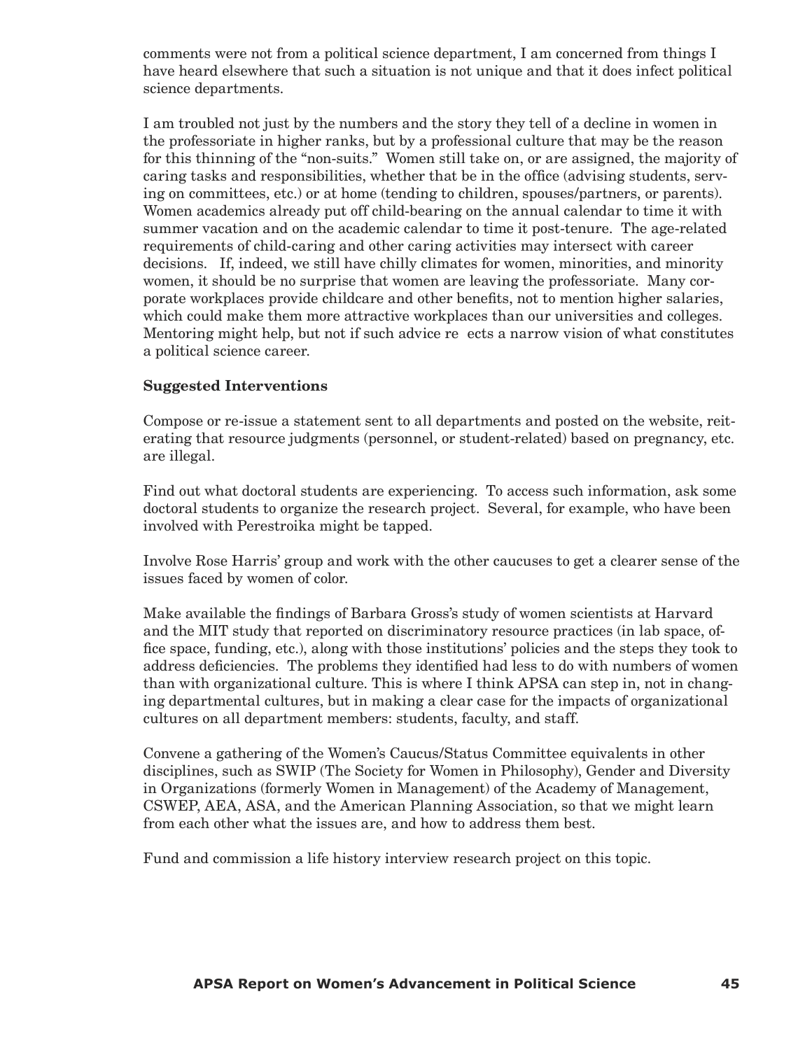comments were not from a political science department, I am concerned from things I have heard elsewhere that such a situation is not unique and that it does infect political science departments.

I am troubled not just by the numbers and the story they tell of a decline in women in the professoriate in higher ranks, but by a professional culture that may be the reason for this thinning of the "non-suits." Women still take on, or are assigned, the majority of caring tasks and responsibilities, whether that be in the office (advising students, serving on committees, etc.) or at home (tending to children, spouses/partners, or parents). Women academics already put off child-bearing on the annual calendar to time it with summer vacation and on the academic calendar to time it post-tenure. The age-related requirements of child-caring and other caring activities may intersect with career decisions. If, indeed, we still have chilly climates for women, minorities, and minority women, it should be no surprise that women are leaving the professoriate. Many corporate workplaces provide childcare and other benefits, not to mention higher salaries, which could make them more attractive workplaces than our universities and colleges. Mentoring might help, but not if such advice re ects a narrow vision of what constitutes a political science career.

**Suggested Interventions**

Compose or re-issue a statement sent to all departments and posted on the website, reiterating that resource judgments (personnel, or student-related) based on pregnancy, etc. are illegal.

Find out what doctoral students are experiencing. To access such information, ask some doctoral students to organize the research project. Several, for example, who have been involved with Perestroika might be tapped.

Involve Rose Harris' group and work with the other caucuses to get a clearer sense of the issues faced by women of color.

Make available the findings of Barbara Gross's study of women scientists at Harvard and the MIT study that reported on discriminatory resource practices (in lab space, office space, funding, etc.), along with those institutions' policies and the steps they took to address deficiencies. The problems they identified had less to do with numbers of women than with organizational culture. This is where I think APSA can step in, not in changing departmental cultures, but in making a clear case for the impacts of organizational cultures on all department members: students, faculty, and staff.

Convene a gathering of the Women's Caucus/Status Committee equivalents in other disciplines, such as SWIP (The Society for Women in Philosophy), Gender and Diversity in Organizations (formerly Women in Management) of the Academy of Management, CSWEP, AEA, ASA, and the American Planning Association, so that we might learn from each other what the issues are, and how to address them best.

Fund and commission a life history interview research project on this topic.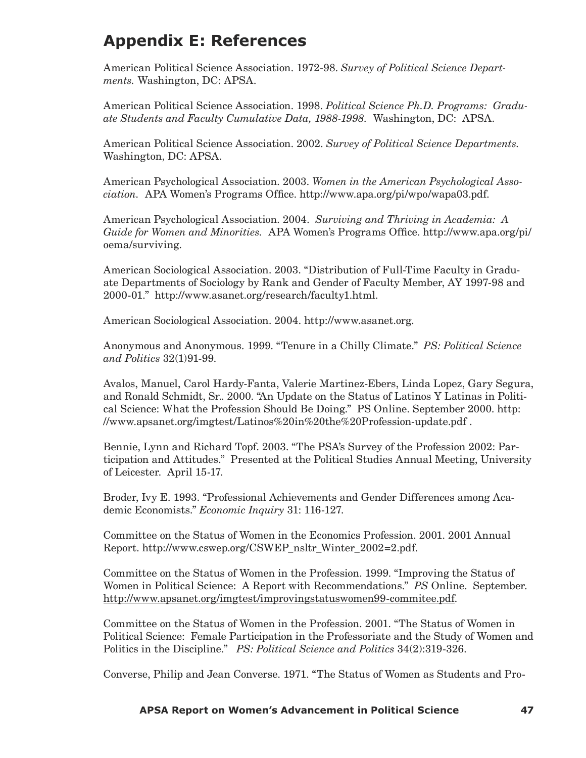## Appendix E: References

American Political Science Association. 1972-98. *Survey of Political Science Departments.* Washington, DC: APSA.

American Political Science Association. 1998. *Political Science Ph.D. Programs: Graduate Students and Faculty Cumulative Data, 1988-1998.* Washington, DC: APSA.

American Political Science Association. 2002. *Survey of Political Science Departments.* Washington, DC: APSA.

American Psychological Association. 2003. *Women in the American Psychological Association.* APA Women's Programs Office. http://www.apa.org/pi/wpo/wapa03.pdf.

American Psychological Association. 2004. *Surviving and Thriving in Academia: A Guide for Women and Minorities.* APA Women's Programs Office. http://www.apa.org/pi/oema/surviving.

American Sociological Association. 2003. "Distribution of Full-Time Faculty in Graduate Departments of Sociology by Rank and Gender of Faculty Member, AY 1997-98 and 2000-01." http://www.asanet.org/research/faculty1.html.

American Sociological Association. 2004. http://www.asanet.org.

Anonymous and Anonymous. 1999. "Tenure in a Chilly Climate." *PS: Political Science and Politics* 32(1)91-99.

Avalos, Manuel, Carol Hardy-Fanta, Valerie Martinez-Ebers, Linda Lopez, Gary Segura, and Ronald Schmidt, Sr.. 2000. "An Update on the Status of Latinos Y Latinas in Political Science: What the Profession Should Be Doing." PS Online. September 2000. http://www.apsanet.org/imgtest/Latinos%20in%20the%20Profession-update.pdf .

Bennie, Lynn and Richard Topf. 2003. "The PSA's Survey of the Profession 2002: Participation and Attitudes." Presented at the Political Studies Annual Meeting, University of Leicester. April 15-17.

Broder, Ivy E. 1993. "Professional Achievements and Gender Differences among Academic Economists." *Economic Inquiry* 31: 116-127.

Committee on the Status of Women in the Economics Profession. 2001. 2001 Annual Report. http://www.cswep.org/CSWEP_nsltr_Winter_2002=2.pdf.

Committee on the Status of Women in the Profession. 1999. "Improving the Status of Women in Political Science: A Report with Recommendations." *PS* Online. September. http://www.apsanet.org/imgtest/improvingstatuswomen99-commitee.pdf.

Committee on the Status of Women in the Profession. 2001. "The Status of Women in Political Science: Female Participation in the Professoriate and the Study of Women and Politics in the Discipline." *PS: Political Science and Politics* 34(2):319-326.

Converse, Philip and Jean Converse. 1971. "The Status of Women as Students and Pro-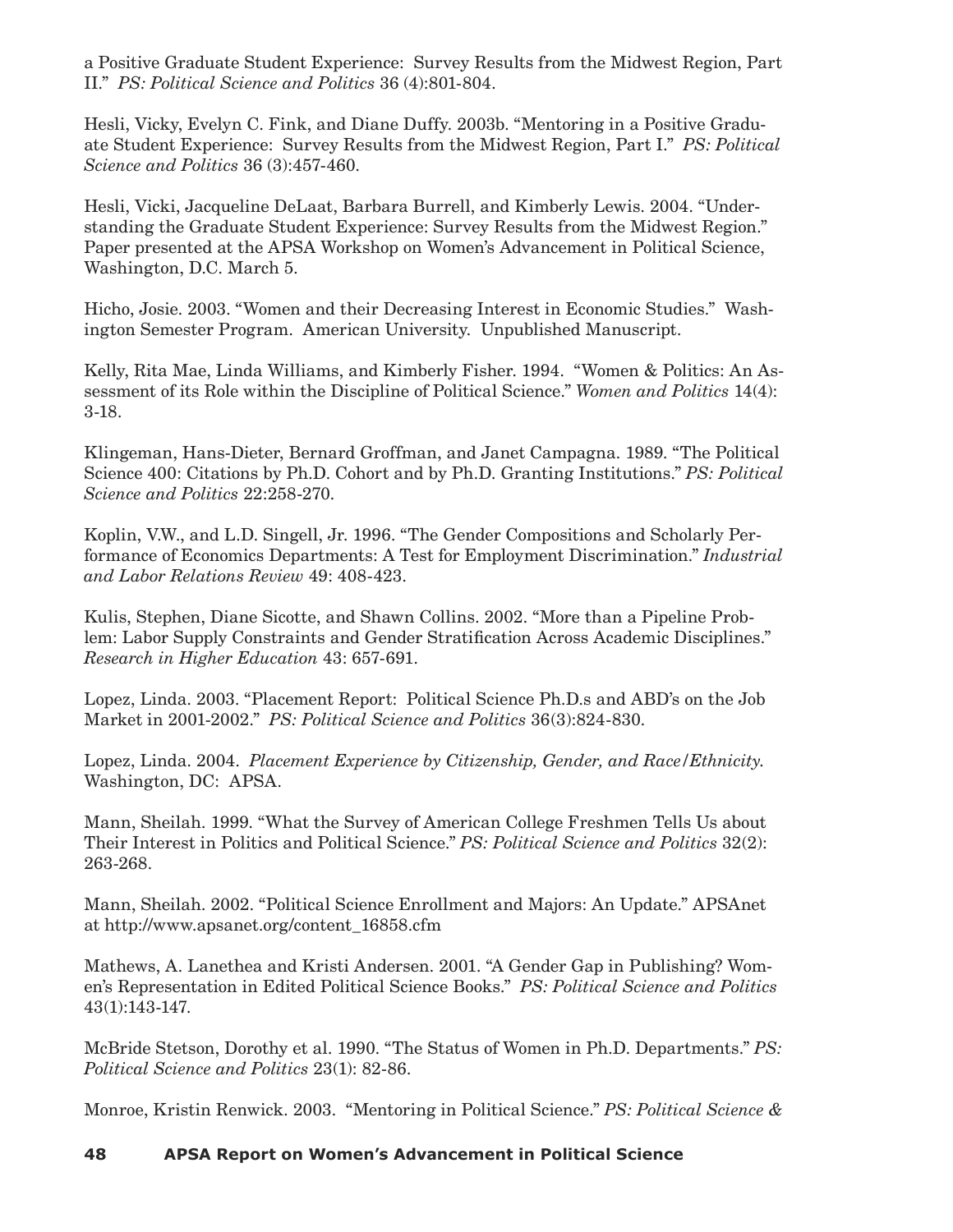a Positive Graduate Student Experience: Survey Results from the Midwest Region, Part II." *PS: Political Science and Politics* 36 (4):801-804.

Hesli, Vicky, Evelyn C. Fink, and Diane Duffy. 2003b. "Mentoring in a Positive Graduate Student Experience: Survey Results from the Midwest Region, Part I." *PS: Political Science and Politics* 36 (3):457-460.

Hesli, Vicki, Jacqueline DeLaat, Barbara Burrell, and Kimberly Lewis. 2004. "Understanding the Graduate Student Experience: Survey Results from the Midwest Region." Paper presented at the APSA Workshop on Women's Advancement in Political Science, Washington, D.C. March 5.

Hicho, Josie. 2003. "Women and their Decreasing Interest in Economic Studies." Washington Semester Program. American University. Unpublished Manuscript.

Kelly, Rita Mae, Linda Williams, and Kimberly Fisher. 1994. "Women & Politics: An Assessment of its Role within the Discipline of Political Science." *Women and Politics* 14(4): 3-18.

Klingeman, Hans-Dieter, Bernard Groffman, and Janet Campagna. 1989. "The Political Science 400: Citations by Ph.D. Cohort and by Ph.D. Granting Institutions." *PS: Political Science and Politics* 22:258-270.

Koplin, V.W., and L.D. Singell, Jr. 1996. "The Gender Compositions and Scholarly Performance of Economics Departments: A Test for Employment Discrimination." *Industrial and Labor Relations Review* 49: 408-423.

Kulis, Stephen, Diane Sicotte, and Shawn Collins. 2002. "More than a Pipeline Problem: Labor Supply Constraints and Gender Stratification Across Academic Disciplines." *Research in Higher Education* 43: 657-691.

Lopez, Linda. 2003. "Placement Report: Political Science Ph.D.s and ABD's on the Job Market in 2001-2002." *PS: Political Science and Politics* 36(3):824-830.

Lopez, Linda. 2004. *Placement Experience by Citizenship, Gender, and Race/Ethnicity.* Washington, DC: APSA.

Mann, Sheilah. 1999. "What the Survey of American College Freshmen Tells Us about Their Interest in Politics and Political Science." *PS: Political Science and Politics* 32(2): 263-268.

Mann, Sheilah. 2002. "Political Science Enrollment and Majors: An Update." APSAnet at http://www.apsanet.org/content_16858.cfm

Mathews, A. Lanethea and Kristi Andersen. 2001. "A Gender Gap in Publishing? Women's Representation in Edited Political Science Books." *PS: Political Science and Politics* 43(1):143-147.

McBride Stetson, Dorothy et al. 1990. "The Status of Women in Ph.D. Departments." *PS: Political Science and Politics* 23(1): 82-86.

Monroe, Kristin Renwick. 2003. "Mentoring in Political Science." *PS: Political Science &*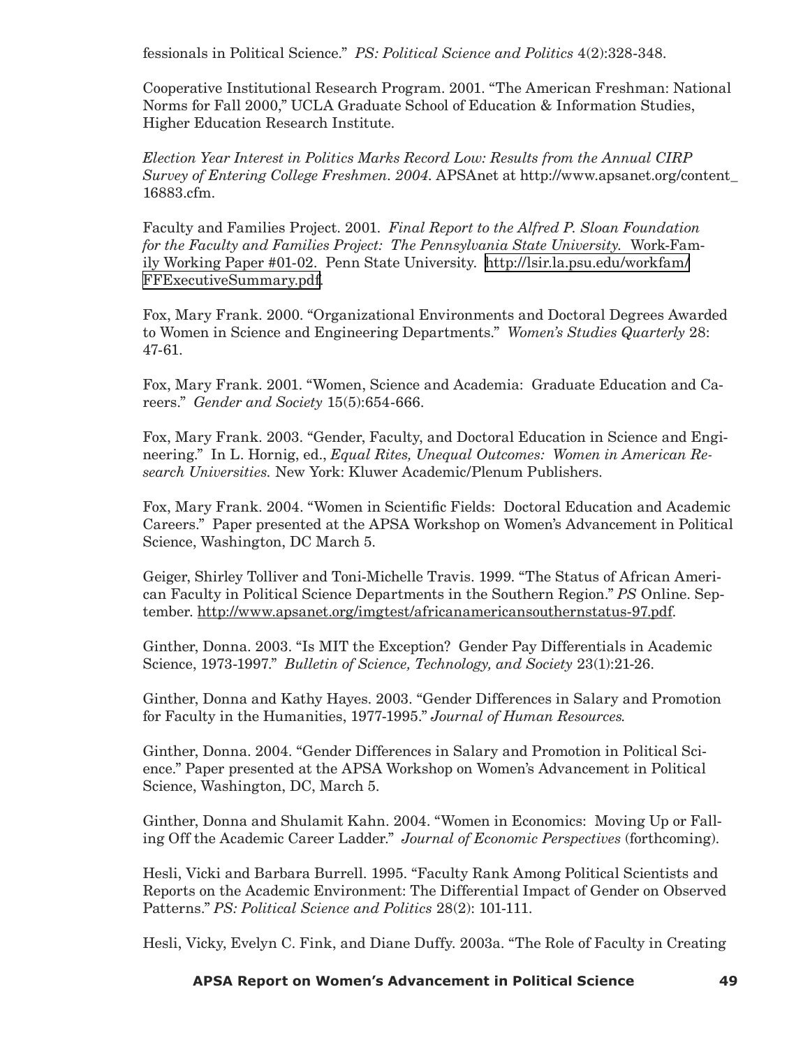fessionals in Political Science." *PS: Political Science and Politics* 4(2):328-348.

Cooperative Institutional Research Program. 2001. "The American Freshman: National Norms for Fall 2000," UCLA Graduate School of Education & Information Studies, Higher Education Research Institute.

*Election Year Interest in Politics Marks Record Low: Results from the Annual CIRP Survey of Entering College Freshmen. 2004.* APSAnet at http://www.apsanet.org/content_16883.cfm.

Faculty and Families Project. 2001. *Final Report to the Alfred P. Sloan Foundation for the Faculty and Families Project: The Pennsylvania State University.* Work-Family Working Paper #01-02. Penn State University. http://lsir.la.psu.edu/workfam/FFExecutiveSummary.pdf.

Fox, Mary Frank. 2000. "Organizational Environments and Doctoral Degrees Awarded to Women in Science and Engineering Departments." *Women's Studies Quarterly* 28: 47-61.

Fox, Mary Frank. 2001. "Women, Science and Academia: Graduate Education and Careers." *Gender and Society* 15(5):654-666.

Fox, Mary Frank. 2003. "Gender, Faculty, and Doctoral Education in Science and Engineering." In L. Hornig, ed., *Equal Rites, Unequal Outcomes: Women in American Research Universities.* New York: Kluwer Academic/Plenum Publishers.

Fox, Mary Frank. 2004. "Women in Scientific Fields: Doctoral Education and Academic Careers." Paper presented at the APSA Workshop on Women's Advancement in Political Science, Washington, DC March 5.

Geiger, Shirley Tolliver and Toni-Michelle Travis. 1999. "The Status of African American Faculty in Political Science Departments in the Southern Region." *PS* Online. September. http://www.apsanet.org/imgtest/africanamericansouthernstatus-97.pdf.

Ginther, Donna. 2003. "Is MIT the Exception? Gender Pay Differentials in Academic Science, 1973-1997." *Bulletin of Science, Technology, and Society* 23(1):21-26.

Ginther, Donna and Kathy Hayes. 2003. "Gender Differences in Salary and Promotion for Faculty in the Humanities, 1977-1995." *Journal of Human Resources.*

Ginther, Donna. 2004. "Gender Differences in Salary and Promotion in Political Science." Paper presented at the APSA Workshop on Women's Advancement in Political Science, Washington, DC, March 5.

Ginther, Donna and Shulamit Kahn. 2004. "Women in Economics: Moving Up or Falling Off the Academic Career Ladder." *Journal of Economic Perspectives* (forthcoming).

Hesli, Vicki and Barbara Burrell. 1995. "Faculty Rank Among Political Scientists and Reports on the Academic Environment: The Differential Impact of Gender on Observed Patterns." *PS: Political Science and Politics* 28(2): 101-111.

Hesli, Vicky, Evelyn C. Fink, and Diane Duffy. 2003a. "The Role of Faculty in Creating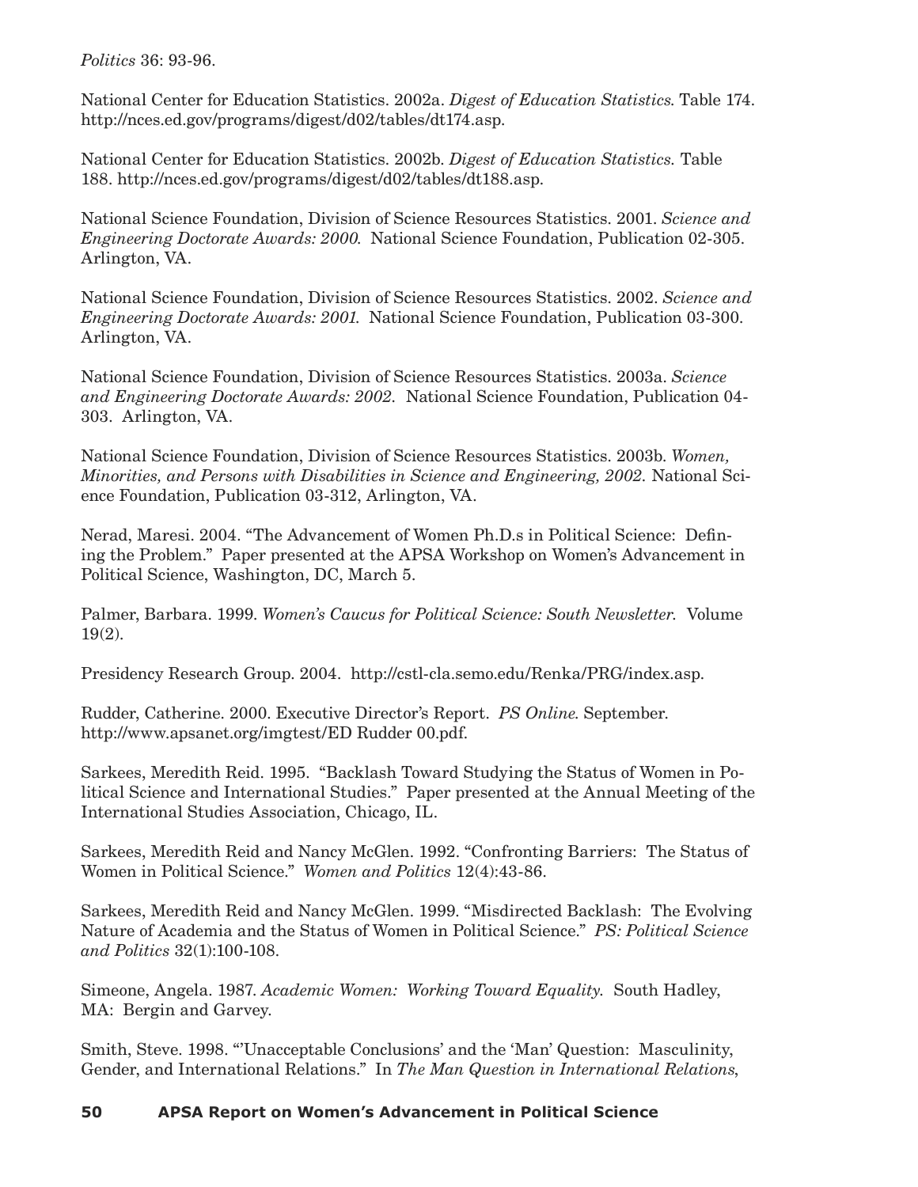*Politics* 36: 93-96.

National Center for Education Statistics. 2002a. *Digest of Education Statistics.* Table 174. http://nces.ed.gov/programs/digest/d02/tables/dt174.asp.

National Center for Education Statistics. 2002b. *Digest of Education Statistics.* Table 188. http://nces.ed.gov/programs/digest/d02/tables/dt188.asp.

National Science Foundation, Division of Science Resources Statistics. 2001. *Science and Engineering Doctorate Awards: 2000.* National Science Foundation, Publication 02-305. Arlington, VA.

National Science Foundation, Division of Science Resources Statistics. 2002. *Science and Engineering Doctorate Awards: 2001.* National Science Foundation, Publication 03-300. Arlington, VA.

National Science Foundation, Division of Science Resources Statistics. 2003a. *Science and Engineering Doctorate Awards: 2002.* National Science Foundation, Publication 04-303. Arlington, VA.

National Science Foundation, Division of Science Resources Statistics. 2003b. *Women, Minorities, and Persons with Disabilities in Science and Engineering, 2002.* National Science Foundation, Publication 03-312, Arlington, VA.

Nerad, Maresi. 2004. "The Advancement of Women Ph.D.s in Political Science: Defining the Problem." Paper presented at the APSA Workshop on Women's Advancement in Political Science, Washington, DC, March 5.

Palmer, Barbara. 1999. *Women's Caucus for Political Science: South Newsletter.* Volume 19(2).

Presidency Research Group. 2004. http://cstl-cla.semo.edu/Renka/PRG/index.asp.

Rudder, Catherine. 2000. Executive Director's Report. *PS Online.* September. http://www.apsanet.org/imgtest/ED Rudder 00.pdf.

Sarkees, Meredith Reid. 1995. "Backlash Toward Studying the Status of Women in Political Science and International Studies." Paper presented at the Annual Meeting of the International Studies Association, Chicago, IL.

Sarkees, Meredith Reid and Nancy McGlen. 1992. "Confronting Barriers: The Status of Women in Political Science." *Women and Politics* 12(4):43-86.

Sarkees, Meredith Reid and Nancy McGlen. 1999. "Misdirected Backlash: The Evolving Nature of Academia and the Status of Women in Political Science." *PS: Political Science and Politics* 32(1):100-108.

Simeone, Angela. 1987. *Academic Women: Working Toward Equality.* South Hadley, MA: Bergin and Garvey.

Smith, Steve. 1998. "'Unacceptable Conclusions' and the 'Man' Question: Masculinity, Gender, and International Relations." In *The Man Question in International Relations*,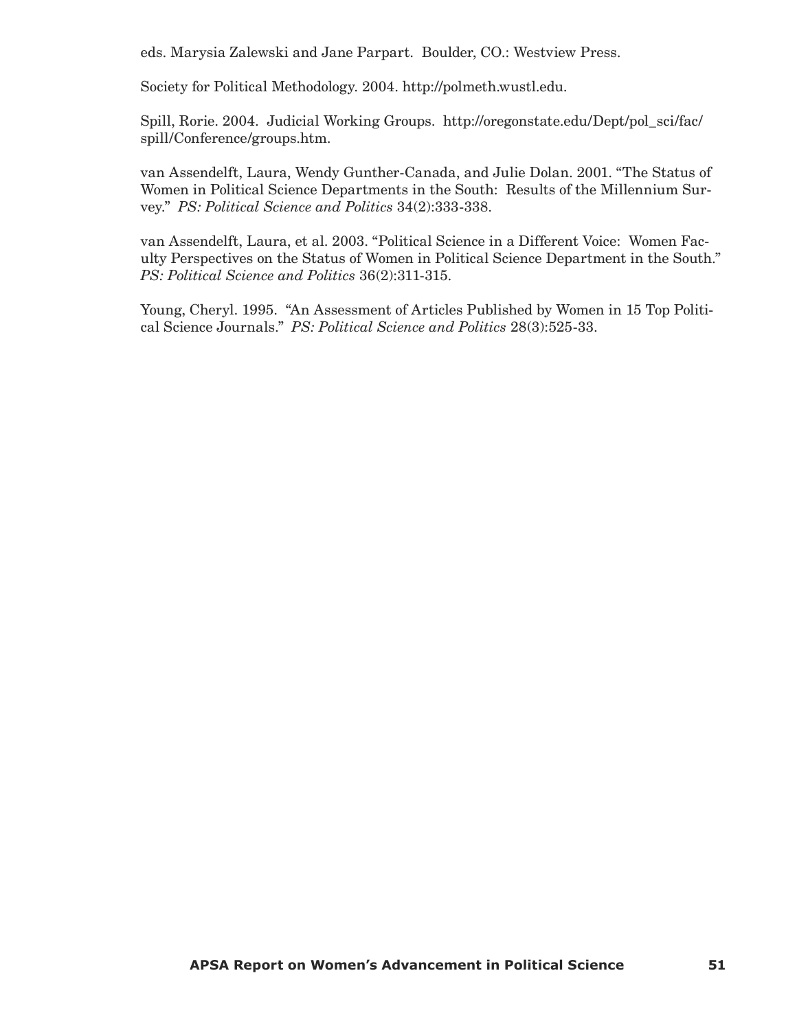eds. Marysia Zalewski and Jane Parpart. Boulder, CO.: Westview Press.

Society for Political Methodology. 2004. http://polmeth.wustl.edu.

Spill, Rorie. 2004. Judicial Working Groups. http://oregonstate.edu/Dept/pol_sci/fac/spill/Conference/groups.htm.

van Assendelft, Laura, Wendy Gunther-Canada, and Julie Dolan. 2001. "The Status of Women in Political Science Departments in the South: Results of the Millennium Survey." *PS: Political Science and Politics* 34(2):333-338.

van Assendelft, Laura, et al. 2003. "Political Science in a Different Voice: Women Faculty Perspectives on the Status of Women in Political Science Department in the South." *PS: Political Science and Politics* 36(2):311-315.

Young, Cheryl. 1995. "An Assessment of Articles Published by Women in 15 Top Political Science Journals." *PS: Political Science and Politics* 28(3):525-33.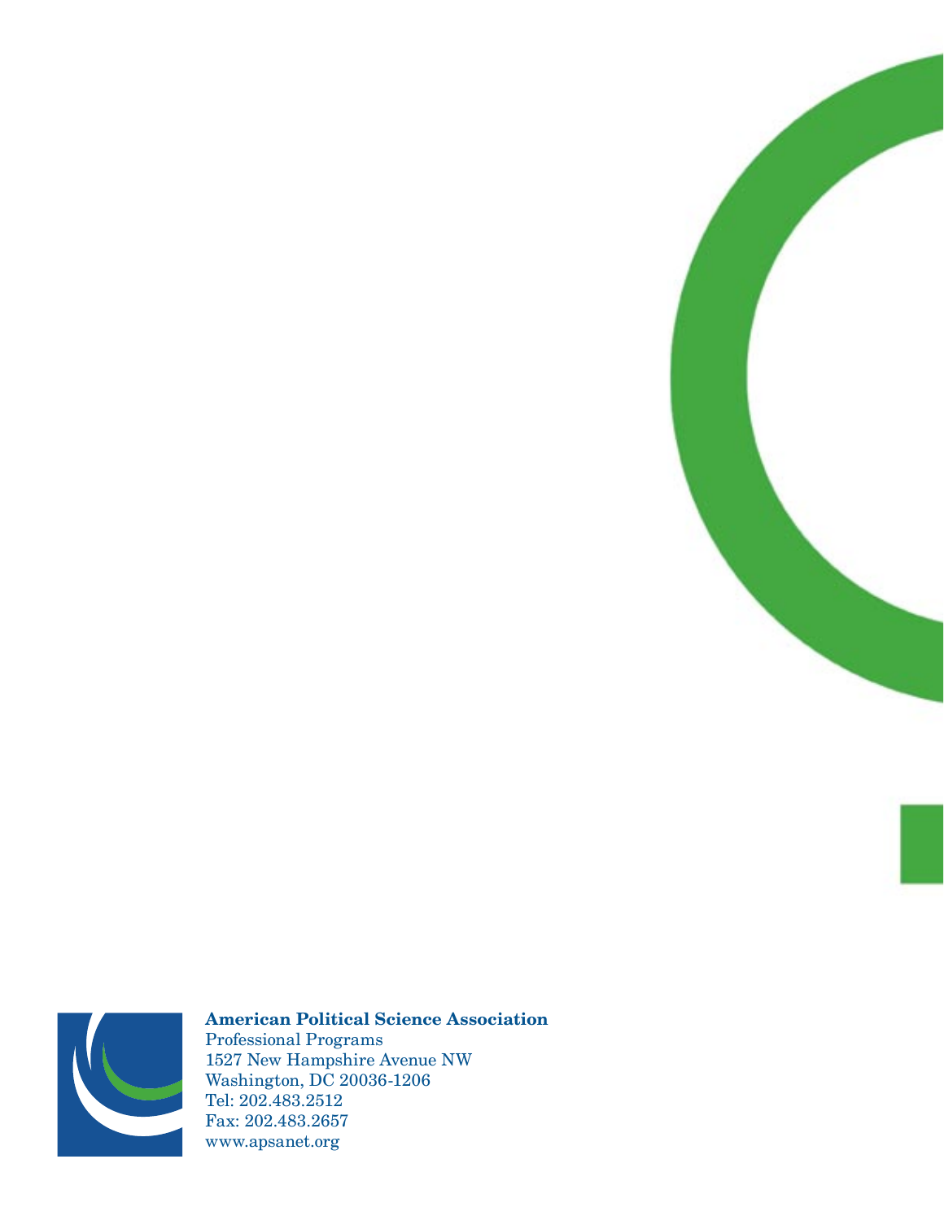**American Political Science Association**
Professional Programs
1527 New Hampshire Avenue NW
Washington, DC 20036-1206
Tel: 202.483.2512
Fax: 202.483.2657
www.apsanet.org